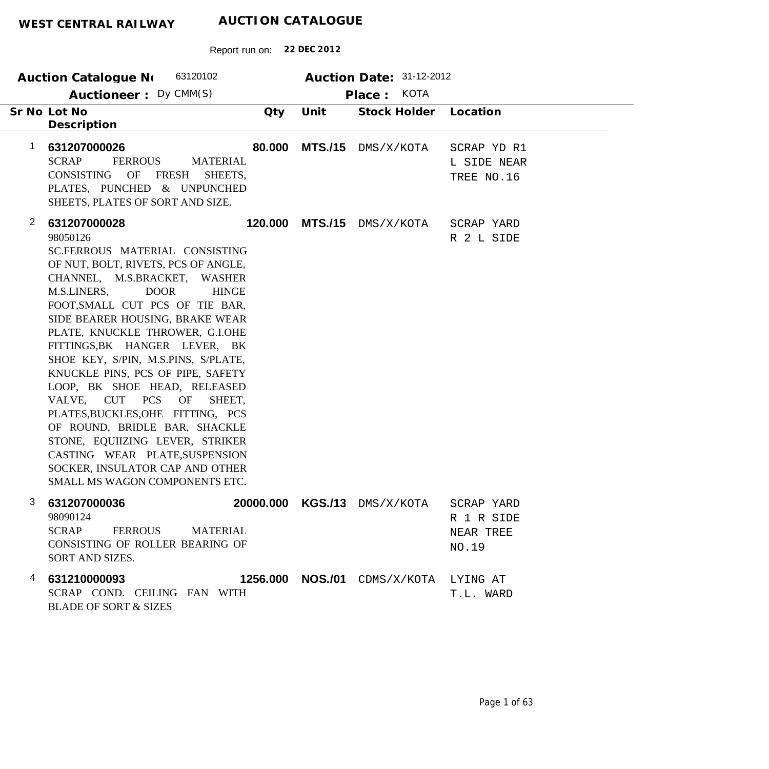**WEST CENTRAL RAILWAY** **AUCTION CATALOGUE**

Report run on: **22 DEC 2012**

**Auction Catalogue No** 63120102 **Auction Date:** 31-12-2012

**Auctioneer :** Dy CMM(S) **Place :** KOTA

| Sr No | Lot No / Description | Qty | Unit | Stock Holder | Location |
|---|---|---|---|---|---|
| 1 | **631207000026**<br>SCRAP FERROUS MATERIAL CONSISTING OF FRESH SHEETS, PLATES, PUNCHED & UNPUNCHED SHEETS, PLATES OF SORT AND SIZE. | **80.000** | **MTS./15** | DMS/X/KOTA | SCRAP YD R1 L SIDE NEAR TREE NO.16 |
| 2 | **631207000028**<br>98050126<br>SC.FERROUS MATERIAL CONSISTING OF NUT, BOLT, RIVETS, PCS OF ANGLE, CHANNEL, M.S.BRACKET, WASHER M.S.LINERS, DOOR HINGE FOOT,SMALL CUT PCS OF TIE BAR, SIDE BEARER HOUSING, BRAKE WEAR PLATE, KNUCKLE THROWER, G.I.OHE FITTINGS,BK HANGER LEVER, BK SHOE KEY, S/PIN, M.S.PINS, S/PLATE, KNUCKLE PINS, PCS OF PIPE, SAFETY LOOP, BK SHOE HEAD, RELEASED VALVE, CUT PCS OF SHEET, PLATES,BUCKLES,OHE FITTING, PCS OF ROUND, BRIDLE BAR, SHACKLE STONE, EQUIIZING LEVER, STRIKER CASTING WEAR PLATE,SUSPENSION SOCKER, INSULATOR CAP AND OTHER SMALL MS WAGON COMPONENTS ETC. | **120.000** | **MTS./15** | DMS/X/KOTA | SCRAP YARD R 2 L SIDE |
| 3 | **631207000036**<br>98090124<br>SCRAP FERROUS MATERIAL CONSISTING OF ROLLER BEARING OF SORT AND SIZES. | **20000.000** | **KGS./13** | DMS/X/KOTA | SCRAP YARD R 1 R SIDE NEAR TREE NO.19 |
| 4 | **631210000093**<br>SCRAP COND. CEILING FAN WITH BLADE OF SORT & SIZES | **1256.000** | **NOS./01** | CDMS/X/KOTA | LYING AT T.L. WARD |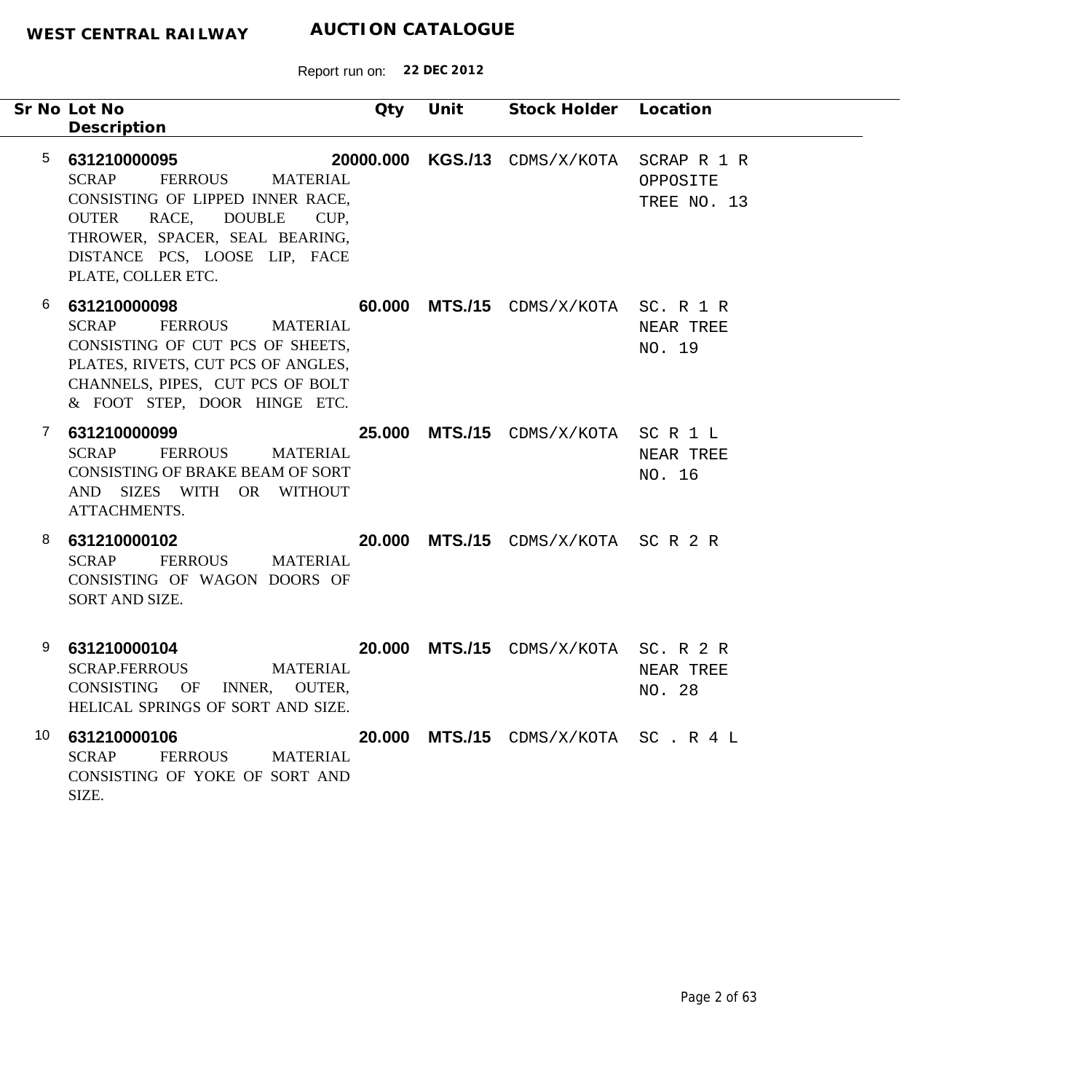**WEST CENTRAL RAILWAY** **AUCTION CATALOGUE**

Report run on: **22 DEC 2012**

| Sr No | Lot No / Description | Qty | Unit | Stock Holder | Location |
|---|---|---|---|---|---|
| 5 | **631210000095**<br>SCRAP FERROUS MATERIAL CONSISTING OF LIPPED INNER RACE, OUTER RACE, DOUBLE CUP, THROWER, SPACER, SEAL BEARING, DISTANCE PCS, LOOSE LIP, FACE PLATE, COLLER ETC. | **20000.000** | **KGS./13** | CDMS/X/KOTA | SCRAP R 1 R OPPOSITE TREE NO. 13 |
| 6 | **631210000098**<br>SCRAP FERROUS MATERIAL CONSISTING OF CUT PCS OF SHEETS, PLATES, RIVETS, CUT PCS OF ANGLES, CHANNELS, PIPES, CUT PCS OF BOLT & FOOT STEP, DOOR HINGE ETC. | **60.000** | **MTS./15** | CDMS/X/KOTA | SC. R 1 R NEAR TREE NO. 19 |
| 7 | **631210000099**<br>SCRAP FERROUS MATERIAL CONSISTING OF BRAKE BEAM OF SORT AND SIZES WITH OR WITHOUT ATTACHMENTS. | **25.000** | **MTS./15** | CDMS/X/KOTA | SC R 1 L NEAR TREE NO. 16 |
| 8 | **631210000102**<br>SCRAP FERROUS MATERIAL CONSISTING OF WAGON DOORS OF SORT AND SIZE. | **20.000** | **MTS./15** | CDMS/X/KOTA | SC R 2 R |
| 9 | **631210000104**<br>SCRAP.FERROUS MATERIAL CONSISTING OF INNER, OUTER, HELICAL SPRINGS OF SORT AND SIZE. | **20.000** | **MTS./15** | CDMS/X/KOTA | SC. R 2 R NEAR TREE NO. 28 |
| 10 | **631210000106**<br>SCRAP FERROUS MATERIAL CONSISTING OF YOKE OF SORT AND SIZE. | **20.000** | **MTS./15** | CDMS/X/KOTA | SC . R 4 L |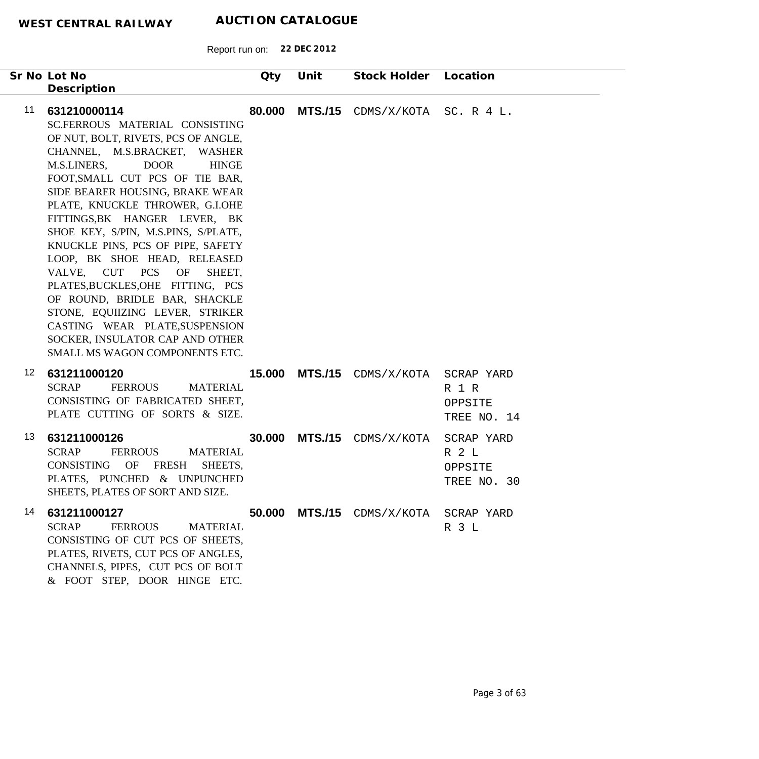**WEST CENTRAL RAILWAY** **AUCTION CATALOGUE**

Report run on: **22 DEC 2012**

| Sr No | Lot No / Description | Qty | Unit | Stock Holder | Location |
|---|---|---|---|---|---|
| 11 | **631210000114**<br>SC.FERROUS MATERIAL CONSISTING OF NUT, BOLT, RIVETS, PCS OF ANGLE, CHANNEL, M.S.BRACKET, WASHER M.S.LINERS, DOOR HINGE FOOT,SMALL CUT PCS OF TIE BAR, SIDE BEARER HOUSING, BRAKE WEAR PLATE, KNUCKLE THROWER, G.I.OHE FITTINGS,BK HANGER LEVER, BK SHOE KEY, S/PIN, M.S.PINS, S/PLATE, KNUCKLE PINS, PCS OF PIPE, SAFETY LOOP, BK SHOE HEAD, RELEASED VALVE, CUT PCS OF SHEET, PLATES,BUCKLES,OHE FITTING, PCS OF ROUND, BRIDLE BAR, SHACKLE STONE, EQUIIZING LEVER, STRIKER CASTING WEAR PLATE,SUSPENSION SOCKER, INSULATOR CAP AND OTHER SMALL MS WAGON COMPONENTS ETC. | **80.000** | **MTS./15** | CDMS/X/KOTA | SC. R 4 L. |
| 12 | **631211000120**<br>SCRAP FERROUS MATERIAL CONSISTING OF FABRICATED SHEET, PLATE CUTTING OF SORTS & SIZE. | **15.000** | **MTS./15** | CDMS/X/KOTA | SCRAP YARD R 1 R OPPSITE TREE NO. 14 |
| 13 | **631211000126**<br>SCRAP FERROUS MATERIAL CONSISTING OF FRESH SHEETS, PLATES, PUNCHED & UNPUNCHED SHEETS, PLATES OF SORT AND SIZE. | **30.000** | **MTS./15** | CDMS/X/KOTA | SCRAP YARD R 2 L OPPSITE TREE NO. 30 |
| 14 | **631211000127**<br>SCRAP FERROUS MATERIAL CONSISTING OF CUT PCS OF SHEETS, PLATES, RIVETS, CUT PCS OF ANGLES, CHANNELS, PIPES, CUT PCS OF BOLT & FOOT STEP, DOOR HINGE ETC. | **50.000** | **MTS./15** | CDMS/X/KOTA | SCRAP YARD R 3 L |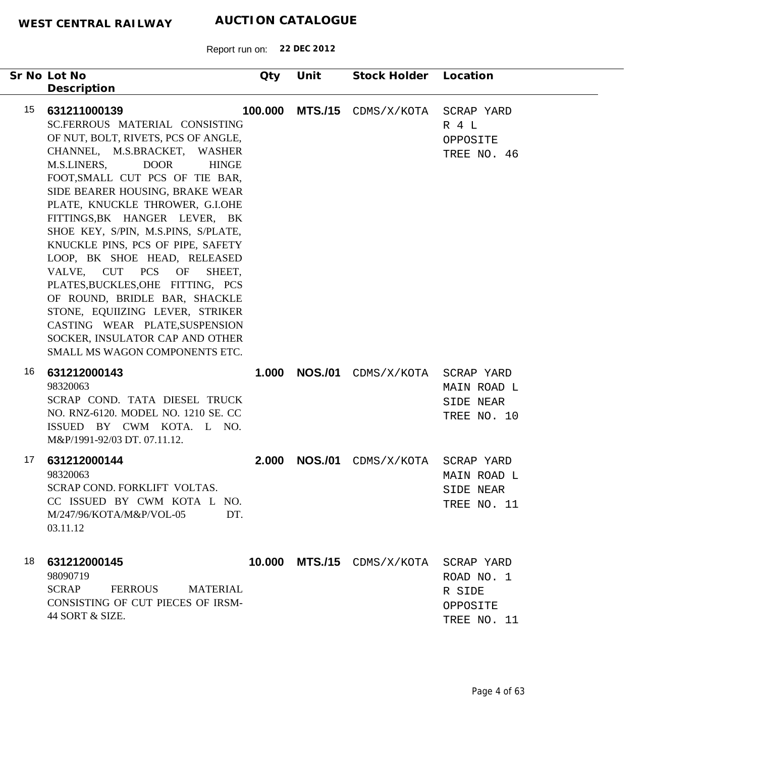**WEST CENTRAL RAILWAY** **AUCTION CATALOGUE**

Report run on: **22 DEC 2012**

| Sr No | Lot No / Description | Qty | Unit | Stock Holder | Location |
|---|---|---|---|---|---|
| 15 | **631211000139**<br>SC.FERROUS MATERIAL CONSISTING OF NUT, BOLT, RIVETS, PCS OF ANGLE, CHANNEL, M.S.BRACKET, WASHER M.S.LINERS, DOOR HINGE FOOT,SMALL CUT PCS OF TIE BAR, SIDE BEARER HOUSING, BRAKE WEAR PLATE, KNUCKLE THROWER, G.I.OHE FITTINGS,BK HANGER LEVER, BK SHOE KEY, S/PIN, M.S.PINS, S/PLATE, KNUCKLE PINS, PCS OF PIPE, SAFETY LOOP, BK SHOE HEAD, RELEASED VALVE, CUT PCS OF SHEET, PLATES,BUCKLES,OHE FITTING, PCS OF ROUND, BRIDLE BAR, SHACKLE STONE, EQUIIZING LEVER, STRIKER CASTING WEAR PLATE,SUSPENSION SOCKER, INSULATOR CAP AND OTHER SMALL MS WAGON COMPONENTS ETC. | **100.000** | **MTS./15** | CDMS/X/KOTA | SCRAP YARD R 4 L OPPOSITE TREE NO. 46 |
| 16 | **631212000143**<br>98320063<br>SCRAP COND. TATA DIESEL TRUCK NO. RNZ-6120. MODEL NO. 1210 SE. CC ISSUED BY CWM KOTA. L NO. M&P/1991-92/03 DT. 07.11.12. | **1.000** | **NOS./01** | CDMS/X/KOTA | SCRAP YARD MAIN ROAD L SIDE NEAR TREE NO. 10 |
| 17 | **631212000144**<br>98320063<br>SCRAP COND. FORKLIFT VOLTAS.<br>CC ISSUED BY CWM KOTA L NO. M/247/96/KOTA/M&P/VOL-05 DT. 03.11.12 | **2.000** | **NOS./01** | CDMS/X/KOTA | SCRAP YARD MAIN ROAD L SIDE NEAR TREE NO. 11 |
| 18 | **631212000145**<br>98090719<br>SCRAP FERROUS MATERIAL CONSISTING OF CUT PIECES OF IRSM-44 SORT & SIZE. | **10.000** | **MTS./15** | CDMS/X/KOTA | SCRAP YARD ROAD NO. 1 R SIDE OPPOSITE TREE NO. 11 |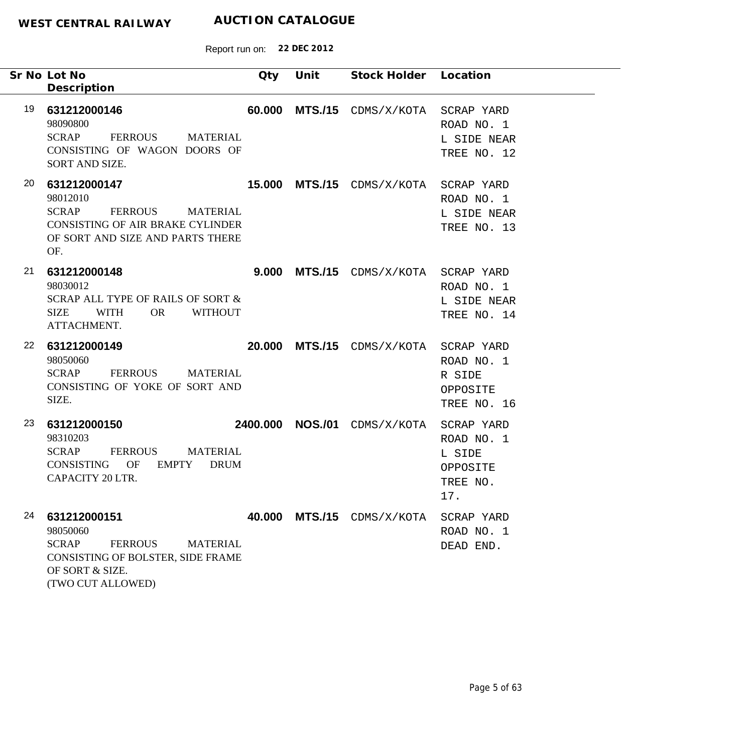**WEST CENTRAL RAILWAY** **AUCTION CATALOGUE**

Report run on: **22 DEC 2012**

| Sr No | Lot No / Description | Qty | Unit | Stock Holder | Location |
|---|---|---|---|---|---|
| 19 | **631212000146**<br>98090800<br>SCRAP FERROUS MATERIAL CONSISTING OF WAGON DOORS OF SORT AND SIZE. | **60.000** | **MTS./15** | CDMS/X/KOTA | SCRAP YARD ROAD NO. 1 L SIDE NEAR TREE NO. 12 |
| 20 | **631212000147**<br>98012010<br>SCRAP FERROUS MATERIAL CONSISTING OF AIR BRAKE CYLINDER OF SORT AND SIZE AND PARTS THERE OF. | **15.000** | **MTS./15** | CDMS/X/KOTA | SCRAP YARD ROAD NO. 1 L SIDE NEAR TREE NO. 13 |
| 21 | **631212000148**<br>98030012<br>SCRAP ALL TYPE OF RAILS OF SORT & SIZE WITH OR WITHOUT ATTACHMENT. | **9.000** | **MTS./15** | CDMS/X/KOTA | SCRAP YARD ROAD NO. 1 L SIDE NEAR TREE NO. 14 |
| 22 | **631212000149**<br>98050060<br>SCRAP FERROUS MATERIAL CONSISTING OF YOKE OF SORT AND SIZE. | **20.000** | **MTS./15** | CDMS/X/KOTA | SCRAP YARD ROAD NO. 1 R SIDE OPPOSITE TREE NO. 16 |
| 23 | **631212000150**<br>98310203<br>SCRAP FERROUS MATERIAL CONSISTING OF EMPTY DRUM CAPACITY 20 LTR. | **2400.000** | **NOS./01** | CDMS/X/KOTA | SCRAP YARD ROAD NO. 1 L SIDE OPPOSITE TREE NO. 17. |
| 24 | **631212000151**<br>98050060<br>SCRAP FERROUS MATERIAL CONSISTING OF BOLSTER, SIDE FRAME OF SORT & SIZE.<br>(TWO CUT ALLOWED) | **40.000** | **MTS./15** | CDMS/X/KOTA | SCRAP YARD ROAD NO. 1 DEAD END. |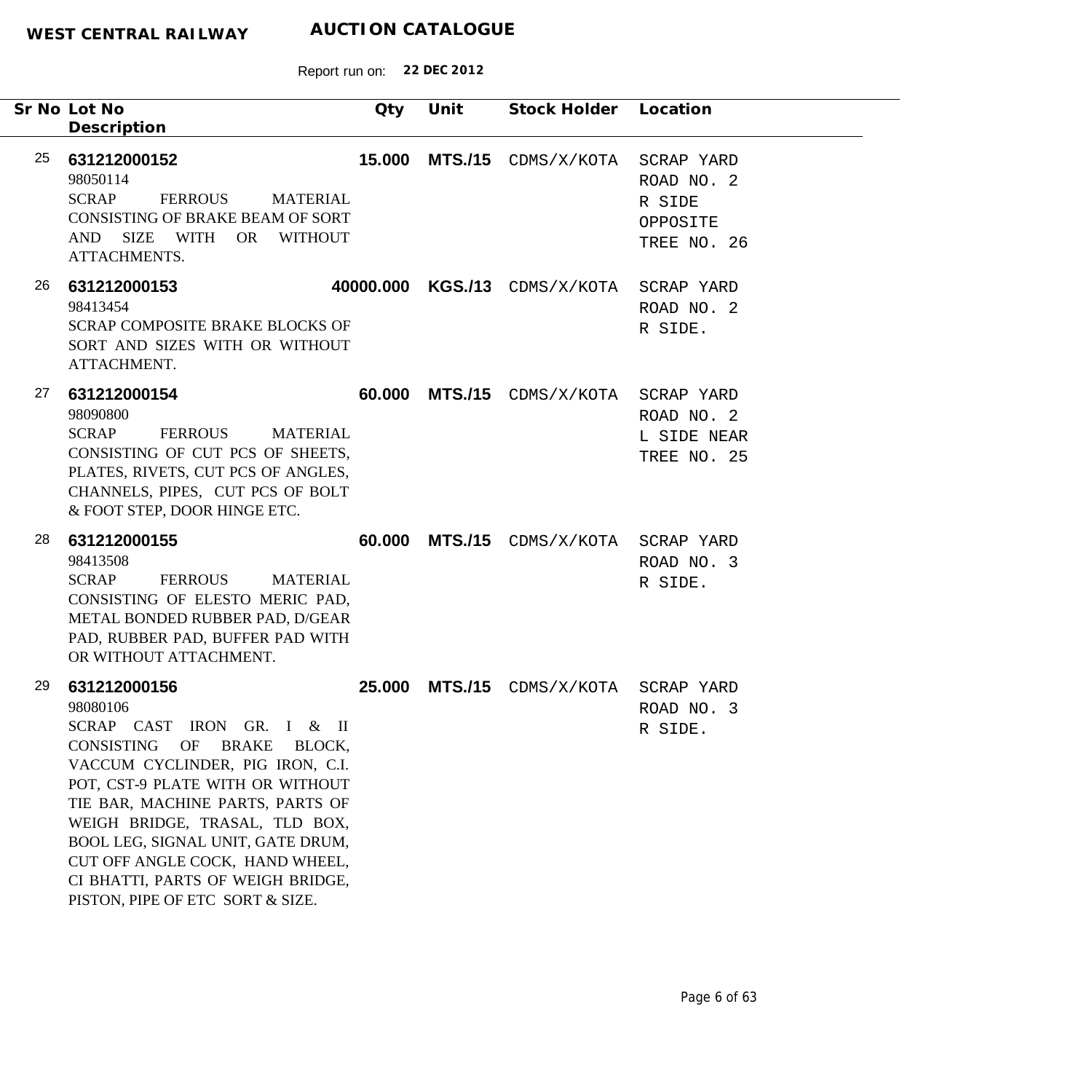**WEST CENTRAL RAILWAY** **AUCTION CATALOGUE**

Report run on: **22 DEC 2012**

| Sr No | Lot No / Description | Qty | Unit | Stock Holder | Location |
|---|---|---|---|---|---|
| 25 | **631212000152**<br>98050114<br>SCRAP FERROUS MATERIAL CONSISTING OF BRAKE BEAM OF SORT AND SIZE WITH OR WITHOUT ATTACHMENTS. | **15.000** | **MTS./15** | CDMS/X/KOTA | SCRAP YARD ROAD NO. 2 R SIDE OPPOSITE TREE NO. 26 |
| 26 | **631212000153**<br>98413454<br>SCRAP COMPOSITE BRAKE BLOCKS OF SORT AND SIZES WITH OR WITHOUT ATTACHMENT. | **40000.000** | **KGS./13** | CDMS/X/KOTA | SCRAP YARD ROAD NO. 2 R SIDE. |
| 27 | **631212000154**<br>98090800<br>SCRAP FERROUS MATERIAL CONSISTING OF CUT PCS OF SHEETS, PLATES, RIVETS, CUT PCS OF ANGLES, CHANNELS, PIPES, CUT PCS OF BOLT & FOOT STEP, DOOR HINGE ETC. | **60.000** | **MTS./15** | CDMS/X/KOTA | SCRAP YARD ROAD NO. 2 L SIDE NEAR TREE NO. 25 |
| 28 | **631212000155**<br>98413508<br>SCRAP FERROUS MATERIAL CONSISTING OF ELESTO MERIC PAD, METAL BONDED RUBBER PAD, D/GEAR PAD, RUBBER PAD, BUFFER PAD WITH OR WITHOUT ATTACHMENT. | **60.000** | **MTS./15** | CDMS/X/KOTA | SCRAP YARD ROAD NO. 3 R SIDE. |
| 29 | **631212000156**<br>98080106<br>SCRAP CAST IRON GR. I & II CONSISTING OF BRAKE BLOCK, VACCUM CYCLINDER, PIG IRON, C.I. POT, CST-9 PLATE WITH OR WITHOUT TIE BAR, MACHINE PARTS, PARTS OF WEIGH BRIDGE, TRASAL, TLD BOX, BOOL LEG, SIGNAL UNIT, GATE DRUM, CUT OFF ANGLE COCK, HAND WHEEL, CI BHATTI, PARTS OF WEIGH BRIDGE, PISTON, PIPE OF ETC SORT & SIZE. | **25.000** | **MTS./15** | CDMS/X/KOTA | SCRAP YARD ROAD NO. 3 R SIDE. |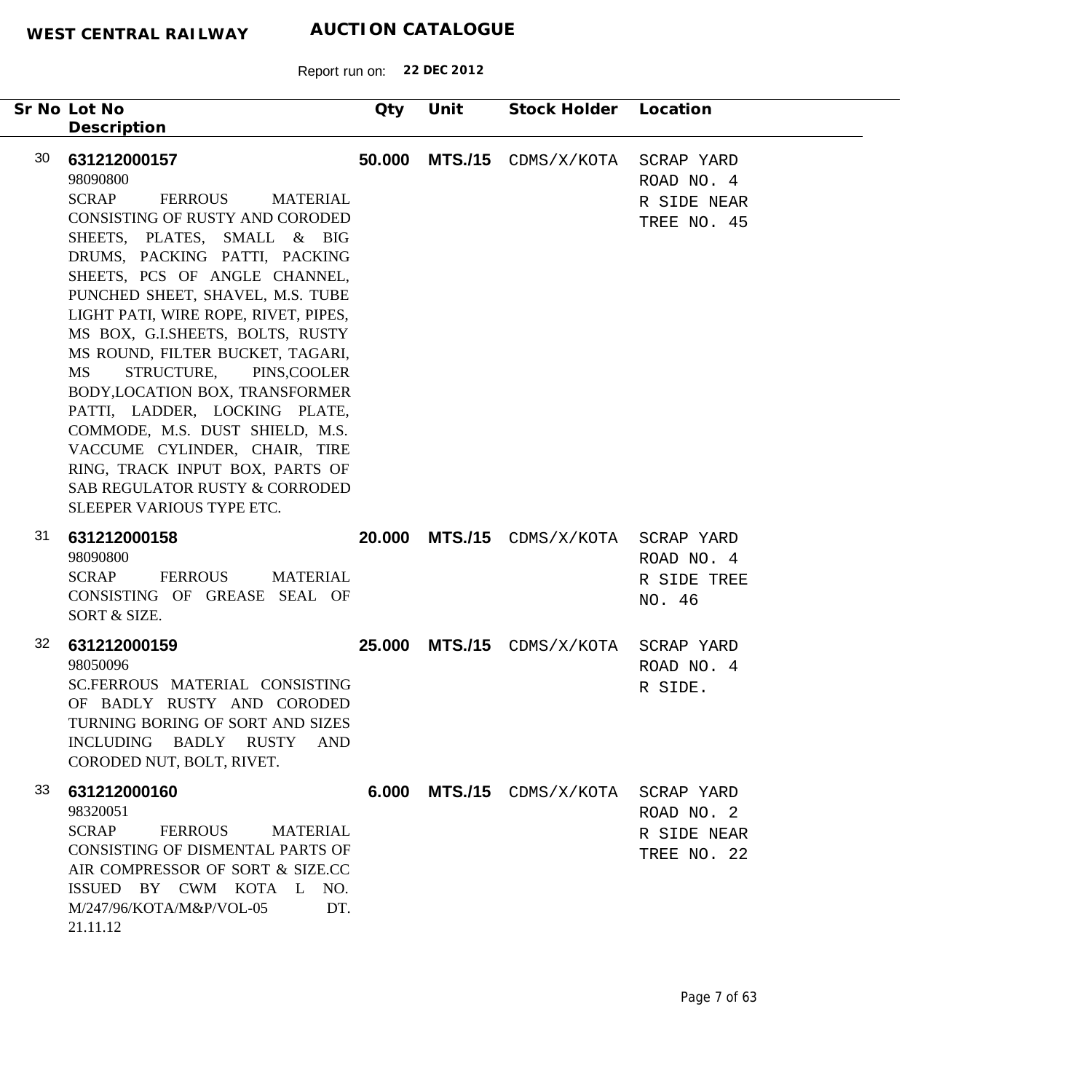**WEST CENTRAL RAILWAY** **AUCTION CATALOGUE**

Report run on: **22 DEC 2012**

| Sr No | Lot No / Description | Qty | Unit | Stock Holder | Location |
|---|---|---|---|---|---|
| 30 | **631212000157**<br>98090800<br>SCRAP FERROUS MATERIAL CONSISTING OF RUSTY AND CORODED SHEETS, PLATES, SMALL & BIG DRUMS, PACKING PATTI, PACKING SHEETS, PCS OF ANGLE CHANNEL, PUNCHED SHEET, SHAVEL, M.S. TUBE LIGHT PATI, WIRE ROPE, RIVET, PIPES, MS BOX, G.I.SHEETS, BOLTS, RUSTY MS ROUND, FILTER BUCKET, TAGARI, MS STRUCTURE, PINS,COOLER BODY,LOCATION BOX, TRANSFORMER PATTI, LADDER, LOCKING PLATE, COMMODE, M.S. DUST SHIELD, M.S. VACCUME CYLINDER, CHAIR, TIRE RING, TRACK INPUT BOX, PARTS OF SAB REGULATOR RUSTY & CORRODED SLEEPER VARIOUS TYPE ETC. | **50.000** | **MTS./15** | CDMS/X/KOTA | SCRAP YARD ROAD NO. 4 R SIDE NEAR TREE NO. 45 |
| 31 | **631212000158**<br>98090800<br>SCRAP FERROUS MATERIAL CONSISTING OF GREASE SEAL OF SORT & SIZE. | **20.000** | **MTS./15** | CDMS/X/KOTA | SCRAP YARD ROAD NO. 4 R SIDE TREE NO. 46 |
| 32 | **631212000159**<br>98050096<br>SC.FERROUS MATERIAL CONSISTING OF BADLY RUSTY AND CORODED TURNING BORING OF SORT AND SIZES INCLUDING BADLY RUSTY AND CORODED NUT, BOLT, RIVET. | **25.000** | **MTS./15** | CDMS/X/KOTA | SCRAP YARD ROAD NO. 4 R SIDE. |
| 33 | **631212000160**<br>98320051<br>SCRAP FERROUS MATERIAL CONSISTING OF DISMENTAL PARTS OF AIR COMPRESSOR OF SORT & SIZE.CC ISSUED BY CWM KOTA L NO. M/247/96/KOTA/M&P/VOL-05 DT. 21.11.12 | **6.000** | **MTS./15** | CDMS/X/KOTA | SCRAP YARD ROAD NO. 2 R SIDE NEAR TREE NO. 22 |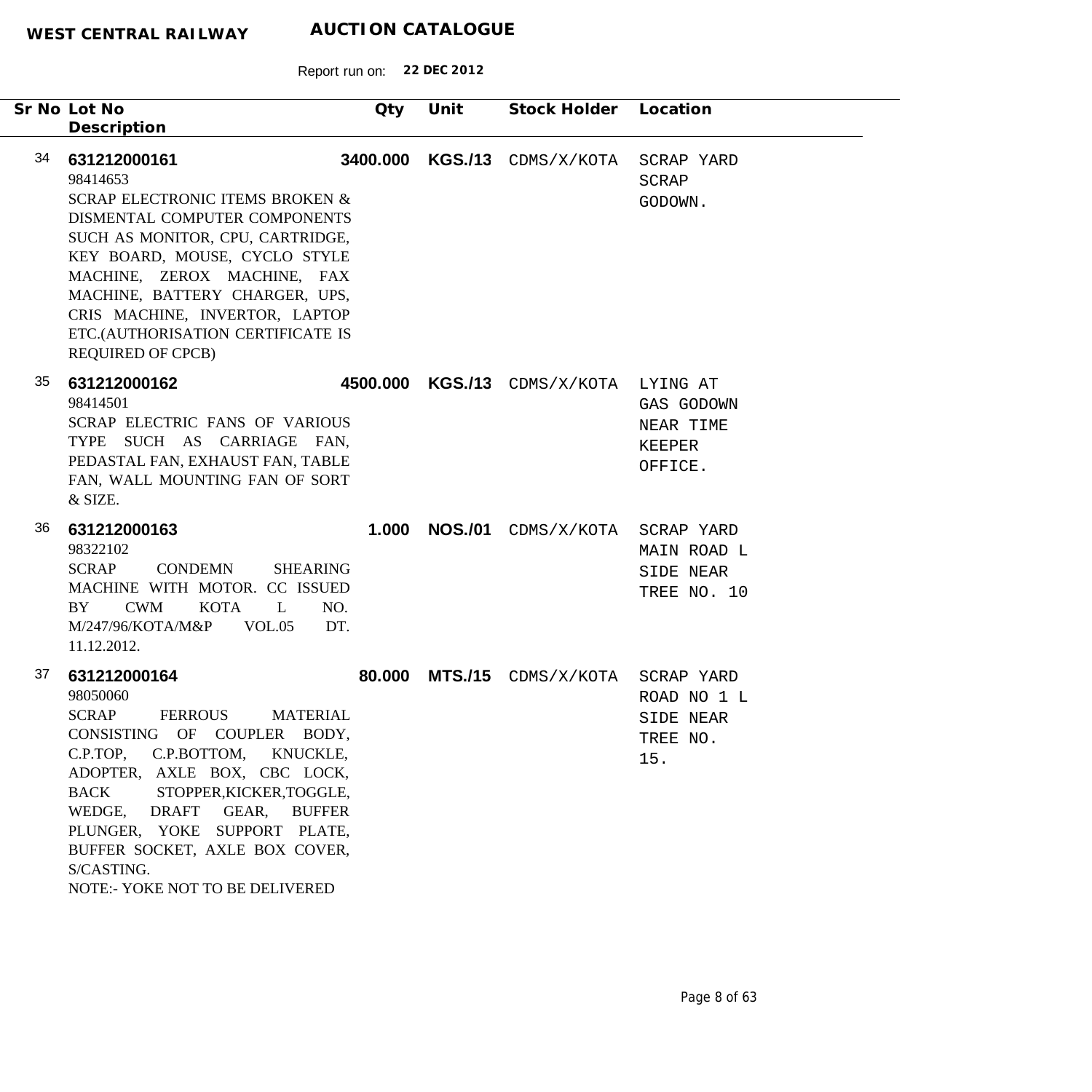**WEST CENTRAL RAILWAY** **AUCTION CATALOGUE**

Report run on: **22 DEC 2012**

| Sr No | Lot No / Description | Qty | Unit | Stock Holder | Location |
|---|---|---|---|---|---|
| 34 | **631212000161**<br>98414653<br>SCRAP ELECTRONIC ITEMS BROKEN & DISMENTAL COMPUTER COMPONENTS SUCH AS MONITOR, CPU, CARTRIDGE, KEY BOARD, MOUSE, CYCLO STYLE MACHINE, ZEROX MACHINE, FAX MACHINE, BATTERY CHARGER, UPS, CRIS MACHINE, INVERTOR, LAPTOP ETC.(AUTHORISATION CERTIFICATE IS REQUIRED OF CPCB) | **3400.000** | **KGS./13** | CDMS/X/KOTA | SCRAP YARD SCRAP GODOWN. |
| 35 | **631212000162**<br>98414501<br>SCRAP ELECTRIC FANS OF VARIOUS TYPE SUCH AS CARRIAGE FAN, PEDASTAL FAN, EXHAUST FAN, TABLE FAN, WALL MOUNTING FAN OF SORT & SIZE. | **4500.000** | **KGS./13** | CDMS/X/KOTA | LYING AT GAS GODOWN NEAR TIME KEEPER OFFICE. |
| 36 | **631212000163**<br>98322102<br>SCRAP CONDEMN SHEARING MACHINE WITH MOTOR. CC ISSUED BY CWM KOTA L NO. M/247/96/KOTA/M&P VOL.05 DT. 11.12.2012. | **1.000** | **NOS./01** | CDMS/X/KOTA | SCRAP YARD MAIN ROAD L SIDE NEAR TREE NO. 10 |
| 37 | **631212000164**<br>98050060<br>SCRAP FERROUS MATERIAL CONSISTING OF COUPLER BODY, C.P.TOP, C.P.BOTTOM, KNUCKLE, ADOPTER, AXLE BOX, CBC LOCK, BACK STOPPER,KICKER,TOGGLE, WEDGE, DRAFT GEAR, BUFFER PLUNGER, YOKE SUPPORT PLATE, BUFFER SOCKET, AXLE BOX COVER, S/CASTING.<br>NOTE:- YOKE NOT TO BE DELIVERED | **80.000** | **MTS./15** | CDMS/X/KOTA | SCRAP YARD ROAD NO 1 L SIDE NEAR TREE NO. 15. |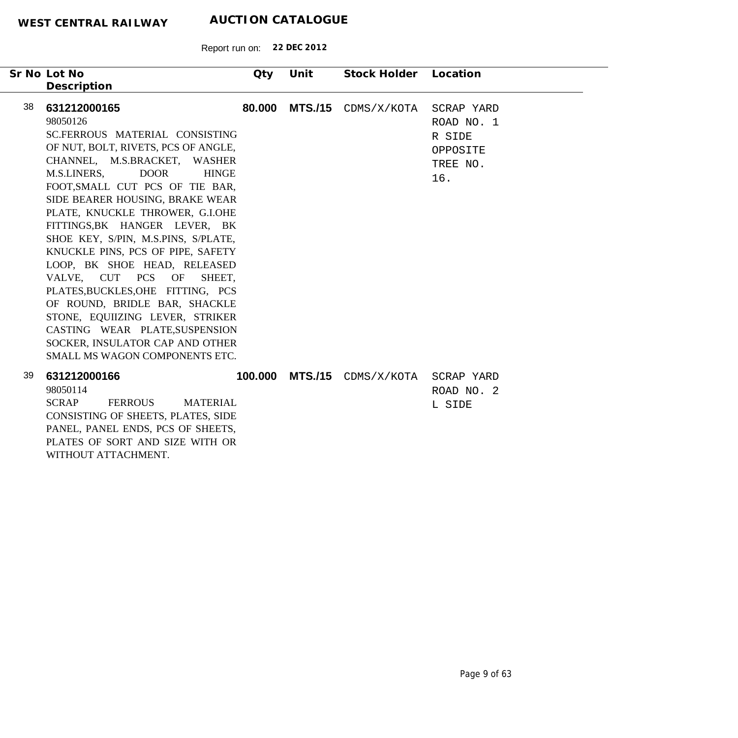**WEST CENTRAL RAILWAY** **AUCTION CATALOGUE**

Report run on: **22 DEC 2012**

| Sr No | Lot No / Description | Qty | Unit | Stock Holder | Location |
|---|---|---|---|---|---|
| 38 | **631212000165**<br>98050126<br>SC.FERROUS MATERIAL CONSISTING OF NUT, BOLT, RIVETS, PCS OF ANGLE, CHANNEL, M.S.BRACKET, WASHER M.S.LINERS, DOOR HINGE FOOT,SMALL CUT PCS OF TIE BAR, SIDE BEARER HOUSING, BRAKE WEAR PLATE, KNUCKLE THROWER, G.I.OHE FITTINGS,BK HANGER LEVER, BK SHOE KEY, S/PIN, M.S.PINS, S/PLATE, KNUCKLE PINS, PCS OF PIPE, SAFETY LOOP, BK SHOE HEAD, RELEASED VALVE, CUT PCS OF SHEET, PLATES,BUCKLES,OHE FITTING, PCS OF ROUND, BRIDLE BAR, SHACKLE STONE, EQUIIZING LEVER, STRIKER CASTING WEAR PLATE,SUSPENSION SOCKER, INSULATOR CAP AND OTHER SMALL MS WAGON COMPONENTS ETC. | **80.000** | **MTS./15** | CDMS/X/KOTA | SCRAP YARD ROAD NO. 1 R SIDE OPPOSITE TREE NO. 16. |
| 39 | **631212000166**<br>98050114<br>SCRAP FERROUS MATERIAL CONSISTING OF SHEETS, PLATES, SIDE PANEL, PANEL ENDS, PCS OF SHEETS, PLATES OF SORT AND SIZE WITH OR WITHOUT ATTACHMENT. | **100.000** | **MTS./15** | CDMS/X/KOTA | SCRAP YARD ROAD NO. 2 L SIDE |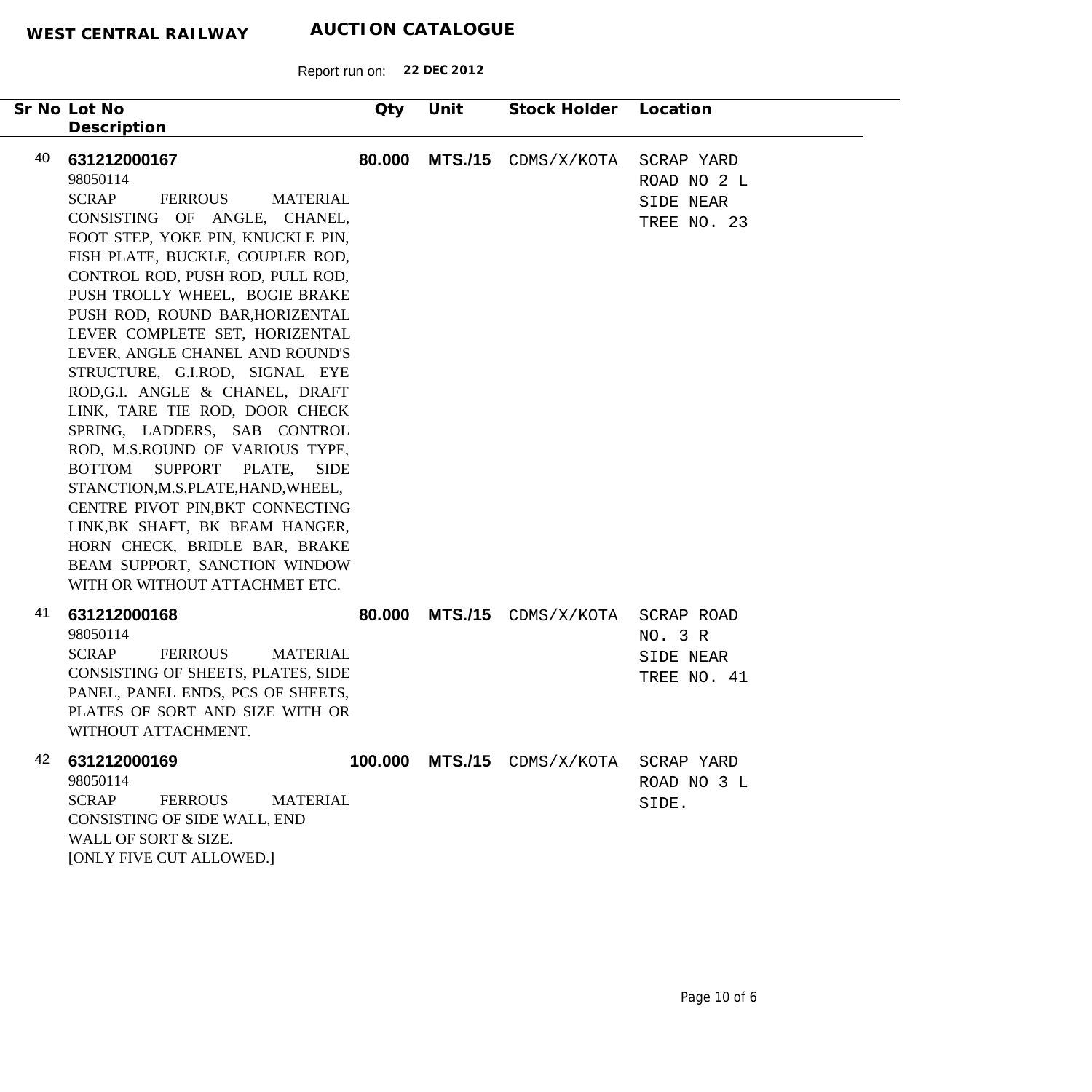**WEST CENTRAL RAILWAY** **AUCTION CATALOGUE**

Report run on: **22 DEC 2012**

| Sr No | Lot No / Description | Qty | Unit | Stock Holder | Location |
|---|---|---|---|---|---|
| 40 | **631212000167**<br>98050114<br>SCRAP FERROUS MATERIAL CONSISTING OF ANGLE, CHANEL, FOOT STEP, YOKE PIN, KNUCKLE PIN, FISH PLATE, BUCKLE, COUPLER ROD, CONTROL ROD, PUSH ROD, PULL ROD, PUSH TROLLY WHEEL, BOGIE BRAKE PUSH ROD, ROUND BAR,HORIZENTAL LEVER COMPLETE SET, HORIZENTAL LEVER, ANGLE CHANEL AND ROUND'S STRUCTURE, G.I.ROD, SIGNAL EYE ROD,G.I. ANGLE & CHANEL, DRAFT LINK, TARE TIE ROD, DOOR CHECK SPRING, LADDERS, SAB CONTROL ROD, M.S.ROUND OF VARIOUS TYPE, BOTTOM SUPPORT PLATE, SIDE STANCTION,M.S.PLATE,HAND,WHEEL, CENTRE PIVOT PIN,BKT CONNECTING LINK,BK SHAFT, BK BEAM HANGER, HORN CHECK, BRIDLE BAR, BRAKE BEAM SUPPORT, SANCTION WINDOW WITH OR WITHOUT ATTACHMET ETC. | **80.000** | **MTS./15** | CDMS/X/KOTA | SCRAP YARD ROAD NO 2 L SIDE NEAR TREE NO. 23 |
| 41 | **631212000168**<br>98050114<br>SCRAP FERROUS MATERIAL CONSISTING OF SHEETS, PLATES, SIDE PANEL, PANEL ENDS, PCS OF SHEETS, PLATES OF SORT AND SIZE WITH OR WITHOUT ATTACHMENT. | **80.000** | **MTS./15** | CDMS/X/KOTA | SCRAP ROAD NO. 3 R SIDE NEAR TREE NO. 41 |
| 42 | **631212000169**<br>98050114<br>SCRAP FERROUS MATERIAL CONSISTING OF SIDE WALL, END WALL OF SORT & SIZE.<br>[ONLY FIVE CUT ALLOWED.] | **100.000** | **MTS./15** | CDMS/X/KOTA | SCRAP YARD ROAD NO 3 L SIDE. |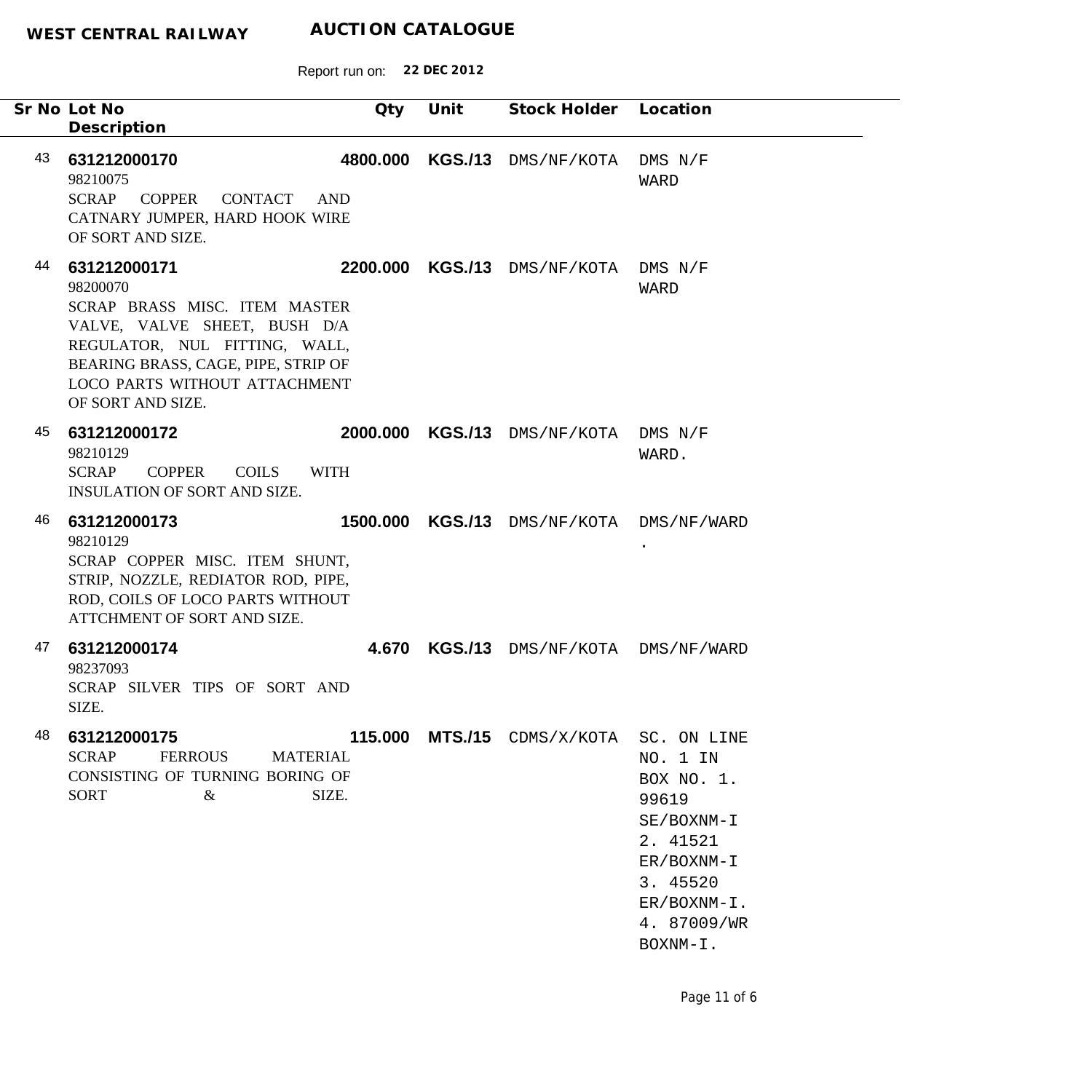**WEST CENTRAL RAILWAY** **AUCTION CATALOGUE**

Report run on: **22 DEC 2012**

| Sr No | Lot No / Description | Qty | Unit | Stock Holder | Location |
|---|---|---|---|---|---|
| 43 | **631212000170**<br>98210075<br>SCRAP COPPER CONTACT AND CATNARY JUMPER, HARD HOOK WIRE OF SORT AND SIZE. | **4800.000** | **KGS./13** | DMS/NF/KOTA | DMS N/F WARD |
| 44 | **631212000171**<br>98200070<br>SCRAP BRASS MISC. ITEM MASTER VALVE, VALVE SHEET, BUSH D/A REGULATOR, NUL FITTING, WALL, BEARING BRASS, CAGE, PIPE, STRIP OF LOCO PARTS WITHOUT ATTACHMENT OF SORT AND SIZE. | **2200.000** | **KGS./13** | DMS/NF/KOTA | DMS N/F WARD |
| 45 | **631212000172**<br>98210129<br>SCRAP COPPER COILS WITH INSULATION OF SORT AND SIZE. | **2000.000** | **KGS./13** | DMS/NF/KOTA | DMS N/F WARD. |
| 46 | **631212000173**<br>98210129<br>SCRAP COPPER MISC. ITEM SHUNT, STRIP, NOZZLE, REDIATOR ROD, PIPE, ROD, COILS OF LOCO PARTS WITHOUT ATTCHMENT OF SORT AND SIZE. | **1500.000** | **KGS./13** | DMS/NF/KOTA | DMS/NF/WARD . |
| 47 | **631212000174**<br>98237093<br>SCRAP SILVER TIPS OF SORT AND SIZE. | **4.670** | **KGS./13** | DMS/NF/KOTA | DMS/NF/WARD |
| 48 | **631212000175**<br>SCRAP FERROUS MATERIAL CONSISTING OF TURNING BORING OF SORT & SIZE. | **115.000** | **MTS./15** | CDMS/X/KOTA | SC. ON LINE NO. 1 IN BOX NO. 1. 99619 SE/BOXNM-I 2. 41521 ER/BOXNM-I 3. 45520 ER/BOXNM-I. 4. 87009/WR BOXNM-I. |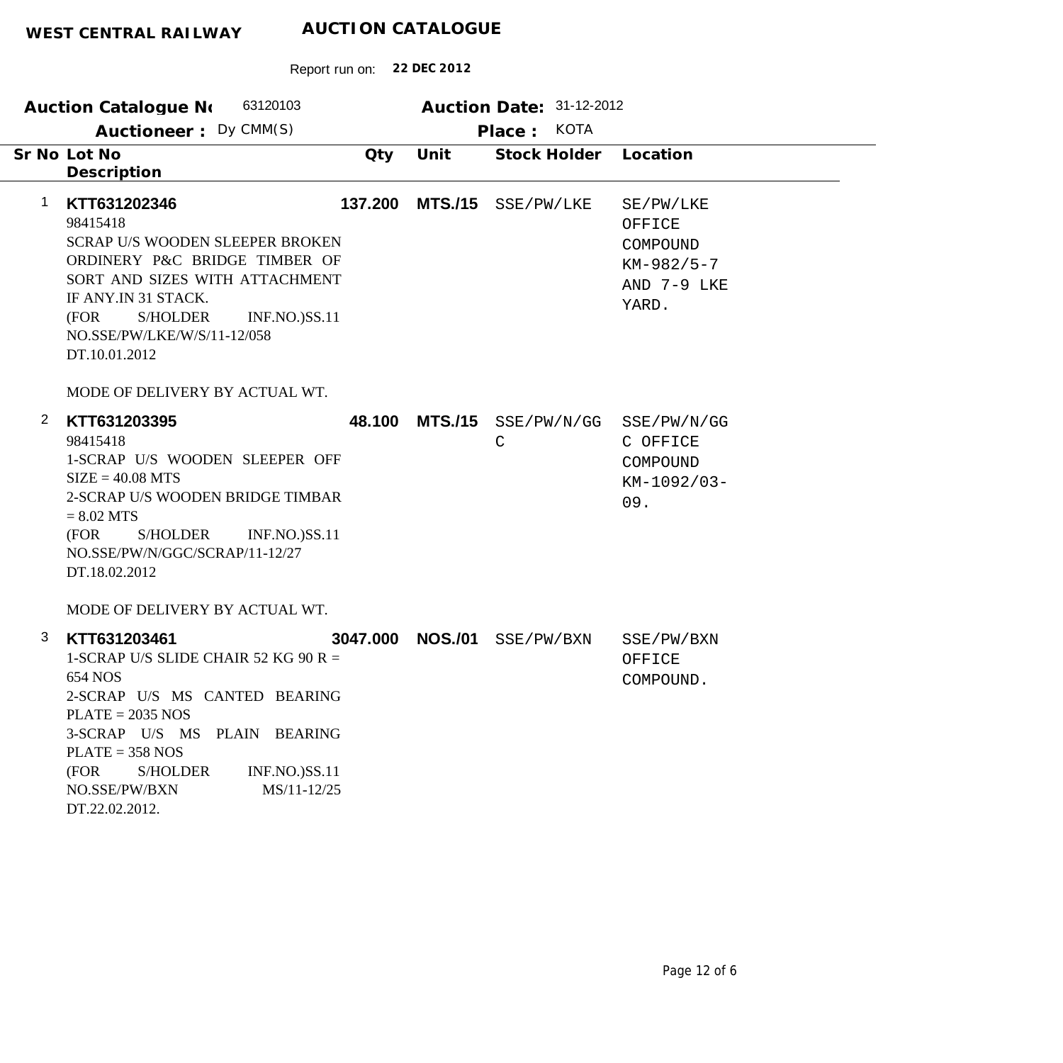**WEST CENTRAL RAILWAY** **AUCTION CATALOGUE**

Report run on: **22 DEC 2012**

**Auction Catalogue No** 63120103 **Auction Date:** 31-12-2012

**Auctioneer :** Dy CMM(S) **Place :** KOTA

| Sr No | Lot No / Description | Qty | Unit | Stock Holder | Location |
|---|---|---|---|---|---|
| 1 | **KTT631202346**<br>98415418<br>SCRAP U/S WOODEN SLEEPER BROKEN ORDINERY P&C BRIDGE TIMBER OF SORT AND SIZES WITH ATTACHMENT IF ANY.IN 31 STACK.<br>(FOR S/HOLDER INF.NO.)SS.11 NO.SSE/PW/LKE/W/S/11-12/058 DT.10.01.2012<br><br>MODE OF DELIVERY BY ACTUAL WT. | **137.200** | **MTS./15** | SSE/PW/LKE | SE/PW/LKE OFFICE COMPOUND KM-982/5-7 AND 7-9 LKE YARD. |
| 2 | **KTT631203395**<br>98415418<br>1-SCRAP U/S WOODEN SLEEPER OFF SIZE = 40.08 MTS<br>2-SCRAP U/S WOODEN BRIDGE TIMBAR = 8.02 MTS<br>(FOR S/HOLDER INF.NO.)SS.11 NO.SSE/PW/N/GGC/SCRAP/11-12/27 DT.18.02.2012<br><br>MODE OF DELIVERY BY ACTUAL WT. | **48.100** | **MTS./15** | SSE/PW/N/GGC | SSE/PW/N/GGC OFFICE COMPOUND KM-1092/03-09. |
| 3 | **KTT631203461**<br>1-SCRAP U/S SLIDE CHAIR 52 KG 90 R = 654 NOS<br>2-SCRAP U/S MS CANTED BEARING PLATE = 2035 NOS<br>3-SCRAP U/S MS PLAIN BEARING PLATE = 358 NOS<br>(FOR S/HOLDER INF.NO.)SS.11 NO.SSE/PW/BXN MS/11-12/25 DT.22.02.2012. | **3047.000** | **NOS./01** | SSE/PW/BXN | SSE/PW/BXN OFFICE COMPOUND. |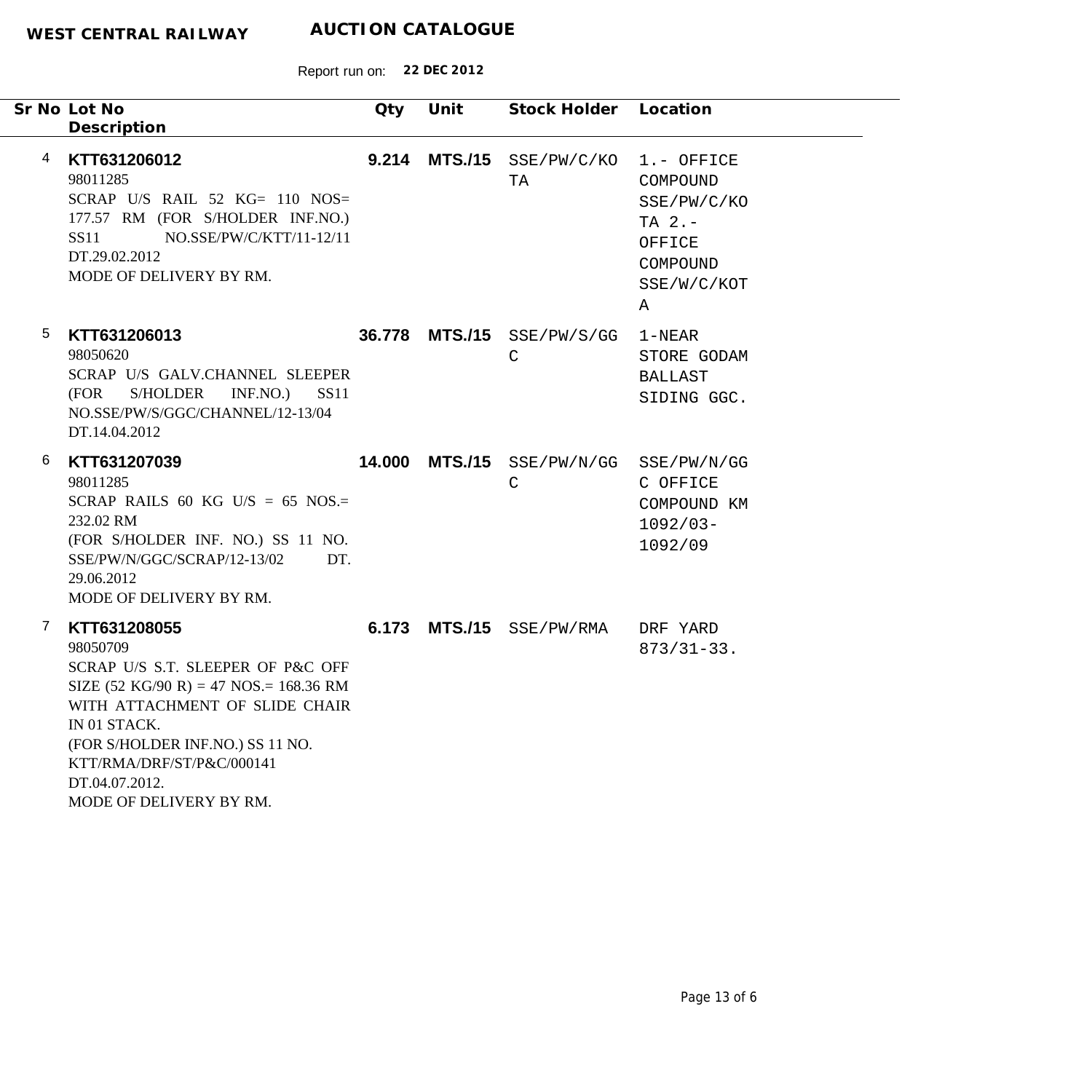**WEST CENTRAL RAILWAY** **AUCTION CATALOGUE**

Report run on: **22 DEC 2012**

| Sr No | Lot No / Description | Qty | Unit | Stock Holder | Location |
|---|---|---|---|---|---|
| 4 | **KTT631206012**<br>98011285<br>SCRAP U/S RAIL 52 KG= 110 NOS= 177.57 RM (FOR S/HOLDER INF.NO.) SS11 NO.SSE/PW/C/KTT/11-12/11 DT.29.02.2012<br>MODE OF DELIVERY BY RM. | **9.214** | **MTS./15** | SSE/PW/C/KOTA | 1.- OFFICE COMPOUND SSE/PW/C/KOTA 2.- OFFICE COMPOUND SSE/W/C/KOTA |
| 5 | **KTT631206013**<br>98050620<br>SCRAP U/S GALV.CHANNEL SLEEPER (FOR S/HOLDER INF.NO.) SS11 NO.SSE/PW/S/GGC/CHANNEL/12-13/04 DT.14.04.2012 | **36.778** | **MTS./15** | SSE/PW/S/GGC | 1-NEAR STORE GODAM BALLAST SIDING GGC. |
| 6 | **KTT631207039**<br>98011285<br>SCRAP RAILS 60 KG U/S = 65 NOS.= 232.02 RM<br>(FOR S/HOLDER INF. NO.) SS 11 NO. SSE/PW/N/GGC/SCRAP/12-13/02 DT. 29.06.2012<br>MODE OF DELIVERY BY RM. | **14.000** | **MTS./15** | SSE/PW/N/GGC | SSE/PW/N/GGC OFFICE COMPOUND KM 1092/03-1092/09 |
| 7 | **KTT631208055**<br>98050709<br>SCRAP U/S S.T. SLEEPER OF P&C OFF SIZE (52 KG/90 R) = 47 NOS.= 168.36 RM WITH ATTACHMENT OF SLIDE CHAIR IN 01 STACK.<br>(FOR S/HOLDER INF.NO.) SS 11 NO. KTT/RMA/DRF/ST/P&C/000141 DT.04.07.2012.<br>MODE OF DELIVERY BY RM. | **6.173** | **MTS./15** | SSE/PW/RMA | DRF YARD 873/31-33. |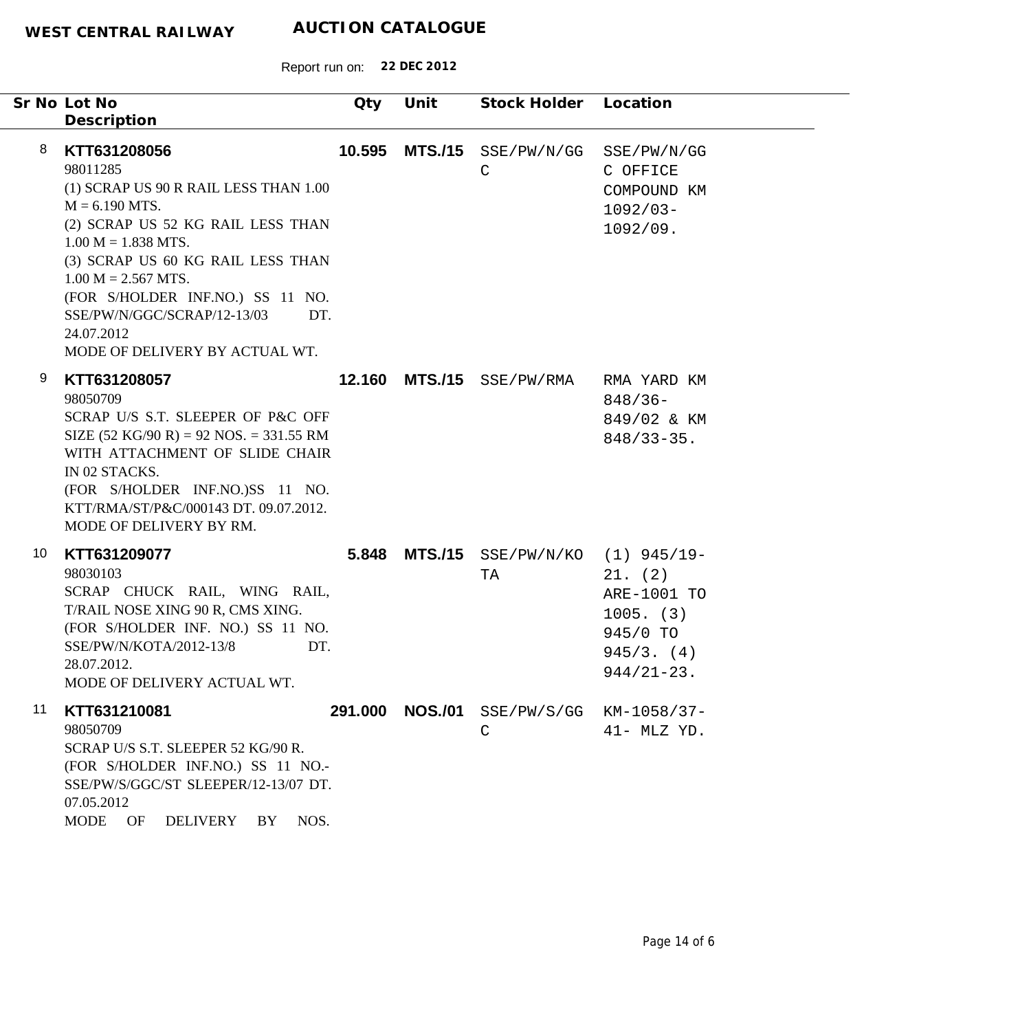**WEST CENTRAL RAILWAY** **AUCTION CATALOGUE**

Report run on: **22 DEC 2012**

| Sr No | Lot No / Description | Qty | Unit | Stock Holder | Location |
|---|---|---|---|---|---|
| 8 | **KTT631208056**<br>98011285<br>(1) SCRAP US 90 R RAIL LESS THAN 1.00 M = 6.190 MTS.<br>(2) SCRAP US 52 KG RAIL LESS THAN 1.00 M = 1.838 MTS.<br>(3) SCRAP US 60 KG RAIL LESS THAN 1.00 M = 2.567 MTS.<br>(FOR S/HOLDER INF.NO.) SS 11 NO. SSE/PW/N/GGC/SCRAP/12-13/03 DT. 24.07.2012<br>MODE OF DELIVERY BY ACTUAL WT. | **10.595** | **MTS./15** | SSE/PW/N/GGC | SSE/PW/N/GGC OFFICE COMPOUND KM 1092/03-1092/09. |
| 9 | **KTT631208057**<br>98050709<br>SCRAP U/S S.T. SLEEPER OF P&C OFF SIZE (52 KG/90 R) = 92 NOS. = 331.55 RM WITH ATTACHMENT OF SLIDE CHAIR IN 02 STACKS.<br>(FOR S/HOLDER INF.NO.)SS 11 NO. KTT/RMA/ST/P&C/000143 DT. 09.07.2012.<br>MODE OF DELIVERY BY RM. | **12.160** | **MTS./15** | SSE/PW/RMA | RMA YARD KM 848/36-849/02 & KM 848/33-35. |
| 10 | **KTT631209077**<br>98030103<br>SCRAP CHUCK RAIL, WING RAIL, T/RAIL NOSE XING 90 R, CMS XING.<br>(FOR S/HOLDER INF. NO.) SS 11 NO. SSE/PW/N/KOTA/2012-13/8 DT. 28.07.2012.<br>MODE OF DELIVERY ACTUAL WT. | **5.848** | **MTS./15** | SSE/PW/N/KOTA | (1) 945/19-21. (2) ARE-1001 TO 1005. (3) 945/0 TO 945/3. (4) 944/21-23. |
| 11 | **KTT631210081**<br>98050709<br>SCRAP U/S S.T. SLEEPER 52 KG/90 R.<br>(FOR S/HOLDER INF.NO.) SS 11 NO.-SSE/PW/S/GGC/ST SLEEPER/12-13/07 DT. 07.05.2012<br>MODE OF DELIVERY BY NOS. | **291.000** | **NOS./01** | SSE/PW/S/GGC | KM-1058/37-41- MLZ YD. |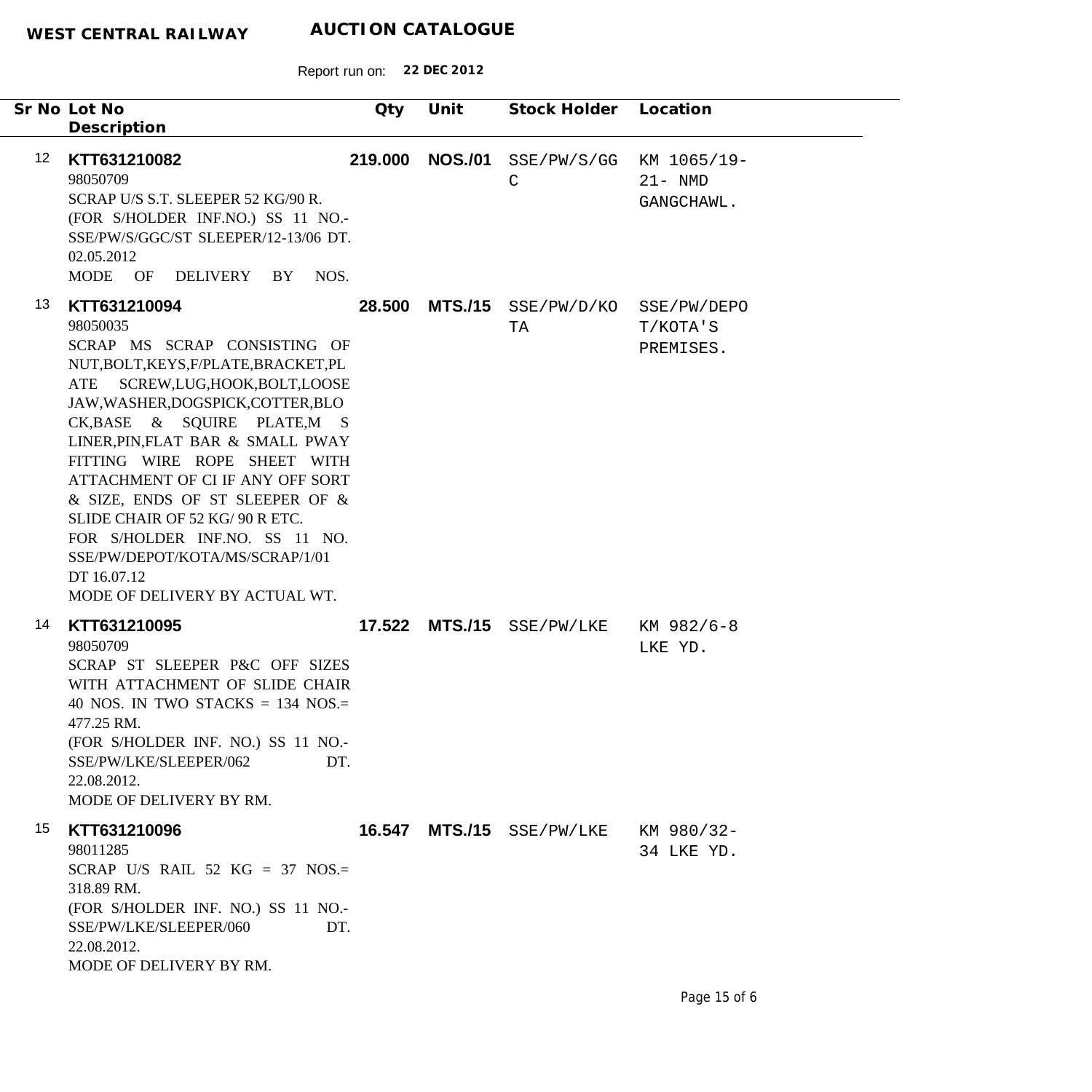**WEST CENTRAL RAILWAY** **AUCTION CATALOGUE**

Report run on: **22 DEC 2012**

| Sr No | Lot No / Description | Qty | Unit | Stock Holder | Location |
|---|---|---|---|---|---|
| 12 | **KTT631210082**<br>98050709<br>SCRAP U/S S.T. SLEEPER 52 KG/90 R.<br>(FOR S/HOLDER INF.NO.) SS 11 NO.- SSE/PW/S/GGC/ST SLEEPER/12-13/06 DT. 02.05.2012<br>MODE OF DELIVERY BY NOS. | **219.000** | **NOS./01** | SSE/PW/S/GGC | KM 1065/19-21- NMD GANGCHAWL. |
| 13 | **KTT631210094**<br>98050035<br>SCRAP MS SCRAP CONSISTING OF NUT,BOLT,KEYS,F/PLATE,BRACKET,PLATE SCREW,LUG,HOOK,BOLT,LOOSE JAW,WASHER,DOGSPICK,COTTER,BLOCK,BASE & SQUIRE PLATE,M S LINER,PIN,FLAT BAR & SMALL PWAY FITTING WIRE ROPE SHEET WITH ATTACHMENT OF CI IF ANY OFF SORT & SIZE, ENDS OF ST SLEEPER OF & SLIDE CHAIR OF 52 KG/ 90 R ETC.<br>FOR S/HOLDER INF.NO. SS 11 NO. SSE/PW/DEPOT/KOTA/MS/SCRAP/1/01 DT 16.07.12<br>MODE OF DELIVERY BY ACTUAL WT. | **28.500** | **MTS./15** | SSE/PW/D/KOTA | SSE/PW/DEPOT/KOTA'S PREMISES. |
| 14 | **KTT631210095**<br>98050709<br>SCRAP ST SLEEPER P&C OFF SIZES WITH ATTACHMENT OF SLIDE CHAIR 40 NOS. IN TWO STACKS = 134 NOS.= 477.25 RM.<br>(FOR S/HOLDER INF. NO.) SS 11 NO.- SSE/PW/LKE/SLEEPER/062 DT. 22.08.2012.<br>MODE OF DELIVERY BY RM. | **17.522** | **MTS./15** | SSE/PW/LKE | KM 982/6-8 LKE YD. |
| 15 | **KTT631210096**<br>98011285<br>SCRAP U/S RAIL 52 KG = 37 NOS.= 318.89 RM.<br>(FOR S/HOLDER INF. NO.) SS 11 NO.- SSE/PW/LKE/SLEEPER/060 DT. 22.08.2012.<br>MODE OF DELIVERY BY RM. | **16.547** | **MTS./15** | SSE/PW/LKE | KM 980/32-34 LKE YD. |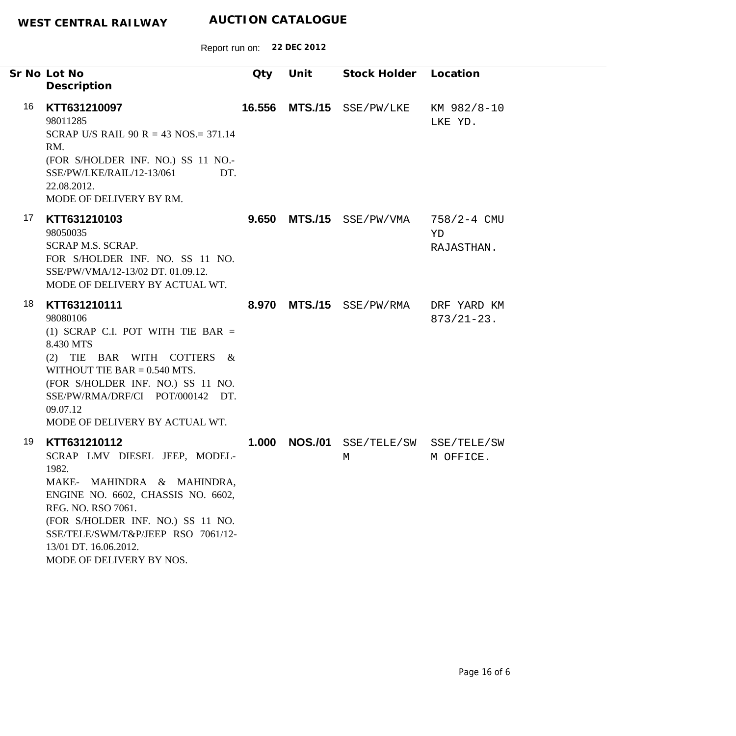**WEST CENTRAL RAILWAY** **AUCTION CATALOGUE**

Report run on: **22 DEC 2012**

| Sr No | Lot No / Description | Qty | Unit | Stock Holder | Location |
|---|---|---|---|---|---|
| 16 | **KTT631210097**<br>98011285<br>SCRAP U/S RAIL 90 R = 43 NOS.= 371.14 RM.<br>(FOR S/HOLDER INF. NO.) SS 11 NO.- SSE/PW/LKE/RAIL/12-13/061 DT. 22.08.2012.<br>MODE OF DELIVERY BY RM. | **16.556** | **MTS./15** | SSE/PW/LKE | KM 982/8-10 LKE YD. |
| 17 | **KTT631210103**<br>98050035<br>SCRAP M.S. SCRAP.<br>FOR S/HOLDER INF. NO. SS 11 NO. SSE/PW/VMA/12-13/02 DT. 01.09.12.<br>MODE OF DELIVERY BY ACTUAL WT. | **9.650** | **MTS./15** | SSE/PW/VMA | 758/2-4 CMU YD RAJASTHAN. |
| 18 | **KTT631210111**<br>98080106<br>(1) SCRAP C.I. POT WITH TIE BAR = 8.430 MTS<br>(2) TIE BAR WITH COTTERS & WITHOUT TIE BAR = 0.540 MTS.<br>(FOR S/HOLDER INF. NO.) SS 11 NO. SSE/PW/RMA/DRF/CI POT/000142 DT. 09.07.12<br>MODE OF DELIVERY BY ACTUAL WT. | **8.970** | **MTS./15** | SSE/PW/RMA | DRF YARD KM 873/21-23. |
| 19 | **KTT631210112**<br>SCRAP LMV DIESEL JEEP, MODEL-1982.<br>MAKE- MAHINDRA & MAHINDRA, ENGINE NO. 6602, CHASSIS NO. 6602, REG. NO. RSO 7061.<br>(FOR S/HOLDER INF. NO.) SS 11 NO. SSE/TELE/SWM/T&P/JEEP RSO 7061/12-13/01 DT. 16.06.2012.<br>MODE OF DELIVERY BY NOS. | **1.000** | **NOS./01** | SSE/TELE/SWM | SSE/TELE/SWM OFFICE. |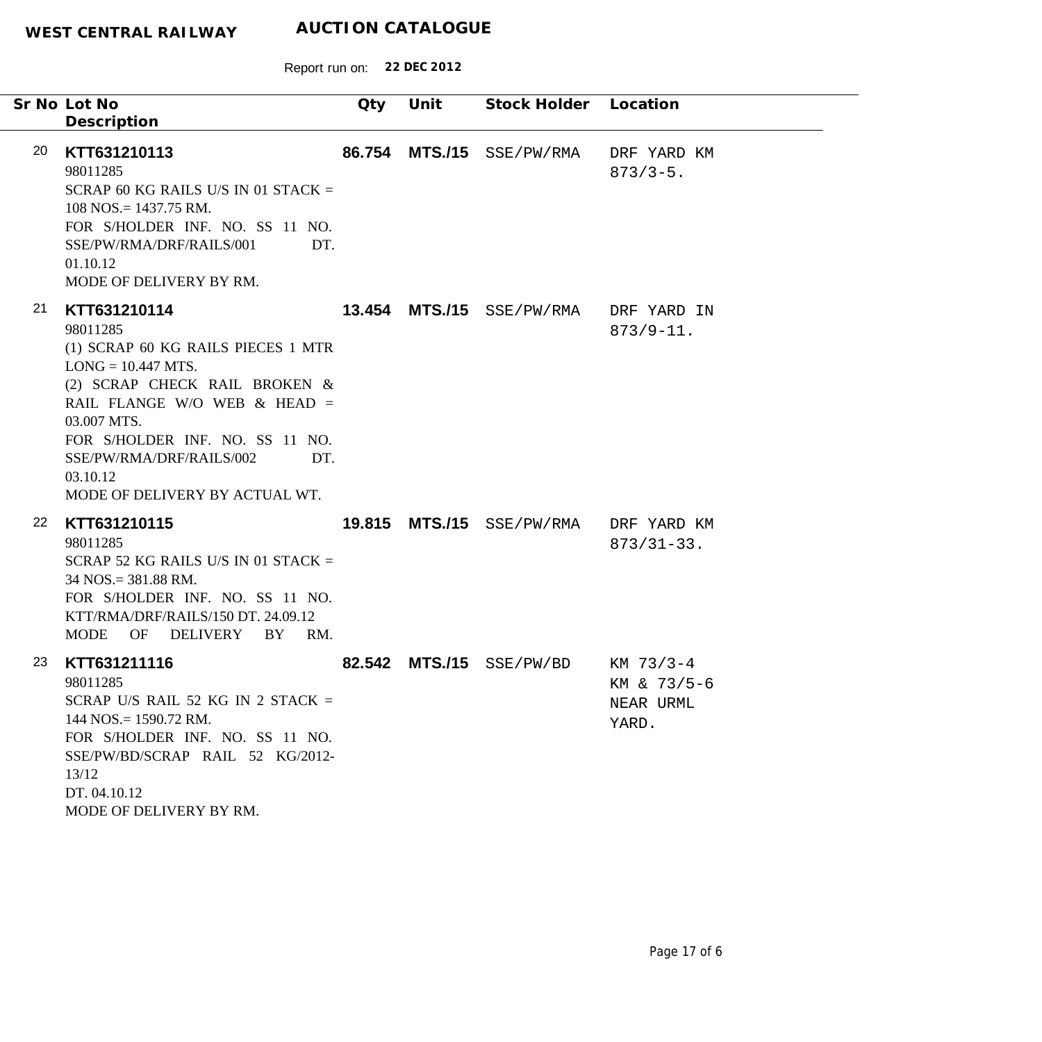**WEST CENTRAL RAILWAY** **AUCTION CATALOGUE**

Report run on: **22 DEC 2012**

| Sr No | Lot No<br>Description | Qty | Unit | Stock Holder | Location |
|---|---|---|---|---|---|
| 20 | **KTT631210113**<br>98011285<br>SCRAP 60 KG RAILS U/S IN 01 STACK = 108 NOS.= 1437.75 RM.<br>FOR S/HOLDER INF. NO. SS 11 NO. SSE/PW/RMA/DRF/RAILS/001 DT. 01.10.12<br>MODE OF DELIVERY BY RM. | **86.754** | **MTS./15** | SSE/PW/RMA | DRF YARD KM 873/3-5. |
| 21 | **KTT631210114**<br>98011285<br>(1) SCRAP 60 KG RAILS PIECES 1 MTR LONG = 10.447 MTS.<br>(2) SCRAP CHECK RAIL BROKEN & RAIL FLANGE W/O WEB & HEAD = 03.007 MTS.<br>FOR S/HOLDER INF. NO. SS 11 NO. SSE/PW/RMA/DRF/RAILS/002 DT. 03.10.12<br>MODE OF DELIVERY BY ACTUAL WT. | **13.454** | **MTS./15** | SSE/PW/RMA | DRF YARD IN 873/9-11. |
| 22 | **KTT631210115**<br>98011285<br>SCRAP 52 KG RAILS U/S IN 01 STACK = 34 NOS.= 381.88 RM.<br>FOR S/HOLDER INF. NO. SS 11 NO. KTT/RMA/DRF/RAILS/150 DT. 24.09.12<br>MODE OF DELIVERY BY RM. | **19.815** | **MTS./15** | SSE/PW/RMA | DRF YARD KM 873/31-33. |
| 23 | **KTT631211116**<br>98011285<br>SCRAP U/S RAIL 52 KG IN 2 STACK = 144 NOS.= 1590.72 RM.<br>FOR S/HOLDER INF. NO. SS 11 NO. SSE/PW/BD/SCRAP RAIL 52 KG/2012-13/12<br>DT. 04.10.12<br>MODE OF DELIVERY BY RM. | **82.542** | **MTS./15** | SSE/PW/BD | KM 73/3-4 KM & 73/5-6 NEAR URML YARD. |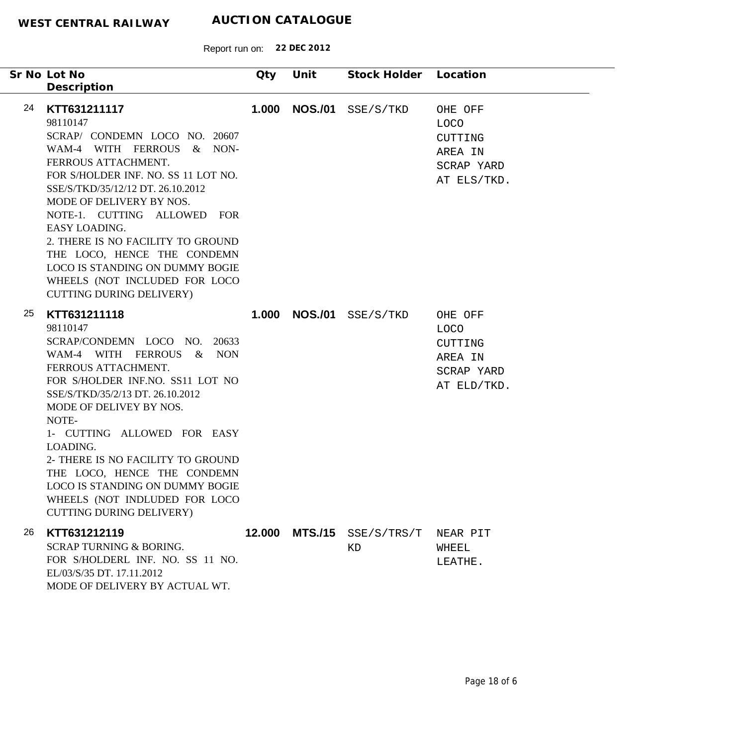**WEST CENTRAL RAILWAY** **AUCTION CATALOGUE**

Report run on: **22 DEC 2012**

| Sr No | Lot No / Description | Qty | Unit | Stock Holder | Location |
|---|---|---|---|---|---|
| 24 | **KTT631211117**<br>98110147<br>SCRAP/ CONDEMN LOCO NO. 20607 WAM-4 WITH FERROUS & NON-FERROUS ATTACHMENT.<br>FOR S/HOLDER INF. NO. SS 11 LOT NO. SSE/S/TKD/35/12/12 DT. 26.10.2012<br>MODE OF DELIVERY BY NOS.<br>NOTE-1. CUTTING ALLOWED FOR EASY LOADING.<br>2. THERE IS NO FACILITY TO GROUND THE LOCO, HENCE THE CONDEMN LOCO IS STANDING ON DUMMY BOGIE WHEELS (NOT INCLUDED FOR LOCO CUTTING DURING DELIVERY) | **1.000** | **NOS./01** | SSE/S/TKD | OHE OFF LOCO CUTTING AREA IN SCRAP YARD AT ELS/TKD. |
| 25 | **KTT631211118**<br>98110147<br>SCRAP/CONDEMN LOCO NO. 20633 WAM-4 WITH FERROUS & NON FERROUS ATTACHMENT.<br>FOR S/HOLDER INF.NO. SS11 LOT NO SSE/S/TKD/35/2/13 DT. 26.10.2012<br>MODE OF DELIVEY BY NOS.<br>NOTE-<br>1- CUTTING ALLOWED FOR EASY LOADING.<br>2- THERE IS NO FACILITY TO GROUND THE LOCO, HENCE THE CONDEMN LOCO IS STANDING ON DUMMY BOGIE WHEELS (NOT INDLUDED FOR LOCO CUTTING DURING DELIVERY) | **1.000** | **NOS./01** | SSE/S/TKD | OHE OFF LOCO CUTTING AREA IN SCRAP YARD AT ELD/TKD. |
| 26 | **KTT631212119**<br>SCRAP TURNING & BORING.<br>FOR S/HOLDERL INF. NO. SS 11 NO. EL/03/S/35 DT. 17.11.2012<br>MODE OF DELIVERY BY ACTUAL WT. | **12.000** | **MTS./15** | SSE/S/TRS/TKD | NEAR PIT WHEEL LEATHE. |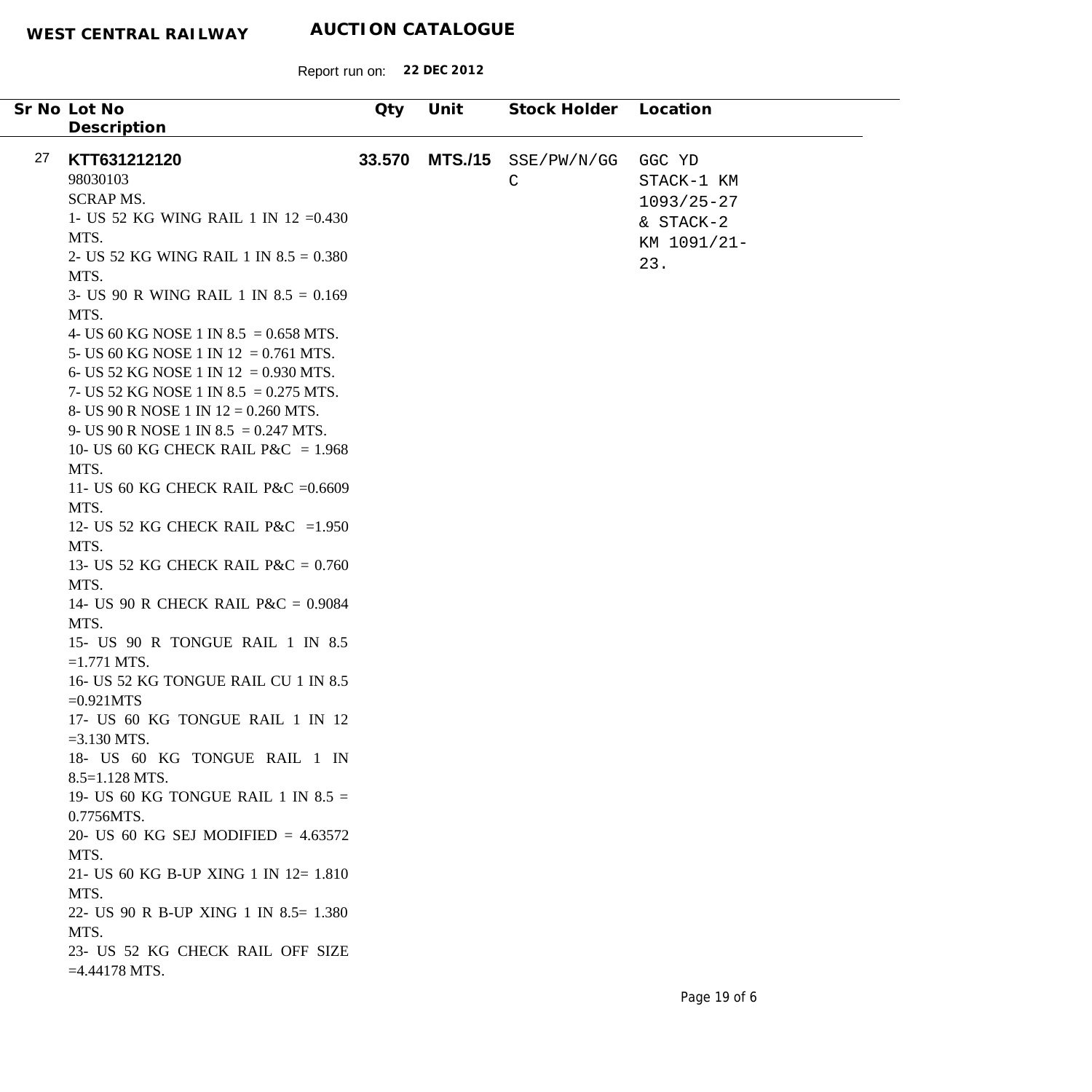**WEST CENTRAL RAILWAY** **AUCTION CATALOGUE**

Report run on: **22 DEC 2012**

| Sr No | Lot No / Description | Qty | Unit | Stock Holder | Location |
|---|---|---|---|---|---|
| 27 | **KTT631212120**<br>98030103<br>SCRAP MS.<br>1- US 52 KG WING RAIL 1 IN 12 =0.430 MTS.<br>2- US 52 KG WING RAIL 1 IN 8.5 = 0.380 MTS.<br>3- US 90 R WING RAIL 1 IN 8.5 = 0.169 MTS.<br>4- US 60 KG NOSE 1 IN 8.5 = 0.658 MTS.<br>5- US 60 KG NOSE 1 IN 12 = 0.761 MTS.<br>6- US 52 KG NOSE 1 IN 12 = 0.930 MTS.<br>7- US 52 KG NOSE 1 IN 8.5 = 0.275 MTS.<br>8- US 90 R NOSE 1 IN 12 = 0.260 MTS.<br>9- US 90 R NOSE 1 IN 8.5 = 0.247 MTS.<br>10- US 60 KG CHECK RAIL P&C = 1.968 MTS.<br>11- US 60 KG CHECK RAIL P&C =0.6609 MTS.<br>12- US 52 KG CHECK RAIL P&C =1.950 MTS.<br>13- US 52 KG CHECK RAIL P&C = 0.760 MTS.<br>14- US 90 R CHECK RAIL P&C = 0.9084 MTS.<br>15- US 90 R TONGUE RAIL 1 IN 8.5 =1.771 MTS.<br>16- US 52 KG TONGUE RAIL CU 1 IN 8.5 =0.921MTS<br>17- US 60 KG TONGUE RAIL 1 IN 12 =3.130 MTS.<br>18- US 60 KG TONGUE RAIL 1 IN 8.5=1.128 MTS.<br>19- US 60 KG TONGUE RAIL 1 IN 8.5 = 0.7756MTS.<br>20- US 60 KG SEJ MODIFIED = 4.63572 MTS.<br>21- US 60 KG B-UP XING 1 IN 12= 1.810 MTS.<br>22- US 90 R B-UP XING 1 IN 8.5= 1.380 MTS.<br>23- US 52 KG CHECK RAIL OFF SIZE =4.44178 MTS. | **33.570** | **MTS./15** | SSE/PW/N/GGC | GGC YD STACK-1 KM 1093/25-27 & STACK-2 KM 1091/21-23. |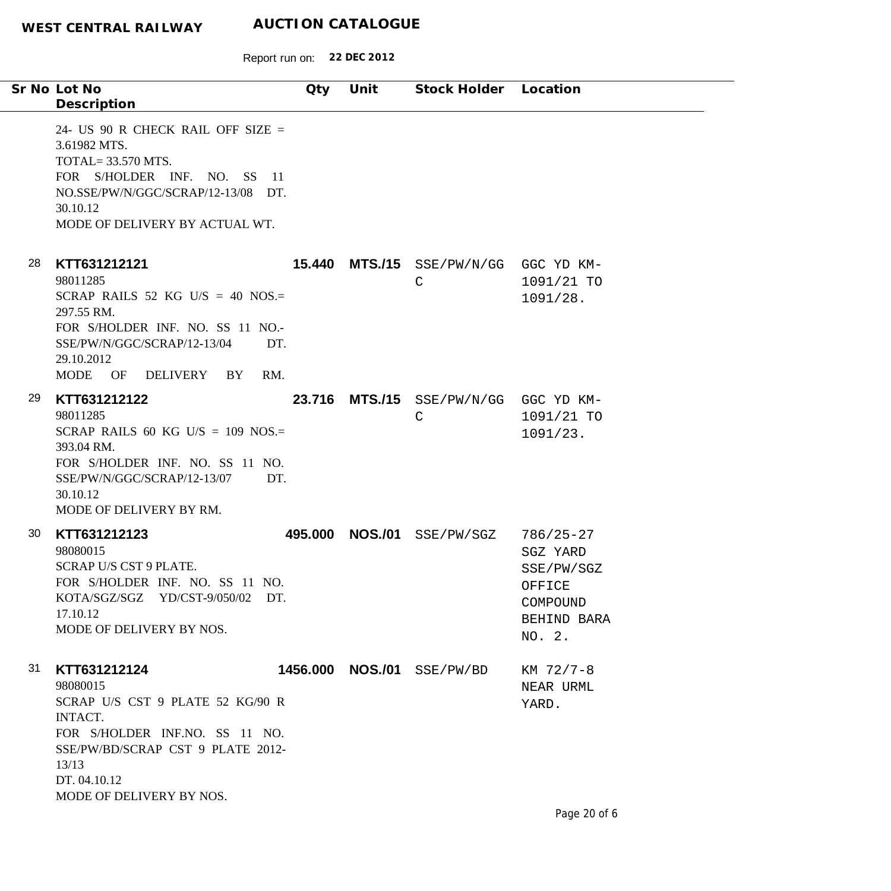**WEST CENTRAL RAILWAY** **AUCTION CATALOGUE**

Report run on: **22 DEC 2012**

| Sr No | Lot No<br>Description | Qty | Unit | Stock Holder | Location |
|---|---|---|---|---|---|
| | 24- US 90 R CHECK RAIL OFF SIZE = 3.61982 MTS.<br>TOTAL= 33.570 MTS.<br>FOR S/HOLDER INF. NO. SS 11 NO.SSE/PW/N/GGC/SCRAP/12-13/08 DT. 30.10.12<br>MODE OF DELIVERY BY ACTUAL WT. | | | | |
| 28 | **KTT631212121**<br>98011285<br>SCRAP RAILS 52 KG U/S = 40 NOS.= 297.55 RM.<br>FOR S/HOLDER INF. NO. SS 11 NO.-SSE/PW/N/GGC/SCRAP/12-13/04 DT. 29.10.2012<br>MODE OF DELIVERY BY RM. | **15.440** | **MTS./15** | SSE/PW/N/GGC | GGC YD KM-1091/21 TO 1091/28. |
| 29 | **KTT631212122**<br>98011285<br>SCRAP RAILS 60 KG U/S = 109 NOS.= 393.04 RM.<br>FOR S/HOLDER INF. NO. SS 11 NO. SSE/PW/N/GGC/SCRAP/12-13/07 DT. 30.10.12<br>MODE OF DELIVERY BY RM. | **23.716** | **MTS./15** | SSE/PW/N/GGC | GGC YD KM-1091/21 TO 1091/23. |
| 30 | **KTT631212123**<br>98080015<br>SCRAP U/S CST 9 PLATE.<br>FOR S/HOLDER INF. NO. SS 11 NO. KOTA/SGZ/SGZ YD/CST-9/050/02 DT. 17.10.12<br>MODE OF DELIVERY BY NOS. | **495.000** | **NOS./01** | SSE/PW/SGZ | 786/25-27 SGZ YARD SSE/PW/SGZ OFFICE COMPOUND BEHIND BARA NO. 2. |
| 31 | **KTT631212124**<br>98080015<br>SCRAP U/S CST 9 PLATE 52 KG/90 R INTACT.<br>FOR S/HOLDER INF.NO. SS 11 NO. SSE/PW/BD/SCRAP CST 9 PLATE 2012-13/13<br>DT. 04.10.12<br>MODE OF DELIVERY BY NOS. | **1456.000** | **NOS./01** | SSE/PW/BD | KM 72/7-8 NEAR URML YARD. |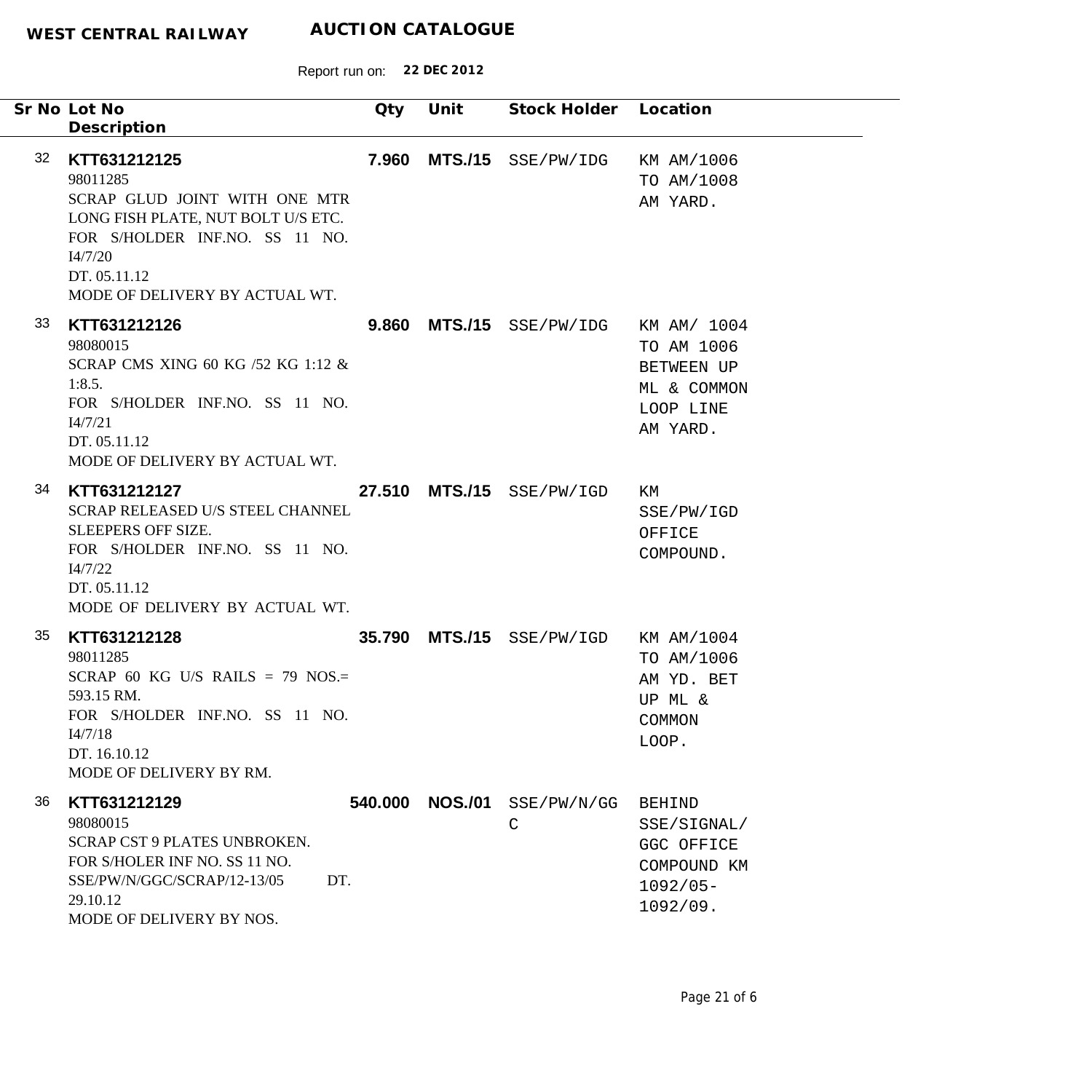**WEST CENTRAL RAILWAY** **AUCTION CATALOGUE**

Report run on: **22 DEC 2012**

| Sr No | Lot No / Description | Qty | Unit | Stock Holder | Location |
|---|---|---|---|---|---|
| 32 | **KTT631212125**<br>98011285<br>SCRAP GLUD JOINT WITH ONE MTR LONG FISH PLATE, NUT BOLT U/S ETC.<br>FOR S/HOLDER INF.NO. SS 11 NO. I4/7/20<br>DT. 05.11.12<br>MODE OF DELIVERY BY ACTUAL WT. | **7.960** | **MTS./15** | SSE/PW/IDG | KM AM/1006 TO AM/1008 AM YARD. |
| 33 | **KTT631212126**<br>98080015<br>SCRAP CMS XING 60 KG /52 KG 1:12 & 1:8.5.<br>FOR S/HOLDER INF.NO. SS 11 NO. I4/7/21<br>DT. 05.11.12<br>MODE OF DELIVERY BY ACTUAL WT. | **9.860** | **MTS./15** | SSE/PW/IDG | KM AM/ 1004 TO AM 1006 BETWEEN UP ML & COMMON LOOP LINE AM YARD. |
| 34 | **KTT631212127**<br>SCRAP RELEASED U/S STEEL CHANNEL SLEEPERS OFF SIZE.<br>FOR S/HOLDER INF.NO. SS 11 NO. I4/7/22<br>DT. 05.11.12<br>MODE OF DELIVERY BY ACTUAL WT. | **27.510** | **MTS./15** | SSE/PW/IGD | KM SSE/PW/IGD OFFICE COMPOUND. |
| 35 | **KTT631212128**<br>98011285<br>SCRAP 60 KG U/S RAILS = 79 NOS.= 593.15 RM.<br>FOR S/HOLDER INF.NO. SS 11 NO. I4/7/18<br>DT. 16.10.12<br>MODE OF DELIVERY BY RM. | **35.790** | **MTS./15** | SSE/PW/IGD | KM AM/1004 TO AM/1006 AM YD. BET UP ML & COMMON LOOP. |
| 36 | **KTT631212129**<br>98080015<br>SCRAP CST 9 PLATES UNBROKEN.<br>FOR S/HOLER INF NO. SS 11 NO. SSE/PW/N/GGC/SCRAP/12-13/05 DT. 29.10.12<br>MODE OF DELIVERY BY NOS. | **540.000** | **NOS./01** | SSE/PW/N/GGC | BEHIND SSE/SIGNAL/ GGC OFFICE COMPOUND KM 1092/05-1092/09. |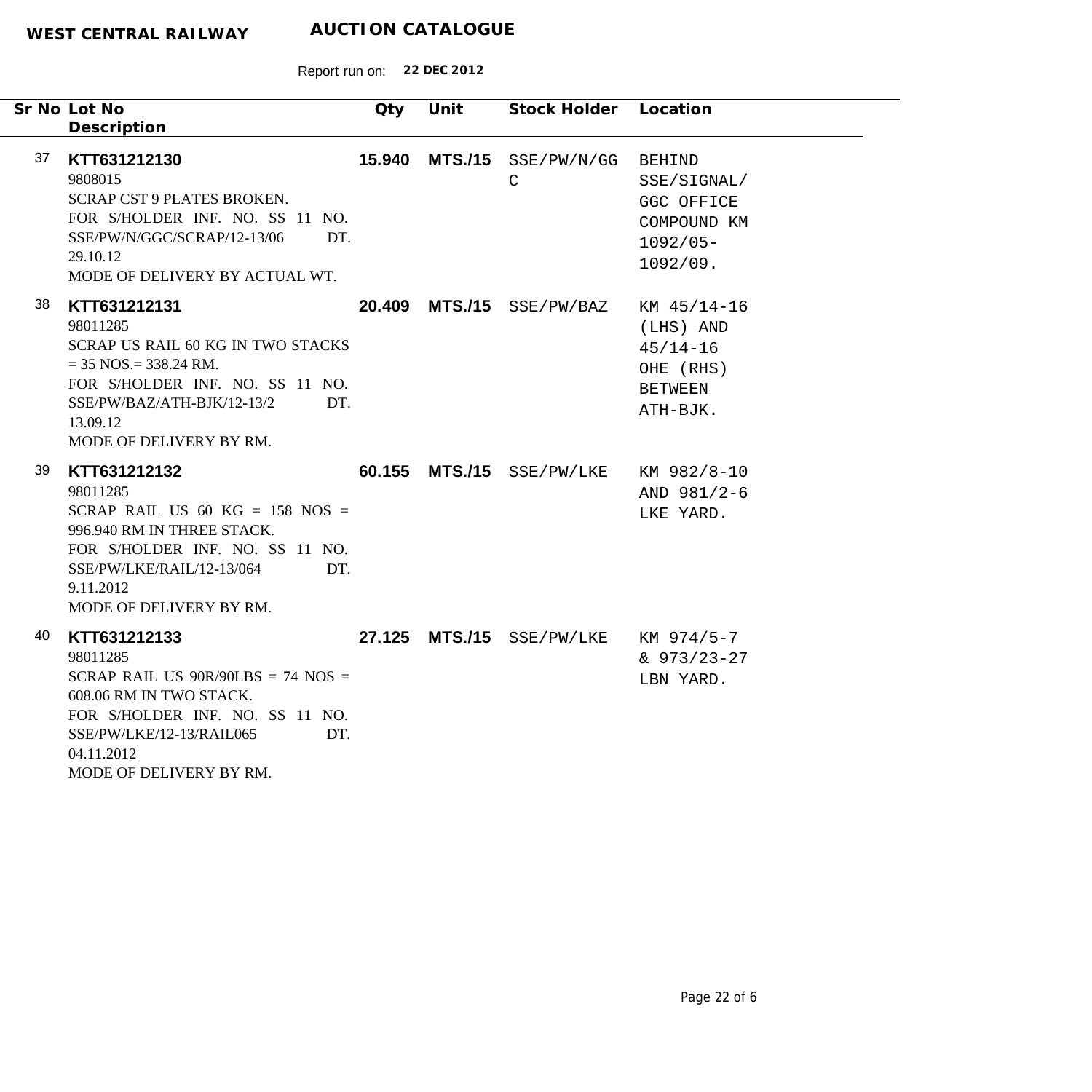**WEST CENTRAL RAILWAY** **AUCTION CATALOGUE**

Report run on: **22 DEC 2012**

| Sr No | Lot No<br>Description | Qty | Unit | Stock Holder | Location |
|---|---|---|---|---|---|
| 37 | **KTT631212130**<br>9808015<br>SCRAP CST 9 PLATES BROKEN.<br>FOR S/HOLDER INF. NO. SS 11 NO. SSE/PW/N/GGC/SCRAP/12-13/06 DT. 29.10.12<br>MODE OF DELIVERY BY ACTUAL WT. | **15.940** | **MTS./15** | SSE/PW/N/GGC | BEHIND SSE/SIGNAL/ GGC OFFICE COMPOUND KM 1092/05-1092/09. |
| 38 | **KTT631212131**<br>98011285<br>SCRAP US RAIL 60 KG IN TWO STACKS = 35 NOS.= 338.24 RM.<br>FOR S/HOLDER INF. NO. SS 11 NO. SSE/PW/BAZ/ATH-BJK/12-13/2 DT. 13.09.12<br>MODE OF DELIVERY BY RM. | **20.409** | **MTS./15** | SSE/PW/BAZ | KM 45/14-16 (LHS) AND 45/14-16 OHE (RHS) BETWEEN ATH-BJK. |
| 39 | **KTT631212132**<br>98011285<br>SCRAP RAIL US 60 KG = 158 NOS = 996.940 RM IN THREE STACK.<br>FOR S/HOLDER INF. NO. SS 11 NO. SSE/PW/LKE/RAIL/12-13/064 DT. 9.11.2012<br>MODE OF DELIVERY BY RM. | **60.155** | **MTS./15** | SSE/PW/LKE | KM 982/8-10 AND 981/2-6 LKE YARD. |
| 40 | **KTT631212133**<br>98011285<br>SCRAP RAIL US 90R/90LBS = 74 NOS = 608.06 RM IN TWO STACK.<br>FOR S/HOLDER INF. NO. SS 11 NO. SSE/PW/LKE/12-13/RAIL065 DT. 04.11.2012<br>MODE OF DELIVERY BY RM. | **27.125** | **MTS./15** | SSE/PW/LKE | KM 974/5-7 & 973/23-27 LBN YARD. |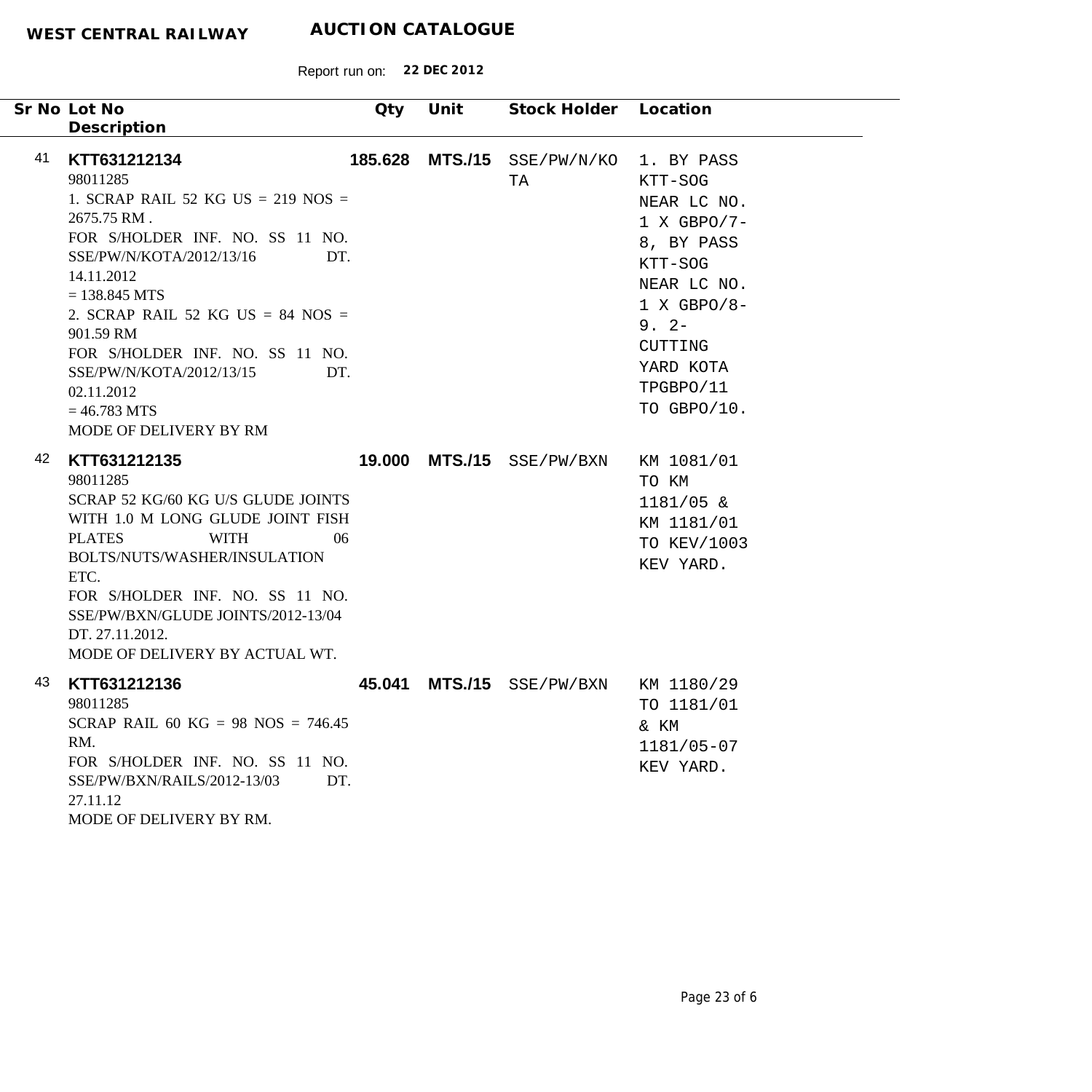**WEST CENTRAL RAILWAY** **AUCTION CATALOGUE**

Report run on: **22 DEC 2012**

| Sr No | Lot No / Description | Qty | Unit | Stock Holder | Location |
|---|---|---|---|---|---|
| 41 | **KTT631212134**<br>98011285<br>1. SCRAP RAIL 52 KG US = 219 NOS = 2675.75 RM .<br>FOR S/HOLDER INF. NO. SS 11 NO. SSE/PW/N/KOTA/2012/13/16 DT. 14.11.2012<br>= 138.845 MTS<br>2. SCRAP RAIL 52 KG US = 84 NOS = 901.59 RM<br>FOR S/HOLDER INF. NO. SS 11 NO. SSE/PW/N/KOTA/2012/13/15 DT. 02.11.2012<br>= 46.783 MTS<br>MODE OF DELIVERY BY RM | **185.628** | **MTS./15** | SSE/PW/N/KOTA | 1. BY PASS KTT-SOG NEAR LC NO. 1 X GBPO/7-8, BY PASS KTT-SOG NEAR LC NO. 1 X GBPO/8-9. 2- CUTTING YARD KOTA TPGBPO/11 TO GBPO/10. |
| 42 | **KTT631212135**<br>98011285<br>SCRAP 52 KG/60 KG U/S GLUDE JOINTS WITH 1.0 M LONG GLUDE JOINT FISH PLATES WITH 06 BOLTS/NUTS/WASHER/INSULATION ETC.<br>FOR S/HOLDER INF. NO. SS 11 NO. SSE/PW/BXN/GLUDE JOINTS/2012-13/04 DT. 27.11.2012.<br>MODE OF DELIVERY BY ACTUAL WT. | **19.000** | **MTS./15** | SSE/PW/BXN | KM 1081/01 TO KM 1181/05 & KM 1181/01 TO KEV/1003 KEV YARD. |
| 43 | **KTT631212136**<br>98011285<br>SCRAP RAIL 60 KG = 98 NOS = 746.45 RM.<br>FOR S/HOLDER INF. NO. SS 11 NO. SSE/PW/BXN/RAILS/2012-13/03 DT. 27.11.12<br>MODE OF DELIVERY BY RM. | **45.041** | **MTS./15** | SSE/PW/BXN | KM 1180/29 TO 1181/01 & KM 1181/05-07 KEV YARD. |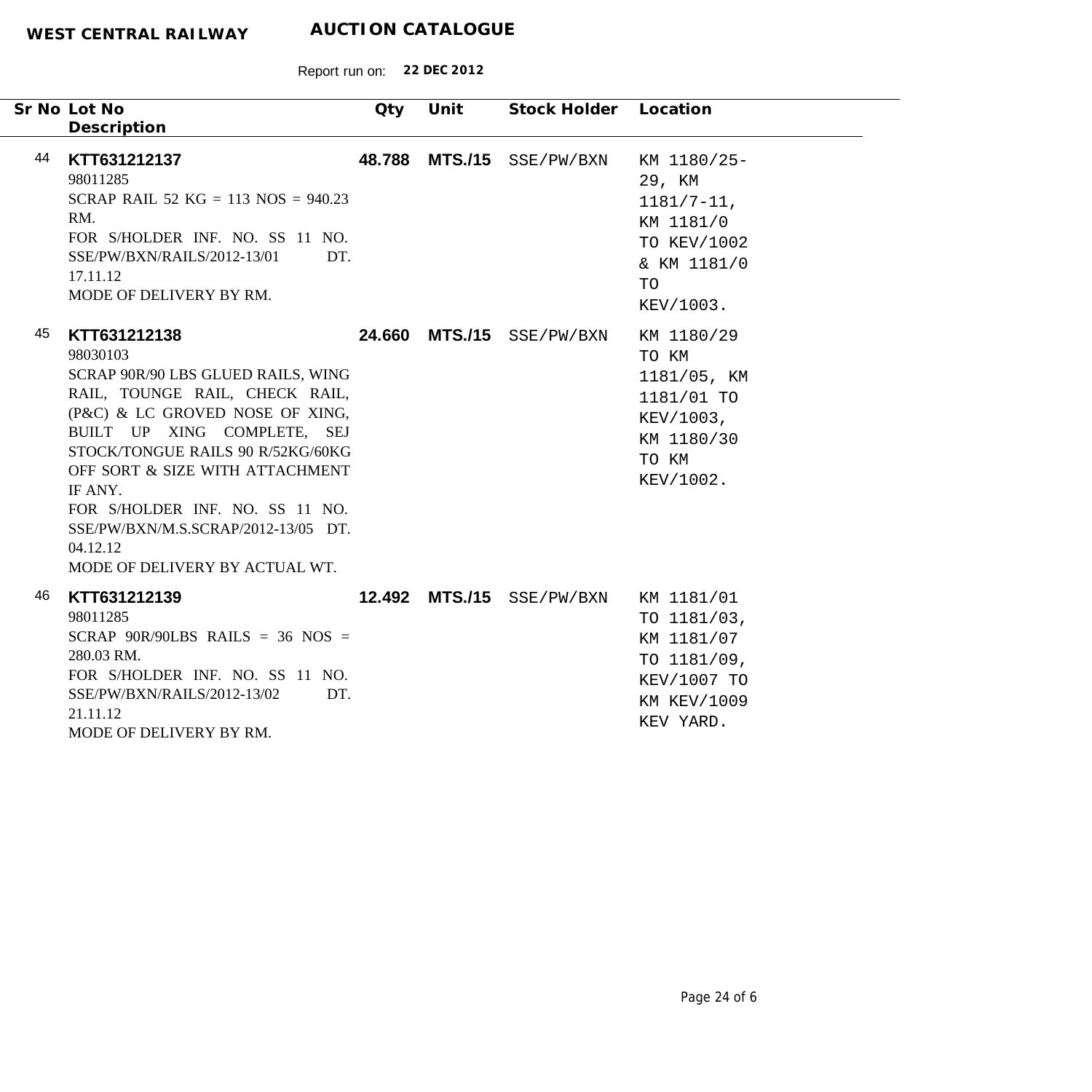**WEST CENTRAL RAILWAY** **AUCTION CATALOGUE**

Report run on: **22 DEC 2012**

| Sr No | Lot No<br>Description | Qty | Unit | Stock Holder | Location |
|---|---|---|---|---|---|
| 44 | **KTT631212137**<br>98011285<br>SCRAP RAIL 52 KG = 113 NOS = 940.23 RM.<br>FOR S/HOLDER INF. NO. SS 11 NO. SSE/PW/BXN/RAILS/2012-13/01 DT. 17.11.12<br>MODE OF DELIVERY BY RM. | **48.788** | **MTS./15** | SSE/PW/BXN | KM 1180/25-29, KM 1181/7-11, KM 1181/0 TO KEV/1002 & KM 1181/0 TO KEV/1003. |
| 45 | **KTT631212138**<br>98030103<br>SCRAP 90R/90 LBS GLUED RAILS, WING RAIL, TOUNGE RAIL, CHECK RAIL, (P&C) & LC GROVED NOSE OF XING, BUILT UP XING COMPLETE, SEJ STOCK/TONGUE RAILS 90 R/52KG/60KG OFF SORT & SIZE WITH ATTACHMENT IF ANY.<br>FOR S/HOLDER INF. NO. SS 11 NO. SSE/PW/BXN/M.S.SCRAP/2012-13/05 DT. 04.12.12<br>MODE OF DELIVERY BY ACTUAL WT. | **24.660** | **MTS./15** | SSE/PW/BXN | KM 1180/29 TO KM 1181/05, KM 1181/01 TO KEV/1003, KM 1180/30 TO KM KEV/1002. |
| 46 | **KTT631212139**<br>98011285<br>SCRAP 90R/90LBS RAILS = 36 NOS = 280.03 RM.<br>FOR S/HOLDER INF. NO. SS 11 NO. SSE/PW/BXN/RAILS/2012-13/02 DT. 21.11.12<br>MODE OF DELIVERY BY RM. | **12.492** | **MTS./15** | SSE/PW/BXN | KM 1181/01 TO 1181/03, KM 1181/07 TO 1181/09, KEV/1007 TO KM KEV/1009 KEV YARD. |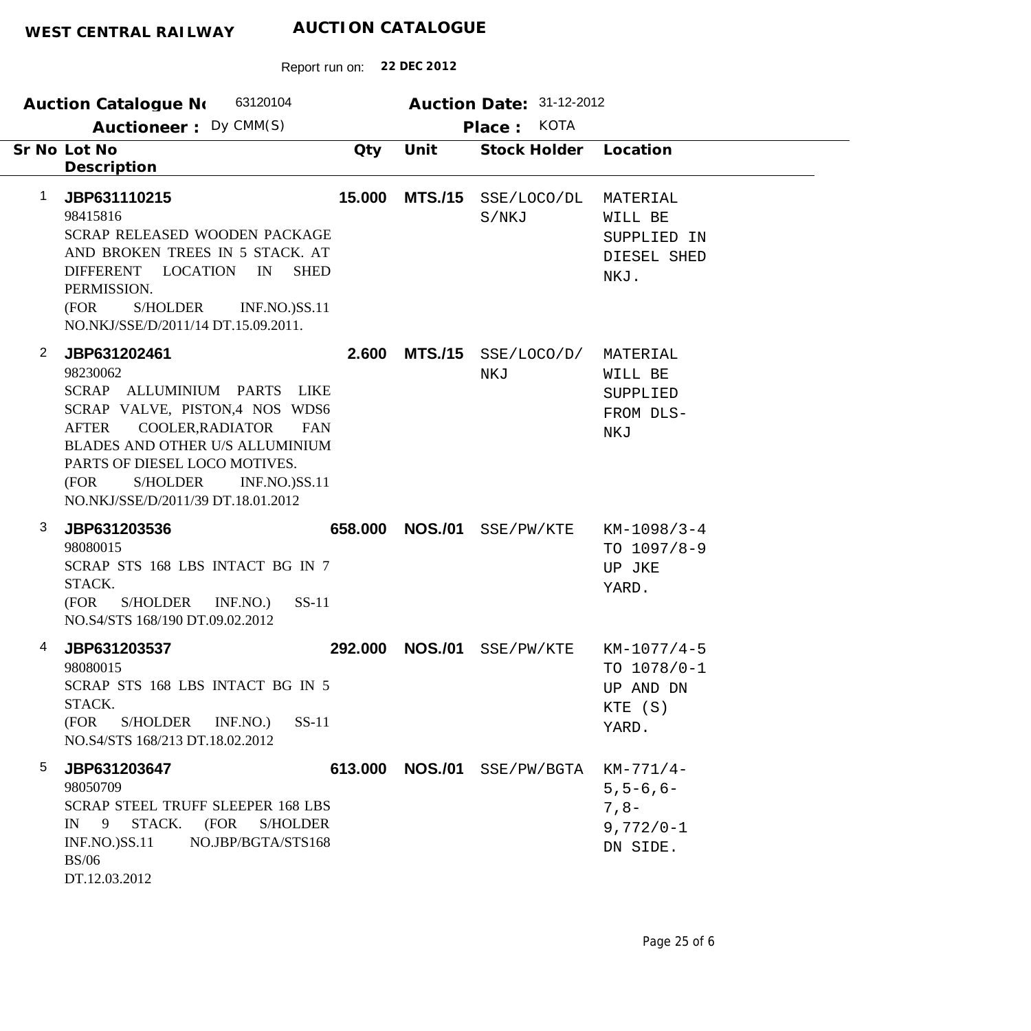**WEST CENTRAL RAILWAY** **AUCTION CATALOGUE**

Report run on: **22 DEC 2012**

**Auction Catalogue No** 63120104 **Auction Date:** 31-12-2012

**Auctioneer :** Dy CMM(S) **Place :** KOTA

| Sr No | Lot No / Description | Qty | Unit | Stock Holder | Location |
|---|---|---|---|---|---|
| 1 | **JBP631110215**<br>98415816<br>SCRAP RELEASED WOODEN PACKAGE AND BROKEN TREES IN 5 STACK. AT DIFFERENT LOCATION IN SHED PERMISSION.<br>(FOR S/HOLDER INF.NO.)SS.11 NO.NKJ/SSE/D/2011/14 DT.15.09.2011. | **15.000** | **MTS./15** | SSE/LOCO/DLS/NKJ | MATERIAL WILL BE SUPPLIED IN DIESEL SHED NKJ. |
| 2 | **JBP631202461**<br>98230062<br>SCRAP ALLUMINIUM PARTS LIKE SCRAP VALVE, PISTON,4 NOS WDS6 AFTER COOLER,RADIATOR FAN BLADES AND OTHER U/S ALLUMINIUM PARTS OF DIESEL LOCO MOTIVES.<br>(FOR S/HOLDER INF.NO.)SS.11 NO.NKJ/SSE/D/2011/39 DT.18.01.2012 | **2.600** | **MTS./15** | SSE/LOCO/D/NKJ | MATERIAL WILL BE SUPPLIED FROM DLS-NKJ |
| 3 | **JBP631203536**<br>98080015<br>SCRAP STS 168 LBS INTACT BG IN 7 STACK.<br>(FOR S/HOLDER INF.NO.) SS-11 NO.S4/STS 168/190 DT.09.02.2012 | **658.000** | **NOS./01** | SSE/PW/KTE | KM-1098/3-4 TO 1097/8-9 UP JKE YARD. |
| 4 | **JBP631203537**<br>98080015<br>SCRAP STS 168 LBS INTACT BG IN 5 STACK.<br>(FOR S/HOLDER INF.NO.) SS-11 NO.S4/STS 168/213 DT.18.02.2012 | **292.000** | **NOS./01** | SSE/PW/KTE | KM-1077/4-5 TO 1078/0-1 UP AND DN KTE (S) YARD. |
| 5 | **JBP631203647**<br>98050709<br>SCRAP STEEL TRUFF SLEEPER 168 LBS IN 9 STACK. (FOR S/HOLDER INF.NO.)SS.11 NO.JBP/BGTA/STS168 BS/06<br>DT.12.03.2012 | **613.000** | **NOS./01** | SSE/PW/BGTA | KM-771/4-5,5-6,6-7,8-9,772/0-1 DN SIDE. |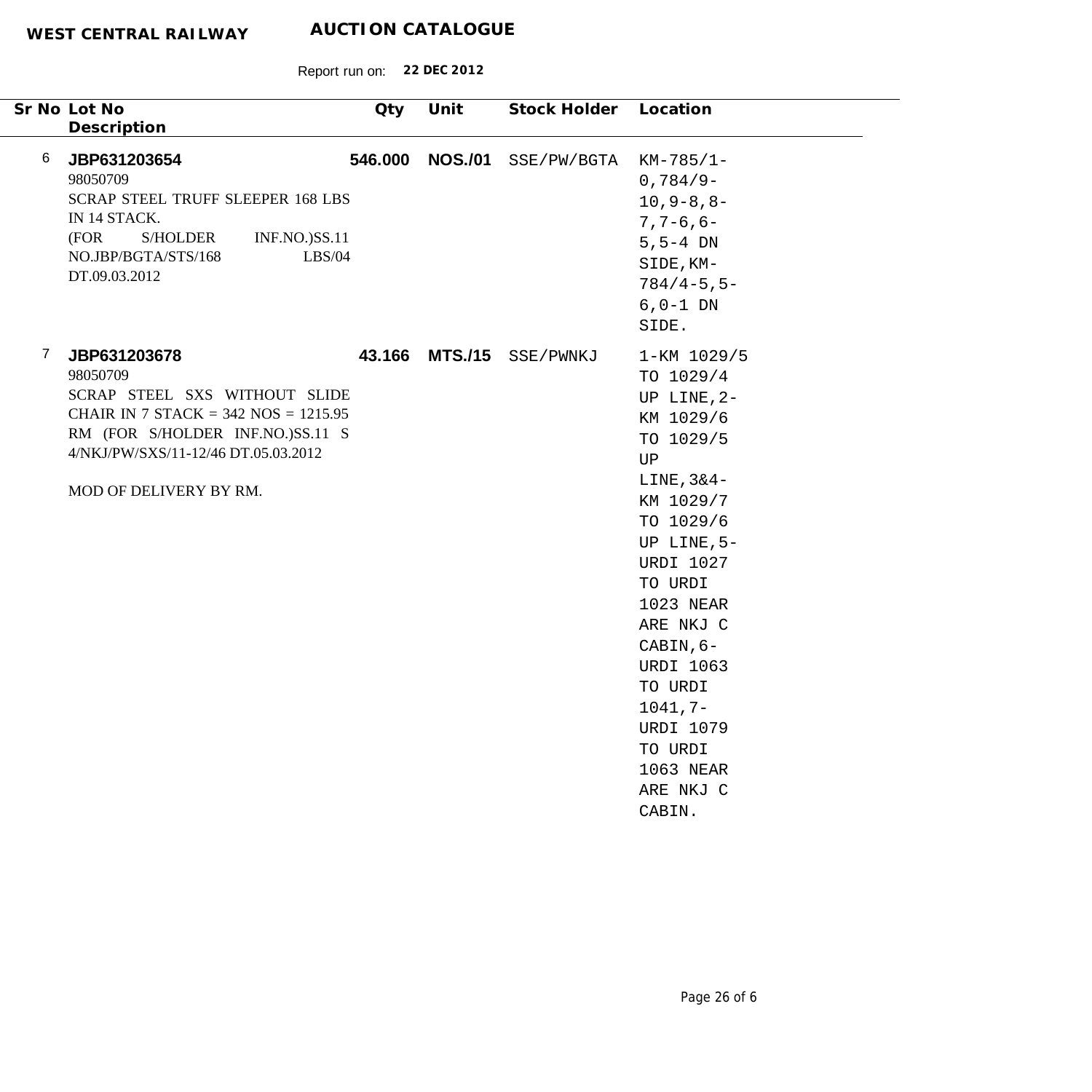**WEST CENTRAL RAILWAY** **AUCTION CATALOGUE**

Report run on: **22 DEC 2012**

| Sr No | Lot No / Description | Qty | Unit | Stock Holder | Location |
|---|---|---|---|---|---|
| 6 | **JBP631203654**<br>98050709<br>SCRAP STEEL TRUFF SLEEPER 168 LBS IN 14 STACK.<br>(FOR S/HOLDER INF.NO.)SS.11 NO.JBP/BGTA/STS/168 LBS/04 DT.09.03.2012 | **546.000** | **NOS./01** | SSE/PW/BGTA | KM-785/1-0,784/9-10,9-8,8-7,7-6,6-5,5-4 DN SIDE,KM-784/4-5,5-6,0-1 DN SIDE. |
| 7 | **JBP631203678**<br>98050709<br>SCRAP STEEL SXS WITHOUT SLIDE CHAIR IN 7 STACK = 342 NOS = 1215.95 RM (FOR S/HOLDER INF.NO.)SS.11 S 4/NKJ/PW/SXS/11-12/46 DT.05.03.2012<br><br>MOD OF DELIVERY BY RM. | **43.166** | **MTS./15** | SSE/PWNKJ | 1-KM 1029/5 TO 1029/4 UP LINE,2-KM 1029/6 TO 1029/5 UP LINE,3&4-KM 1029/7 TO 1029/6 UP LINE,5-URDI 1027 TO URDI 1023 NEAR ARE NKJ C CABIN,6-URDI 1063 TO URDI 1041,7-URDI 1079 TO URDI 1063 NEAR ARE NKJ C CABIN. |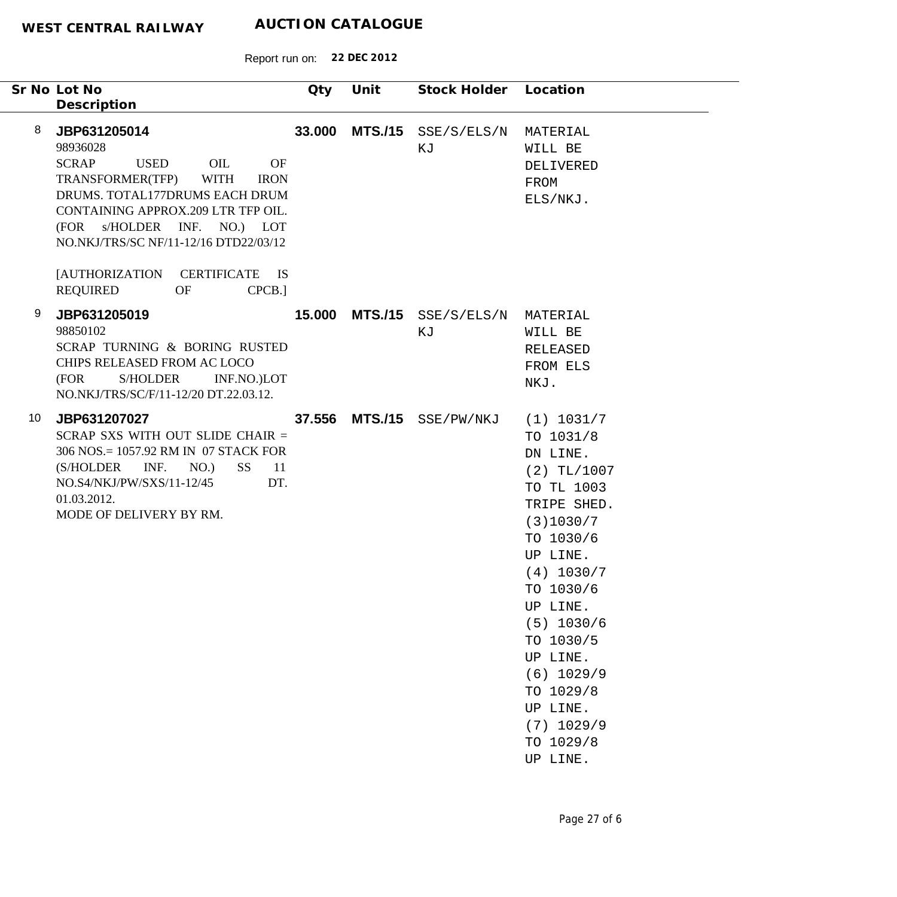**WEST CENTRAL RAILWAY** **AUCTION CATALOGUE**

Report run on: **22 DEC 2012**

| Sr No | Lot No / Description | Qty | Unit | Stock Holder | Location |
|---|---|---|---|---|---|
| 8 | **JBP631205014**<br>98936028<br>SCRAP USED OIL OF TRANSFORMER(TFP) WITH IRON DRUMS. TOTAL177DRUMS EACH DRUM CONTAINING APPROX.209 LTR TFP OIL. (FOR s/HOLDER INF. NO.) LOT NO.NKJ/TRS/SC NF/11-12/16 DTD22/03/12<br><br>[AUTHORIZATION CERTIFICATE IS REQUIRED OF CPCB.] | **33.000** | **MTS./15** | SSE/S/ELS/NKJ | MATERIAL WILL BE DELIVERED FROM ELS/NKJ. |
| 9 | **JBP631205019**<br>98850102<br>SCRAP TURNING & BORING RUSTED CHIPS RELEASED FROM AC LOCO (FOR S/HOLDER INF.NO.)LOT NO.NKJ/TRS/SC/F/11-12/20 DT.22.03.12. | **15.000** | **MTS./15** | SSE/S/ELS/NKJ | MATERIAL WILL BE RELEASED FROM ELS NKJ. |
| 10 | **JBP631207027**<br>SCRAP SXS WITH OUT SLIDE CHAIR = 306 NOS.= 1057.92 RM IN 07 STACK FOR (S/HOLDER INF. NO.) SS 11 NO.S4/NKJ/PW/SXS/11-12/45 DT. 01.03.2012.<br>MODE OF DELIVERY BY RM. | **37.556** | **MTS./15** | SSE/PW/NKJ | (1) 1031/7 TO 1031/8 DN LINE.<br>(2) TL/1007 TO TL 1003 TRIPE SHED.<br>(3)1030/7 TO 1030/6 UP LINE.<br>(4) 1030/7 TO 1030/6 UP LINE.<br>(5) 1030/6 TO 1030/5 UP LINE.<br>(6) 1029/9 TO 1029/8 UP LINE.<br>(7) 1029/9 TO 1029/8 UP LINE. |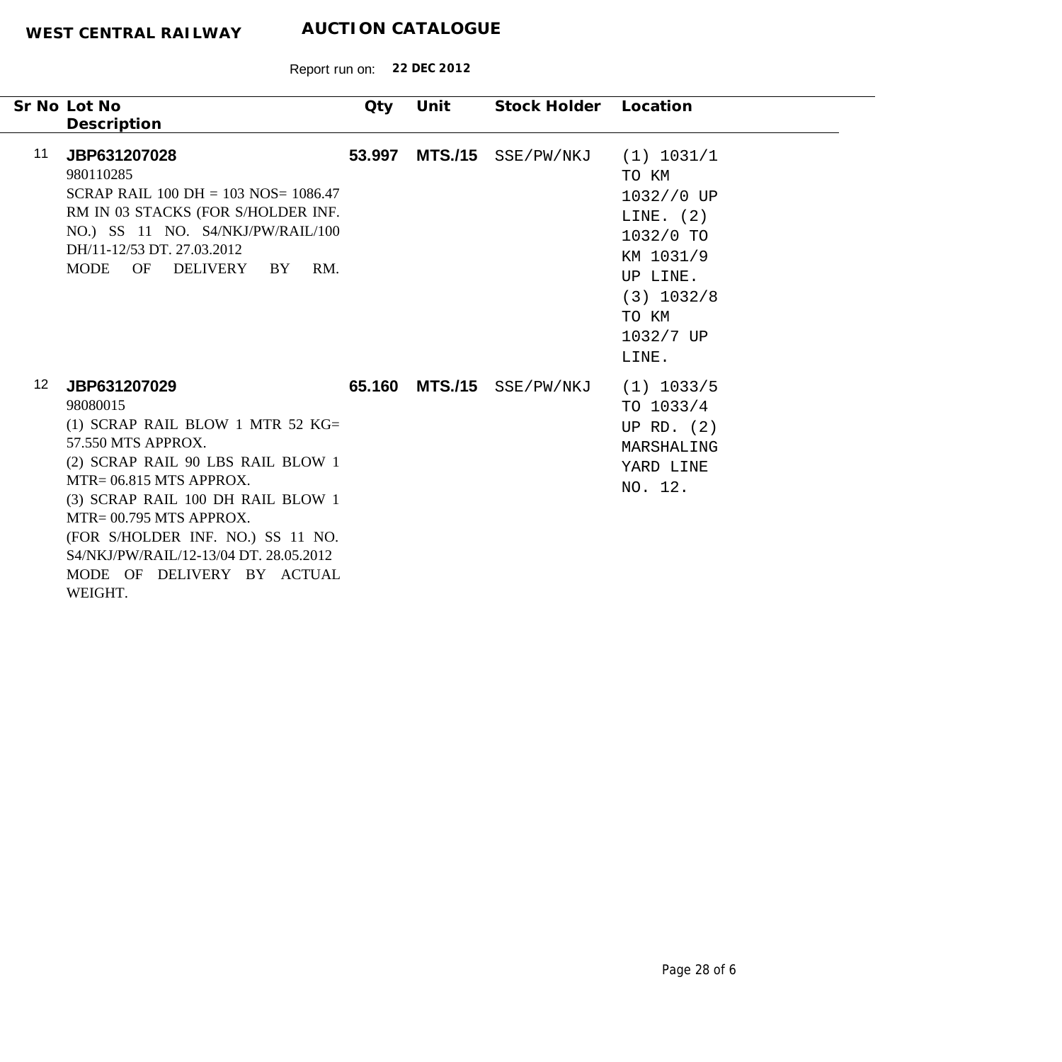**WEST CENTRAL RAILWAY** **AUCTION CATALOGUE**

Report run on: **22 DEC 2012**

| Sr No | Lot No / Description | Qty | Unit | Stock Holder | Location |
|---|---|---|---|---|---|
| 11 | **JBP631207028**<br>980110285<br>SCRAP RAIL 100 DH = 103 NOS= 1086.47 RM IN 03 STACKS (FOR S/HOLDER INF. NO.) SS 11 NO. S4/NKJ/PW/RAIL/100 DH/11-12/53 DT. 27.03.2012<br>MODE OF DELIVERY BY RM. | **53.997** | **MTS./15** | SSE/PW/NKJ | (1) 1031/1 TO KM 1032//0 UP LINE. (2) 1032/0 TO KM 1031/9 UP LINE. (3) 1032/8 TO KM 1032/7 UP LINE. |
| 12 | **JBP631207029**<br>98080015<br>(1) SCRAP RAIL BLOW 1 MTR 52 KG= 57.550 MTS APPROX.<br>(2) SCRAP RAIL 90 LBS RAIL BLOW 1 MTR= 06.815 MTS APPROX.<br>(3) SCRAP RAIL 100 DH RAIL BLOW 1 MTR= 00.795 MTS APPROX.<br>(FOR S/HOLDER INF. NO.) SS 11 NO. S4/NKJ/PW/RAIL/12-13/04 DT. 28.05.2012<br>MODE OF DELIVERY BY ACTUAL WEIGHT. | **65.160** | **MTS./15** | SSE/PW/NKJ | (1) 1033/5 TO 1033/4 UP RD. (2) MARSHALING YARD LINE NO. 12. |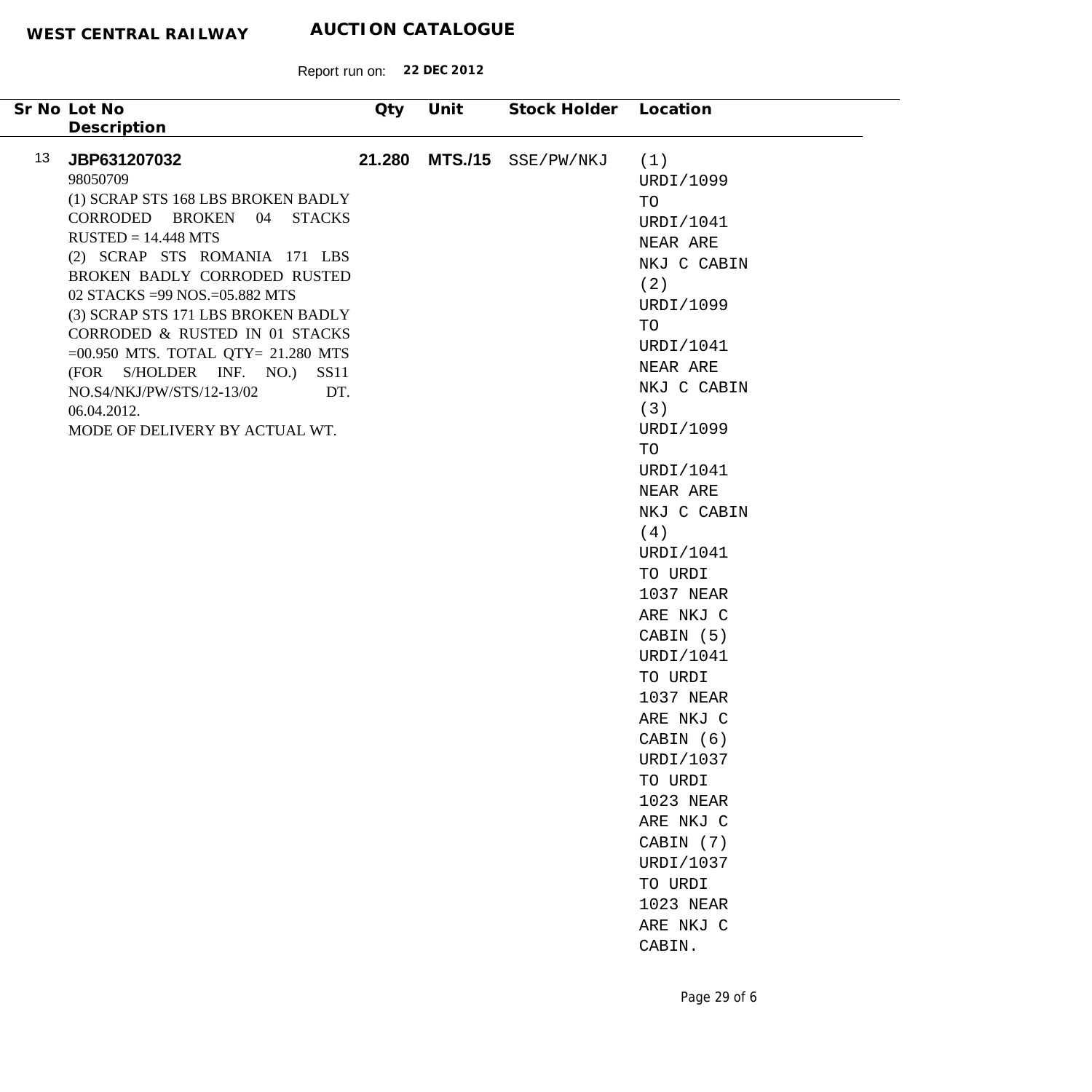**WEST CENTRAL RAILWAY** **AUCTION CATALOGUE**

Report run on: **22 DEC 2012**

| Sr No | Lot No<br>Description | Qty | Unit | Stock Holder | Location |
|---|---|---|---|---|---|
| 13 | **JBP631207032**<br>98050709<br>(1) SCRAP STS 168 LBS BROKEN BADLY CORRODED BROKEN 04 STACKS RUSTED = 14.448 MTS<br>(2) SCRAP STS ROMANIA 171 LBS BROKEN BADLY CORRODED RUSTED 02 STACKS =99 NOS.=05.882 MTS<br>(3) SCRAP STS 171 LBS BROKEN BADLY CORRODED & RUSTED IN 01 STACKS =00.950 MTS. TOTAL QTY= 21.280 MTS (FOR S/HOLDER INF. NO.) SS11 NO.S4/NKJ/PW/STS/12-13/02 DT. 06.04.2012.<br>MODE OF DELIVERY BY ACTUAL WT. | **21.280** | **MTS./15** | SSE/PW/NKJ | (1) URDI/1099 TO URDI/1041 NEAR ARE NKJ C CABIN (2) URDI/1099 TO URDI/1041 NEAR ARE NKJ C CABIN (3) URDI/1099 TO URDI/1041 NEAR ARE NKJ C CABIN (4) URDI/1041 TO URDI 1037 NEAR ARE NKJ C CABIN (5) URDI/1041 TO URDI 1037 NEAR ARE NKJ C CABIN (6) URDI/1037 TO URDI 1023 NEAR ARE NKJ C CABIN (7) URDI/1037 TO URDI 1023 NEAR ARE NKJ C CABIN. |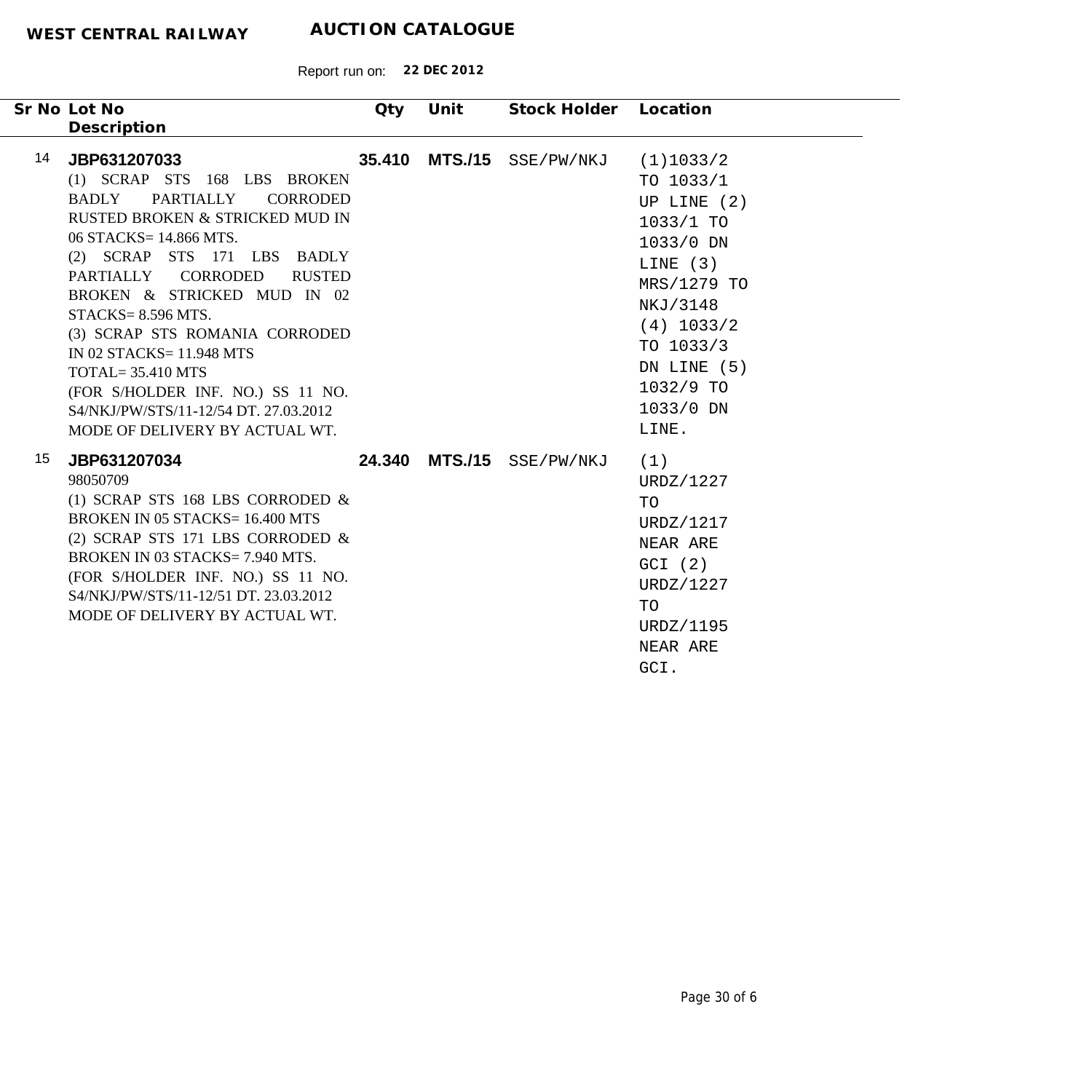**WEST CENTRAL RAILWAY** **AUCTION CATALOGUE**

Report run on: **22 DEC 2012**

| Sr No | Lot No / Description | Qty | Unit | Stock Holder | Location |
|---|---|---|---|---|---|
| 14 | **JBP631207033**<br>(1) SCRAP STS 168 LBS BROKEN BADLY PARTIALLY CORRODED RUSTED BROKEN & STRICKED MUD IN 06 STACKS= 14.866 MTS.<br>(2) SCRAP STS 171 LBS BADLY PARTIALLY CORRODED RUSTED BROKEN & STRICKED MUD IN 02 STACKS= 8.596 MTS.<br>(3) SCRAP STS ROMANIA CORRODED IN 02 STACKS= 11.948 MTS<br>TOTAL= 35.410 MTS<br>(FOR S/HOLDER INF. NO.) SS 11 NO. S4/NKJ/PW/STS/11-12/54 DT. 27.03.2012<br>MODE OF DELIVERY BY ACTUAL WT. | **35.410** | **MTS./15** | SSE/PW/NKJ | (1)1033/2 TO 1033/1 UP LINE (2) 1033/1 TO 1033/0 DN LINE (3) MRS/1279 TO NKJ/3148 (4) 1033/2 TO 1033/3 DN LINE (5) 1032/9 TO 1033/0 DN LINE. |
| 15 | **JBP631207034**<br>98050709<br>(1) SCRAP STS 168 LBS CORRODED & BROKEN IN 05 STACKS= 16.400 MTS<br>(2) SCRAP STS 171 LBS CORRODED & BROKEN IN 03 STACKS= 7.940 MTS.<br>(FOR S/HOLDER INF. NO.) SS 11 NO. S4/NKJ/PW/STS/11-12/51 DT. 23.03.2012<br>MODE OF DELIVERY BY ACTUAL WT. | **24.340** | **MTS./15** | SSE/PW/NKJ | (1) URDZ/1227 TO URDZ/1217 NEAR ARE GCI (2) URDZ/1227 TO URDZ/1195 NEAR ARE GCI. |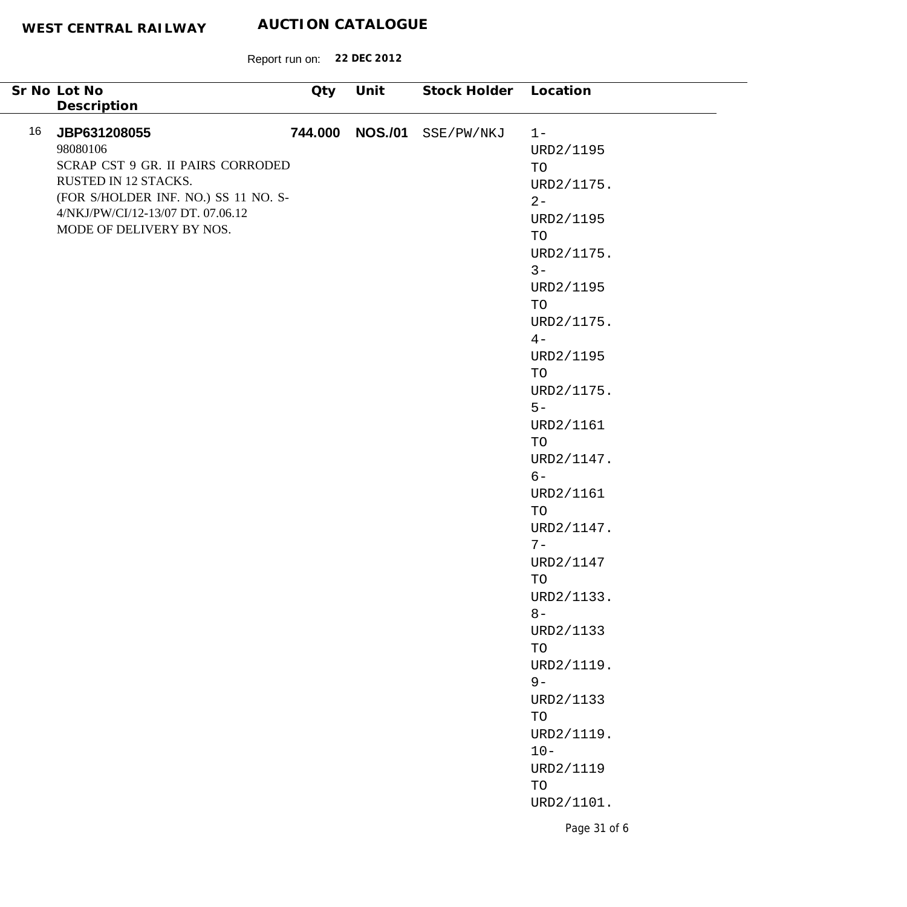**WEST CENTRAL RAILWAY** **AUCTION CATALOGUE**

Report run on: **22 DEC 2012**

| Sr No | Lot No / Description | Qty | Unit | Stock Holder | Location |
|---|---|---|---|---|---|
| 16 | **JBP631208055**<br>98080106<br>SCRAP CST 9 GR. II PAIRS CORRODED RUSTED IN 12 STACKS.<br>(FOR S/HOLDER INF. NO.) SS 11 NO. S-4/NKJ/PW/CI/12-13/07 DT. 07.06.12<br>MODE OF DELIVERY BY NOS. | **744.000** | **NOS./01** | SSE/PW/NKJ | 1-URD2/1195 TO URD2/1175. 2-URD2/1195 TO URD2/1175. 3-URD2/1195 TO URD2/1175. 4-URD2/1195 TO URD2/1175. 5-URD2/1161 TO URD2/1147. 6-URD2/1161 TO URD2/1147. 7-URD2/1147 TO URD2/1133. 8-URD2/1133 TO URD2/1119. 9-URD2/1133 TO URD2/1119. 10-URD2/1119 TO URD2/1101. |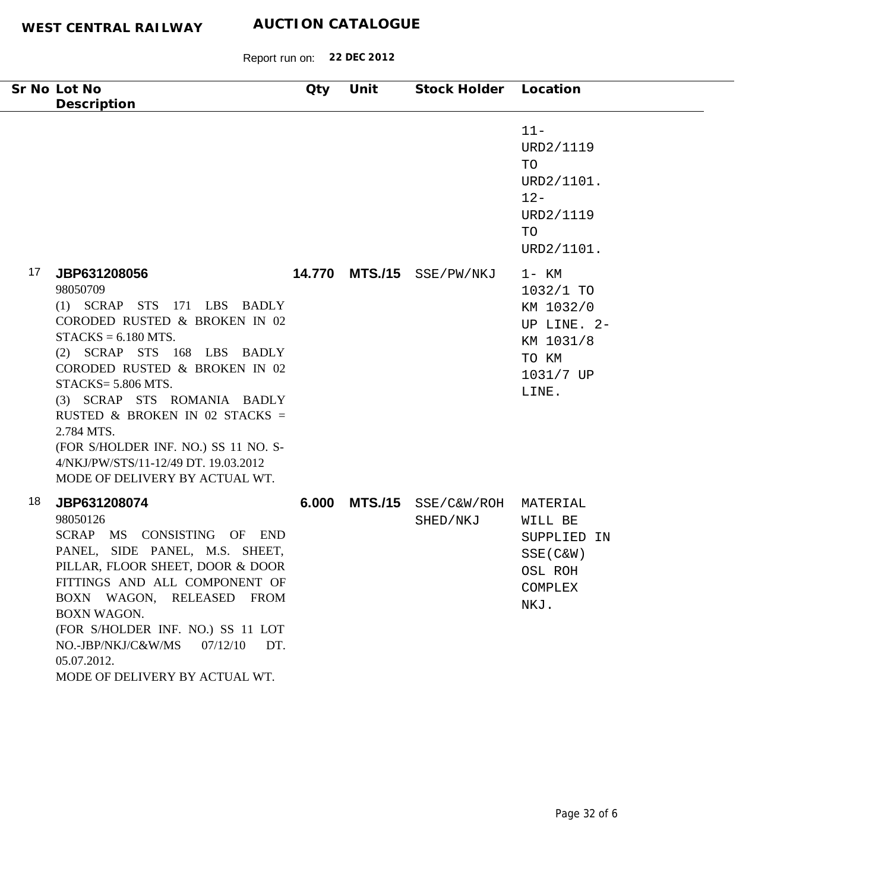**WEST CENTRAL RAILWAY** **AUCTION CATALOGUE**

Report run on: **22 DEC 2012**

| Sr No | Lot No<br>Description | Qty | Unit | Stock Holder | Location |
|---|---|---|---|---|---|
| | | | | | 11- URD2/1119 TO URD2/1101. 12- URD2/1119 TO URD2/1101. |
| 17 | **JBP631208056**<br>98050709<br>(1) SCRAP STS 171 LBS BADLY CORODED RUSTED & BROKEN IN 02 STACKS = 6.180 MTS.<br>(2) SCRAP STS 168 LBS BADLY CORODED RUSTED & BROKEN IN 02 STACKS= 5.806 MTS.<br>(3) SCRAP STS ROMANIA BADLY RUSTED & BROKEN IN 02 STACKS = 2.784 MTS.<br>(FOR S/HOLDER INF. NO.) SS 11 NO. S-4/NKJ/PW/STS/11-12/49 DT. 19.03.2012<br>MODE OF DELIVERY BY ACTUAL WT. | **14.770** | **MTS./15** | SSE/PW/NKJ | 1- KM 1032/1 TO KM 1032/0 UP LINE. 2- KM 1031/8 TO KM 1031/7 UP LINE. |
| 18 | **JBP631208074**<br>98050126<br>SCRAP MS CONSISTING OF END PANEL, SIDE PANEL, M.S. SHEET, PILLAR, FLOOR SHEET, DOOR & DOOR FITTINGS AND ALL COMPONENT OF BOXN WAGON, RELEASED FROM BOXN WAGON.<br>(FOR S/HOLDER INF. NO.) SS 11 LOT NO.-JBP/NKJ/C&W/MS 07/12/10 DT. 05.07.2012.<br>MODE OF DELIVERY BY ACTUAL WT. | **6.000** | **MTS./15** | SSE/C&W/ROH SHED/NKJ | MATERIAL WILL BE SUPPLIED IN SSE(C&W) OSL ROH COMPLEX NKJ. |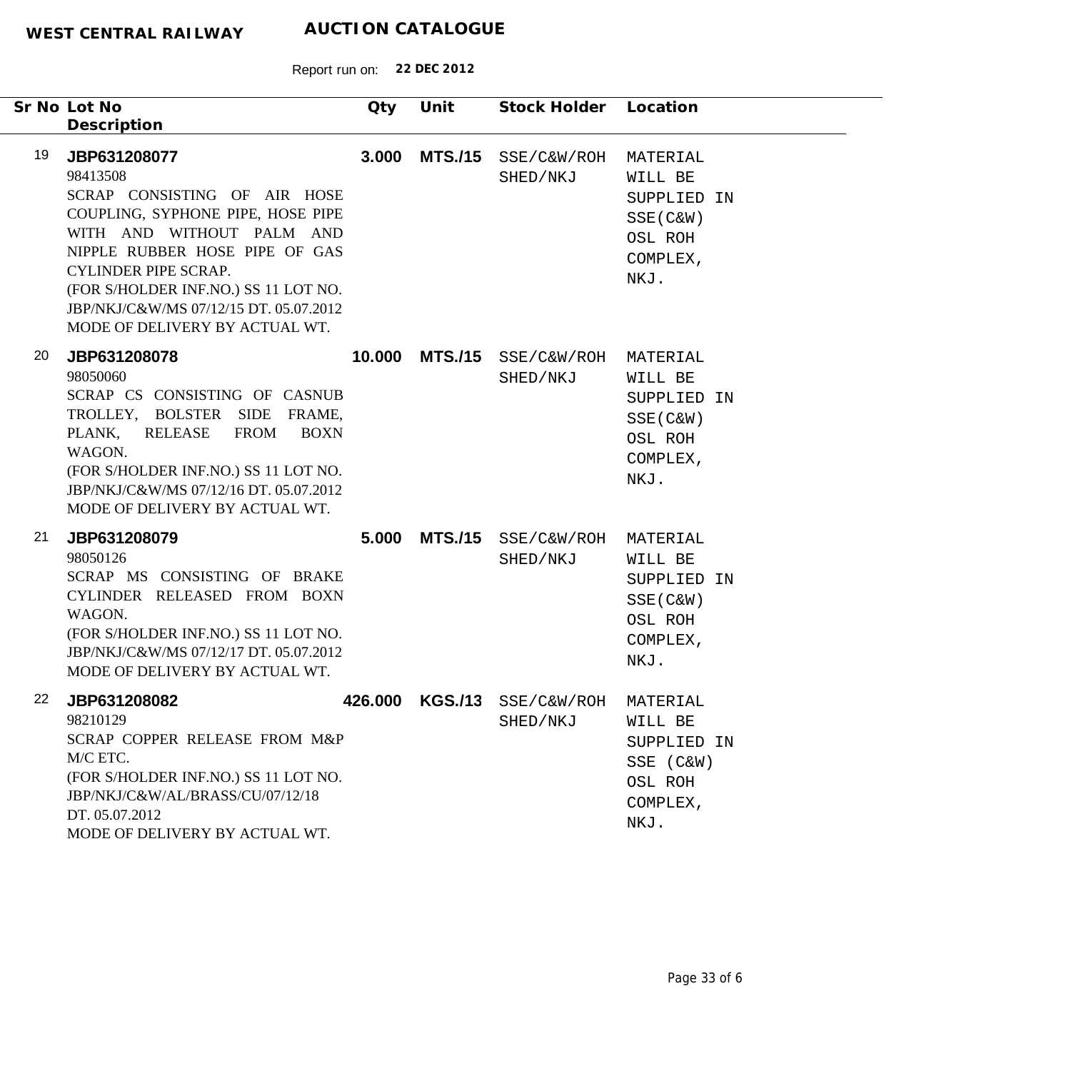**WEST CENTRAL RAILWAY** **AUCTION CATALOGUE**

Report run on: **22 DEC 2012**

| Sr No | Lot No / Description | Qty | Unit | Stock Holder | Location |
|---|---|---|---|---|---|
| 19 | **JBP631208077**<br>98413508<br>SCRAP CONSISTING OF AIR HOSE COUPLING, SYPHONE PIPE, HOSE PIPE WITH AND WITHOUT PALM AND NIPPLE RUBBER HOSE PIPE OF GAS CYLINDER PIPE SCRAP.<br>(FOR S/HOLDER INF.NO.) SS 11 LOT NO. JBP/NKJ/C&W/MS 07/12/15 DT. 05.07.2012<br>MODE OF DELIVERY BY ACTUAL WT. | **3.000** | **MTS./15** | SSE/C&W/ROH SHED/NKJ | MATERIAL WILL BE SUPPLIED IN SSE(C&W) OSL ROH COMPLEX, NKJ. |
| 20 | **JBP631208078**<br>98050060<br>SCRAP CS CONSISTING OF CASNUB TROLLEY, BOLSTER SIDE FRAME, PLANK, RELEASE FROM BOXN WAGON.<br>(FOR S/HOLDER INF.NO.) SS 11 LOT NO. JBP/NKJ/C&W/MS 07/12/16 DT. 05.07.2012<br>MODE OF DELIVERY BY ACTUAL WT. | **10.000** | **MTS./15** | SSE/C&W/ROH SHED/NKJ | MATERIAL WILL BE SUPPLIED IN SSE(C&W) OSL ROH COMPLEX, NKJ. |
| 21 | **JBP631208079**<br>98050126<br>SCRAP MS CONSISTING OF BRAKE CYLINDER RELEASED FROM BOXN WAGON.<br>(FOR S/HOLDER INF.NO.) SS 11 LOT NO. JBP/NKJ/C&W/MS 07/12/17 DT. 05.07.2012<br>MODE OF DELIVERY BY ACTUAL WT. | **5.000** | **MTS./15** | SSE/C&W/ROH SHED/NKJ | MATERIAL WILL BE SUPPLIED IN SSE(C&W) OSL ROH COMPLEX, NKJ. |
| 22 | **JBP631208082**<br>98210129<br>SCRAP COPPER RELEASE FROM M&P M/C ETC.<br>(FOR S/HOLDER INF.NO.) SS 11 LOT NO. JBP/NKJ/C&W/AL/BRASS/CU/07/12/18 DT. 05.07.2012<br>MODE OF DELIVERY BY ACTUAL WT. | **426.000** | **KGS./13** | SSE/C&W/ROH SHED/NKJ | MATERIAL WILL BE SUPPLIED IN SSE (C&W) OSL ROH COMPLEX, NKJ. |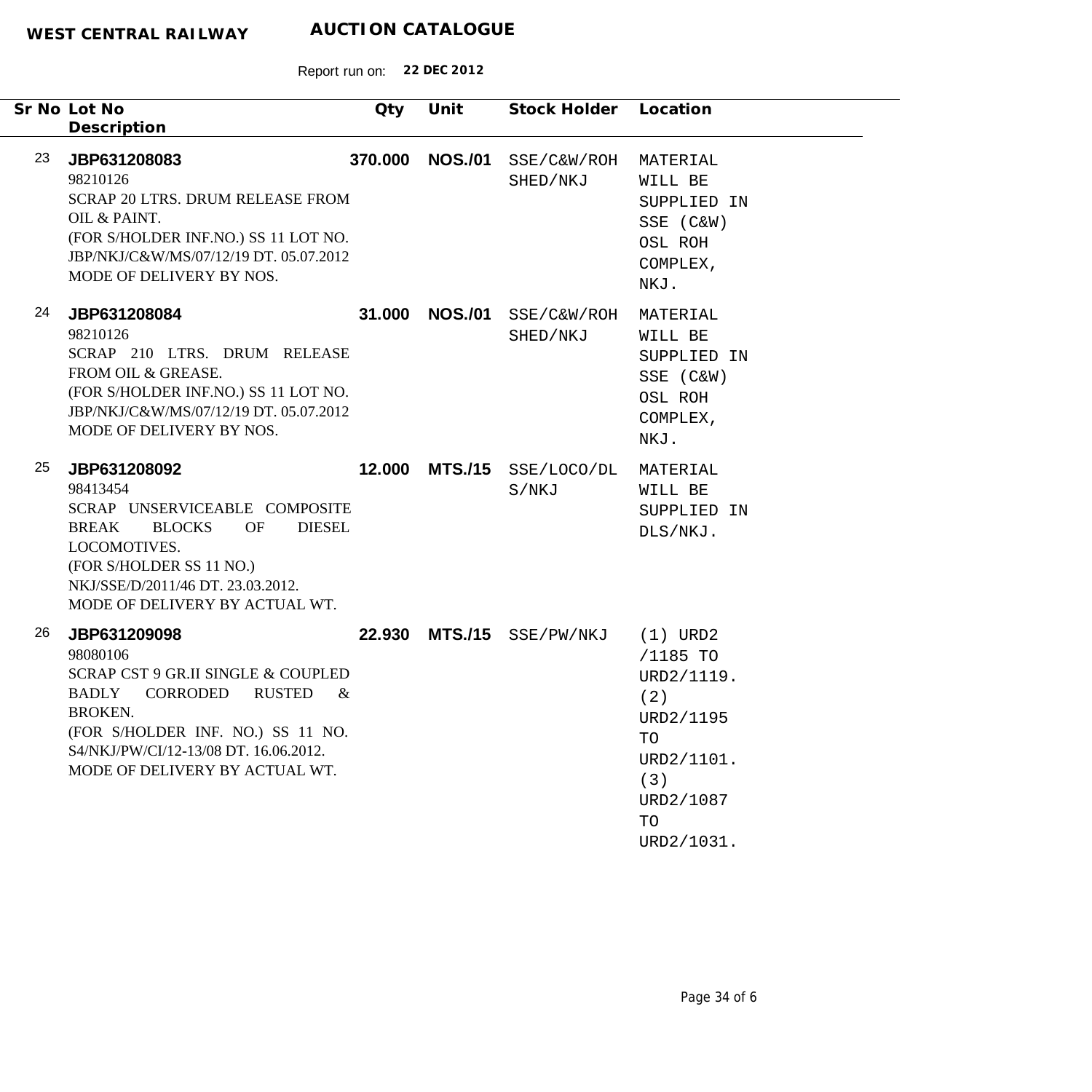**WEST CENTRAL RAILWAY** **AUCTION CATALOGUE**

Report run on: **22 DEC 2012**

| Sr No | Lot No / Description | Qty | Unit | Stock Holder | Location |
|---|---|---|---|---|---|
| 23 | **JBP631208083**<br>98210126<br>SCRAP 20 LTRS. DRUM RELEASE FROM OIL & PAINT.<br>(FOR S/HOLDER INF.NO.) SS 11 LOT NO. JBP/NKJ/C&W/MS/07/12/19 DT. 05.07.2012<br>MODE OF DELIVERY BY NOS. | **370.000** | **NOS./01** | SSE/C&W/ROH SHED/NKJ | MATERIAL WILL BE SUPPLIED IN SSE (C&W) OSL ROH COMPLEX, NKJ. |
| 24 | **JBP631208084**<br>98210126<br>SCRAP 210 LTRS. DRUM RELEASE FROM OIL & GREASE.<br>(FOR S/HOLDER INF.NO.) SS 11 LOT NO. JBP/NKJ/C&W/MS/07/12/19 DT. 05.07.2012<br>MODE OF DELIVERY BY NOS. | **31.000** | **NOS./01** | SSE/C&W/ROH SHED/NKJ | MATERIAL WILL BE SUPPLIED IN SSE (C&W) OSL ROH COMPLEX, NKJ. |
| 25 | **JBP631208092**<br>98413454<br>SCRAP UNSERVICEABLE COMPOSITE BREAK BLOCKS OF DIESEL LOCOMOTIVES.<br>(FOR S/HOLDER SS 11 NO.) NKJ/SSE/D/2011/46 DT. 23.03.2012.<br>MODE OF DELIVERY BY ACTUAL WT. | **12.000** | **MTS./15** | SSE/LOCO/DLS/NKJ | MATERIAL WILL BE SUPPLIED IN DLS/NKJ. |
| 26 | **JBP631209098**<br>98080106<br>SCRAP CST 9 GR.II SINGLE & COUPLED BADLY CORRODED RUSTED & BROKEN.<br>(FOR S/HOLDER INF. NO.) SS 11 NO. S4/NKJ/PW/CI/12-13/08 DT. 16.06.2012.<br>MODE OF DELIVERY BY ACTUAL WT. | **22.930** | **MTS./15** | SSE/PW/NKJ | (1) URD2 /1185 TO URD2/1119. (2) URD2/1195 TO URD2/1101. (3) URD2/1087 TO URD2/1031. |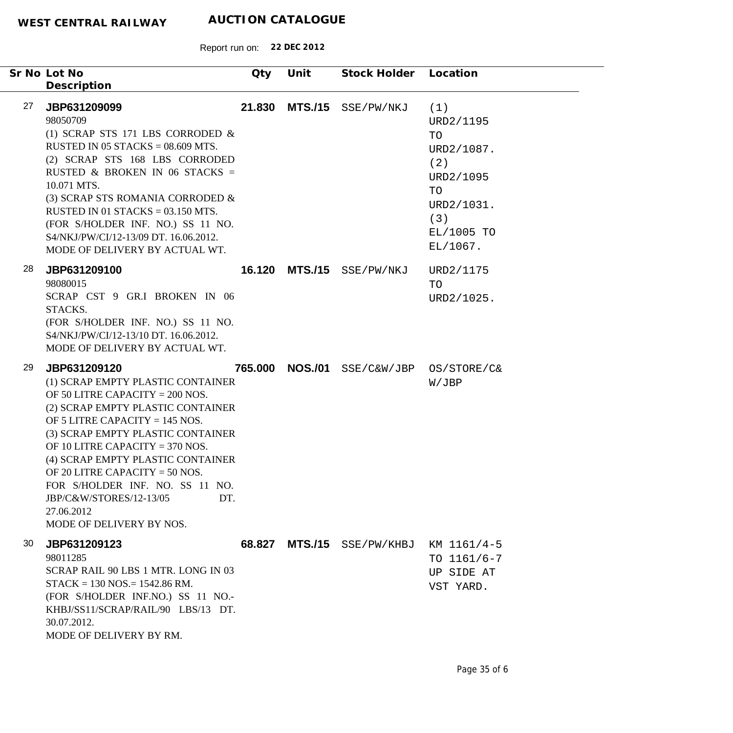**WEST CENTRAL RAILWAY** **AUCTION CATALOGUE**

Report run on: **22 DEC 2012**

| Sr No | Lot No<br>Description | Qty | Unit | Stock Holder | Location |
|---|---|---|---|---|---|
| 27 | **JBP631209099**<br>98050709<br>(1) SCRAP STS 171 LBS CORRODED & RUSTED IN 05 STACKS = 08.609 MTS.<br>(2) SCRAP STS 168 LBS CORRODED RUSTED & BROKEN IN 06 STACKS = 10.071 MTS.<br>(3) SCRAP STS ROMANIA CORRODED & RUSTED IN 01 STACKS = 03.150 MTS.<br>(FOR S/HOLDER INF. NO.) SS 11 NO. S4/NKJ/PW/CI/12-13/09 DT. 16.06.2012.<br>MODE OF DELIVERY BY ACTUAL WT. | **21.830** | **MTS./15** | SSE/PW/NKJ | (1) URD2/1195 TO URD2/1087. (2) URD2/1095 TO URD2/1031. (3) EL/1005 TO EL/1067. |
| 28 | **JBP631209100**<br>98080015<br>SCRAP CST 9 GR.I BROKEN IN 06 STACKS.<br>(FOR S/HOLDER INF. NO.) SS 11 NO. S4/NKJ/PW/CI/12-13/10 DT. 16.06.2012.<br>MODE OF DELIVERY BY ACTUAL WT. | **16.120** | **MTS./15** | SSE/PW/NKJ | URD2/1175 TO URD2/1025. |
| 29 | **JBP631209120**<br>(1) SCRAP EMPTY PLASTIC CONTAINER OF 50 LITRE CAPACITY = 200 NOS.<br>(2) SCRAP EMPTY PLASTIC CONTAINER OF 5 LITRE CAPACITY = 145 NOS.<br>(3) SCRAP EMPTY PLASTIC CONTAINER OF 10 LITRE CAPACITY = 370 NOS.<br>(4) SCRAP EMPTY PLASTIC CONTAINER OF 20 LITRE CAPACITY = 50 NOS.<br>FOR S/HOLDER INF. NO. SS 11 NO. JBP/C&W/STORES/12-13/05 DT. 27.06.2012<br>MODE OF DELIVERY BY NOS. | **765.000** | **NOS./01** | SSE/C&W/JBP | OS/STORE/C&W/JBP |
| 30 | **JBP631209123**<br>98011285<br>SCRAP RAIL 90 LBS 1 MTR. LONG IN 03 STACK = 130 NOS.= 1542.86 RM.<br>(FOR S/HOLDER INF.NO.) SS 11 NO.- KHBJ/SS11/SCRAP/RAIL/90 LBS/13 DT. 30.07.2012.<br>MODE OF DELIVERY BY RM. | **68.827** | **MTS./15** | SSE/PW/KHBJ | KM 1161/4-5 TO 1161/6-7 UP SIDE AT VST YARD. |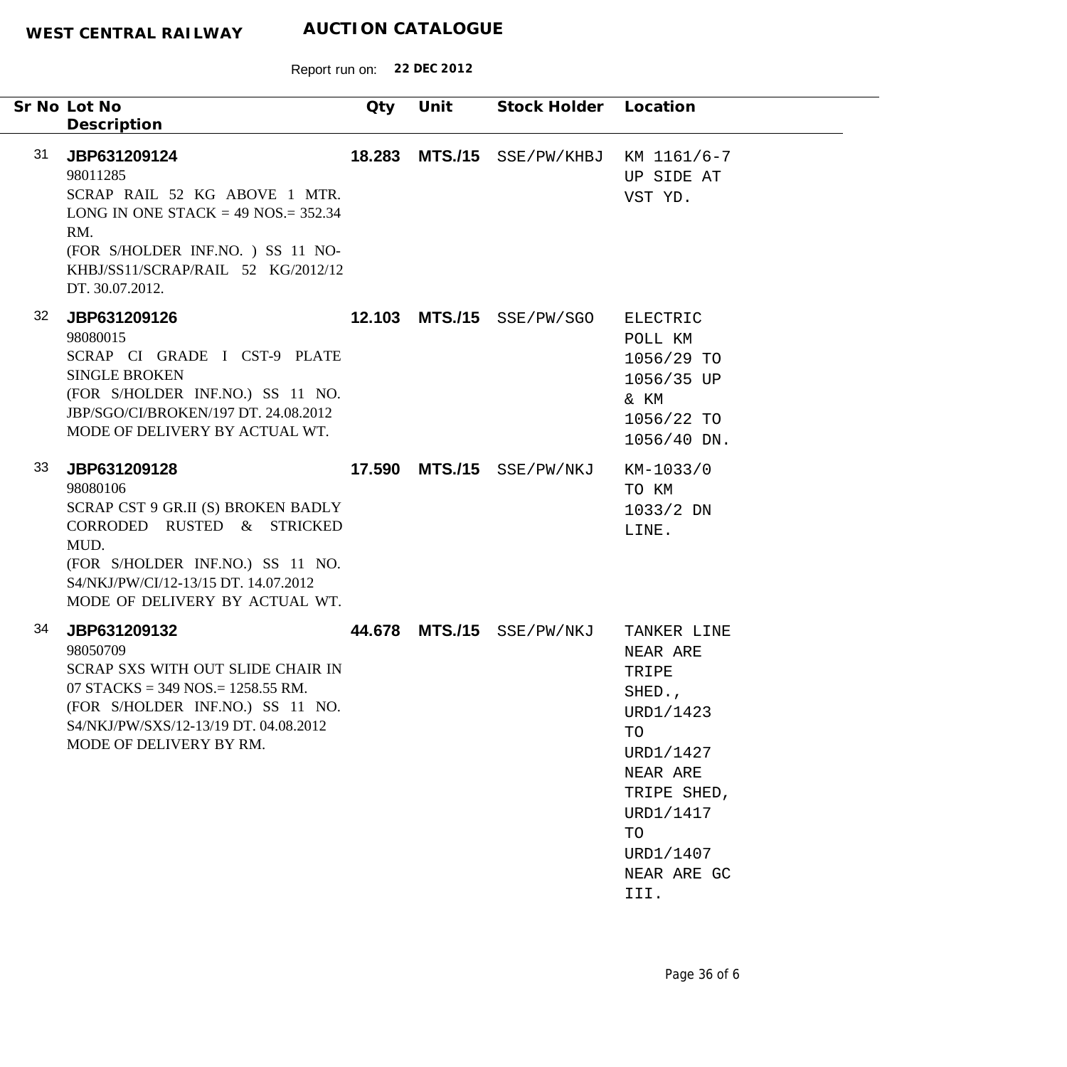**WEST CENTRAL RAILWAY** **AUCTION CATALOGUE**

Report run on: **22 DEC 2012**

| Sr No | Lot No / Description | Qty | Unit | Stock Holder | Location |
|---|---|---|---|---|---|
| 31 | **JBP631209124**<br>98011285<br>SCRAP RAIL 52 KG ABOVE 1 MTR. LONG IN ONE STACK = 49 NOS.= 352.34 RM.<br>(FOR S/HOLDER INF.NO. ) SS 11 NO-KHBJ/SS11/SCRAP/RAIL 52 KG/2012/12 DT. 30.07.2012. | **18.283** | **MTS./15** | SSE/PW/KHBJ | KM 1161/6-7 UP SIDE AT VST YD. |
| 32 | **JBP631209126**<br>98080015<br>SCRAP CI GRADE I CST-9 PLATE SINGLE BROKEN<br>(FOR S/HOLDER INF.NO.) SS 11 NO. JBP/SGO/CI/BROKEN/197 DT. 24.08.2012<br>MODE OF DELIVERY BY ACTUAL WT. | **12.103** | **MTS./15** | SSE/PW/SGO | ELECTRIC POLL KM 1056/29 TO 1056/35 UP & KM 1056/22 TO 1056/40 DN. |
| 33 | **JBP631209128**<br>98080106<br>SCRAP CST 9 GR.II (S) BROKEN BADLY CORRODED RUSTED & STRICKED MUD.<br>(FOR S/HOLDER INF.NO.) SS 11 NO. S4/NKJ/PW/CI/12-13/15 DT. 14.07.2012<br>MODE OF DELIVERY BY ACTUAL WT. | **17.590** | **MTS./15** | SSE/PW/NKJ | KM-1033/0 TO KM 1033/2 DN LINE. |
| 34 | **JBP631209132**<br>98050709<br>SCRAP SXS WITH OUT SLIDE CHAIR IN 07 STACKS = 349 NOS.= 1258.55 RM.<br>(FOR S/HOLDER INF.NO.) SS 11 NO. S4/NKJ/PW/SXS/12-13/19 DT. 04.08.2012<br>MODE OF DELIVERY BY RM. | **44.678** | **MTS./15** | SSE/PW/NKJ | TANKER LINE NEAR ARE TRIPE SHED., URD1/1423 TO URD1/1427 NEAR ARE TRIPE SHED, URD1/1417 TO URD1/1407 NEAR ARE GC III. |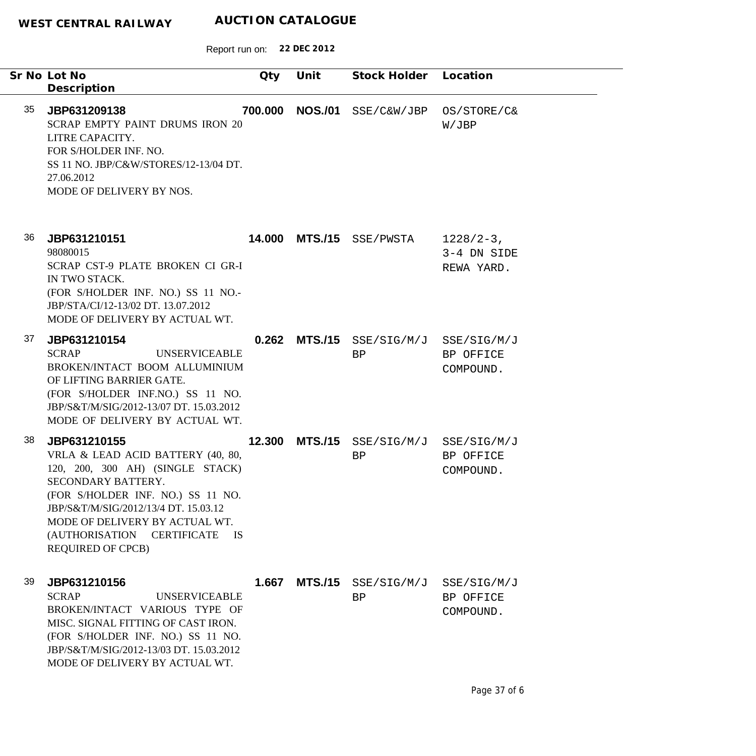**WEST CENTRAL RAILWAY** **AUCTION CATALOGUE**

Report run on: **22 DEC 2012**

| Sr No | Lot No / Description | Qty | Unit | Stock Holder | Location |
|---|---|---|---|---|---|
| 35 | **JBP631209138**<br>SCRAP EMPTY PAINT DRUMS IRON 20 LITRE CAPACITY.<br>FOR S/HOLDER INF. NO.<br>SS 11 NO. JBP/C&W/STORES/12-13/04 DT. 27.06.2012<br>MODE OF DELIVERY BY NOS. | **700.000** | **NOS./01** | SSE/C&W/JBP | OS/STORE/C&W/JBP |
| 36 | **JBP631210151**<br>98080015<br>SCRAP CST-9 PLATE BROKEN CI GR-I IN TWO STACK.<br>(FOR S/HOLDER INF. NO.) SS 11 NO.- JBP/STA/CI/12-13/02 DT. 13.07.2012<br>MODE OF DELIVERY BY ACTUAL WT. | **14.000** | **MTS./15** | SSE/PWSTA | 1228/2-3, 3-4 DN SIDE REWA YARD. |
| 37 | **JBP631210154**<br>SCRAP UNSERVICEABLE BROKEN/INTACT BOOM ALLUMINIUM OF LIFTING BARRIER GATE.<br>(FOR S/HOLDER INF.NO.) SS 11 NO. JBP/S&T/M/SIG/2012-13/07 DT. 15.03.2012<br>MODE OF DELIVERY BY ACTUAL WT. | **0.262** | **MTS./15** | SSE/SIG/M/JBP | SSE/SIG/M/JBP OFFICE COMPOUND. |
| 38 | **JBP631210155**<br>VRLA & LEAD ACID BATTERY (40, 80, 120, 200, 300 AH) (SINGLE STACK) SECONDARY BATTERY.<br>(FOR S/HOLDER INF. NO.) SS 11 NO. JBP/S&T/M/SIG/2012/13/4 DT. 15.03.12<br>MODE OF DELIVERY BY ACTUAL WT.<br>(AUTHORISATION CERTIFICATE IS REQUIRED OF CPCB) | **12.300** | **MTS./15** | SSE/SIG/M/JBP | SSE/SIG/M/JBP OFFICE COMPOUND. |
| 39 | **JBP631210156**<br>SCRAP UNSERVICEABLE BROKEN/INTACT VARIOUS TYPE OF MISC. SIGNAL FITTING OF CAST IRON.<br>(FOR S/HOLDER INF. NO.) SS 11 NO. JBP/S&T/M/SIG/2012-13/03 DT. 15.03.2012<br>MODE OF DELIVERY BY ACTUAL WT. | **1.667** | **MTS./15** | SSE/SIG/M/JBP | SSE/SIG/M/JBP OFFICE COMPOUND. |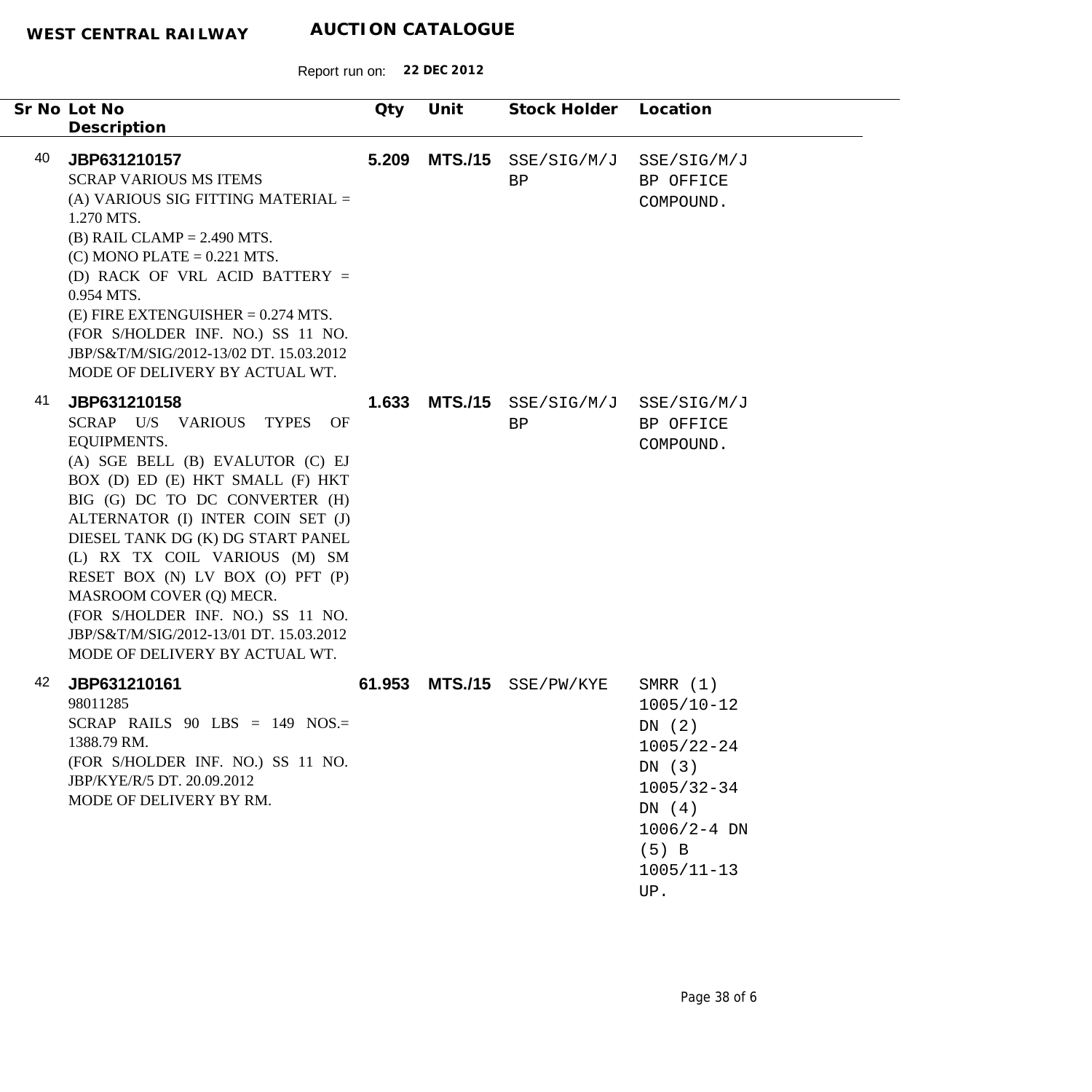**WEST CENTRAL RAILWAY** **AUCTION CATALOGUE**

Report run on: **22 DEC 2012**

| Sr No | Lot No / Description | Qty | Unit | Stock Holder | Location |
|---|---|---|---|---|---|
| 40 | **JBP631210157**<br>SCRAP VARIOUS MS ITEMS<br>(A) VARIOUS SIG FITTING MATERIAL = 1.270 MTS.<br>(B) RAIL CLAMP = 2.490 MTS.<br>(C) MONO PLATE = 0.221 MTS.<br>(D) RACK OF VRL ACID BATTERY = 0.954 MTS.<br>(E) FIRE EXTENGUISHER = 0.274 MTS.<br>(FOR S/HOLDER INF. NO.) SS 11 NO. JBP/S&T/M/SIG/2012-13/02 DT. 15.03.2012<br>MODE OF DELIVERY BY ACTUAL WT. | **5.209** | **MTS./15** | SSE/SIG/M/JBP | SSE/SIG/M/JBP OFFICE COMPOUND. |
| 41 | **JBP631210158**<br>SCRAP U/S VARIOUS TYPES OF EQUIPMENTS.<br>(A) SGE BELL (B) EVALUTOR (C) EJ BOX (D) ED (E) HKT SMALL (F) HKT BIG (G) DC TO DC CONVERTER (H) ALTERNATOR (I) INTER COIN SET (J) DIESEL TANK DG (K) DG START PANEL (L) RX TX COIL VARIOUS (M) SM RESET BOX (N) LV BOX (O) PFT (P) MASROOM COVER (Q) MECR.<br>(FOR S/HOLDER INF. NO.) SS 11 NO. JBP/S&T/M/SIG/2012-13/01 DT. 15.03.2012<br>MODE OF DELIVERY BY ACTUAL WT. | **1.633** | **MTS./15** | SSE/SIG/M/JBP | SSE/SIG/M/JBP OFFICE COMPOUND. |
| 42 | **JBP631210161**<br>98011285<br>SCRAP RAILS 90 LBS = 149 NOS.= 1388.79 RM.<br>(FOR S/HOLDER INF. NO.) SS 11 NO. JBP/KYE/R/5 DT. 20.09.2012<br>MODE OF DELIVERY BY RM. | **61.953** | **MTS./15** | SSE/PW/KYE | SMRR (1) 1005/10-12 DN (2) 1005/22-24 DN (3) 1005/32-34 DN (4) 1006/2-4 DN (5) B 1005/11-13 UP. |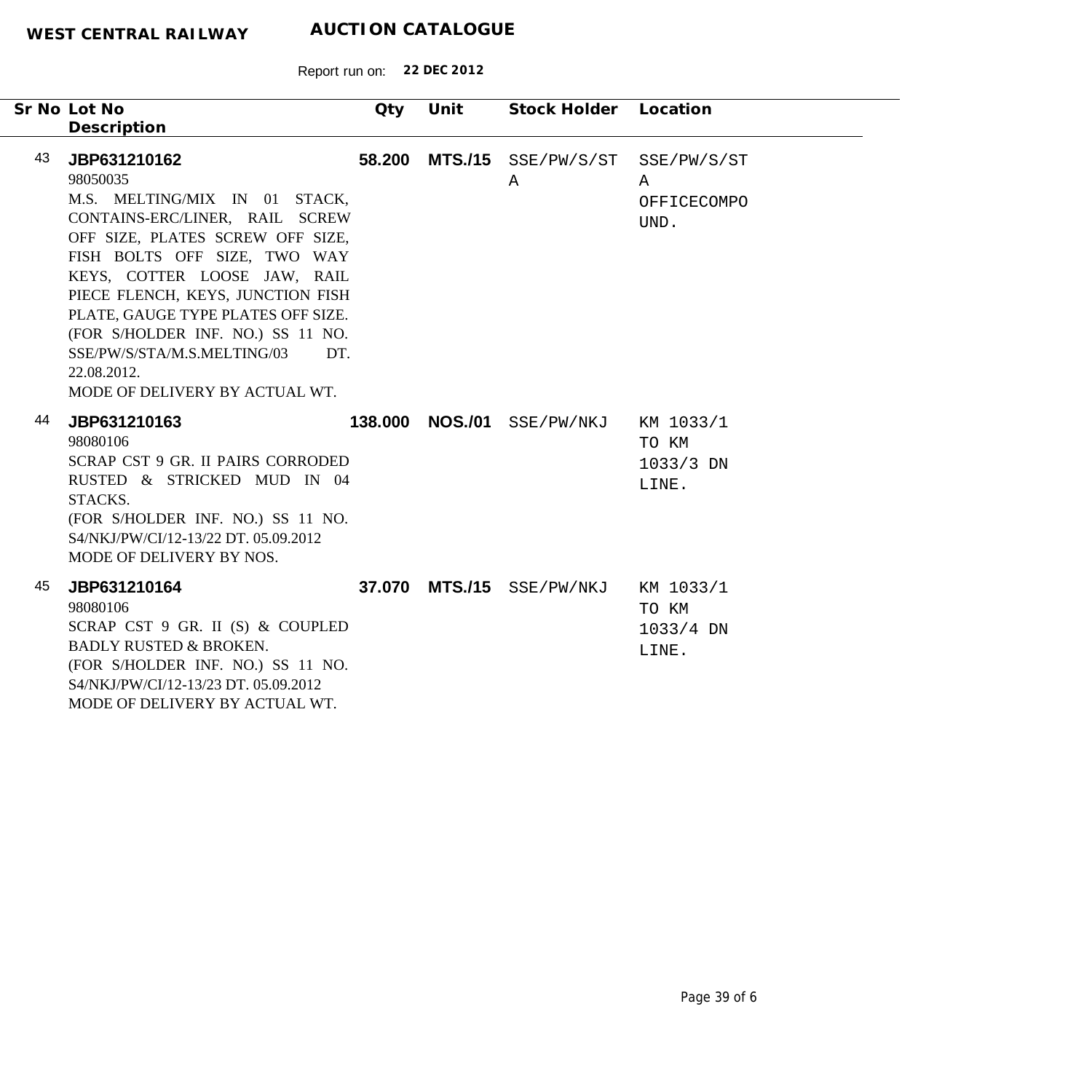**WEST CENTRAL RAILWAY** **AUCTION CATALOGUE**

Report run on: **22 DEC 2012**

| Sr No | Lot No / Description | Qty | Unit | Stock Holder | Location |
|---|---|---|---|---|---|
| 43 | **JBP631210162**<br>98050035<br>M.S. MELTING/MIX IN 01 STACK, CONTAINS-ERC/LINER, RAIL SCREW OFF SIZE, PLATES SCREW OFF SIZE, FISH BOLTS OFF SIZE, TWO WAY KEYS, COTTER LOOSE JAW, RAIL PIECE FLENCH, KEYS, JUNCTION FISH PLATE, GAUGE TYPE PLATES OFF SIZE.<br>(FOR S/HOLDER INF. NO.) SS 11 NO. SSE/PW/S/STA/M.S.MELTING/03 DT. 22.08.2012.<br>MODE OF DELIVERY BY ACTUAL WT. | **58.200** | **MTS./15** | SSE/PW/S/STA | SSE/PW/S/STA OFFICECOMPOUND. |
| 44 | **JBP631210163**<br>98080106<br>SCRAP CST 9 GR. II PAIRS CORRODED RUSTED & STRICKED MUD IN 04 STACKS.<br>(FOR S/HOLDER INF. NO.) SS 11 NO. S4/NKJ/PW/CI/12-13/22 DT. 05.09.2012<br>MODE OF DELIVERY BY NOS. | **138.000** | **NOS./01** | SSE/PW/NKJ | KM 1033/1 TO KM 1033/3 DN LINE. |
| 45 | **JBP631210164**<br>98080106<br>SCRAP CST 9 GR. II (S) & COUPLED BADLY RUSTED & BROKEN.<br>(FOR S/HOLDER INF. NO.) SS 11 NO. S4/NKJ/PW/CI/12-13/23 DT. 05.09.2012<br>MODE OF DELIVERY BY ACTUAL WT. | **37.070** | **MTS./15** | SSE/PW/NKJ | KM 1033/1 TO KM 1033/4 DN LINE. |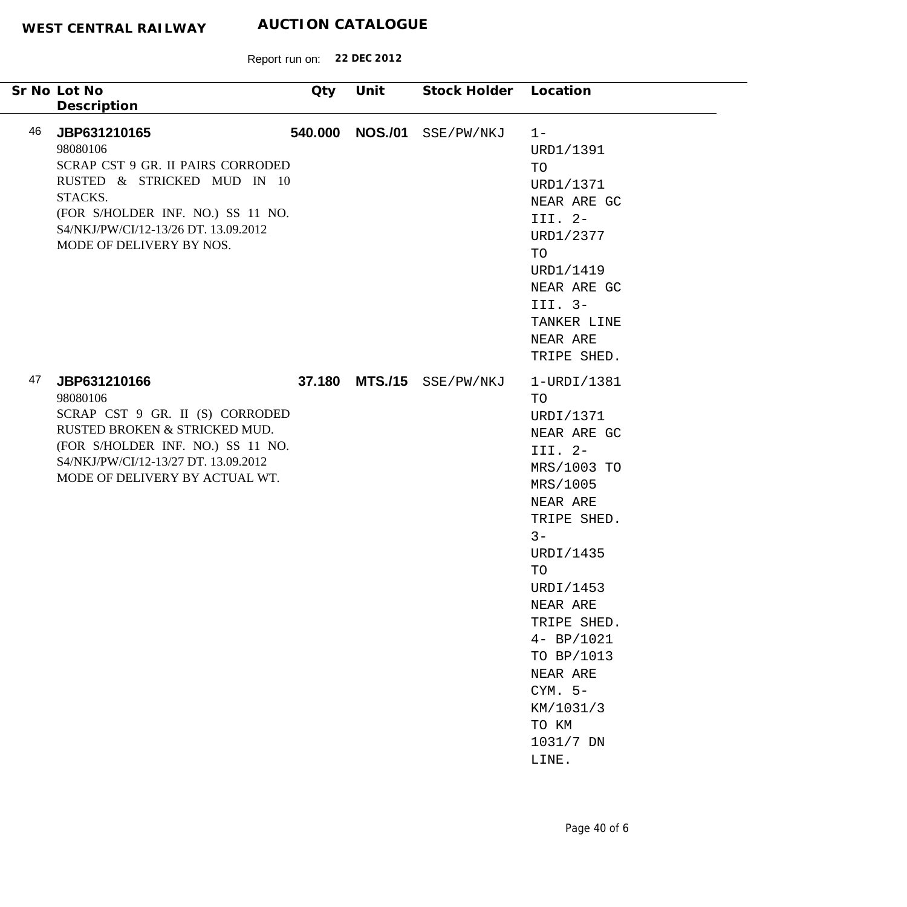**WEST CENTRAL RAILWAY** **AUCTION CATALOGUE**

Report run on: **22 DEC 2012**

| Sr No | Lot No / Description | Qty | Unit | Stock Holder | Location |
|---|---|---|---|---|---|
| 46 | **JBP631210165**<br>98080106<br>SCRAP CST 9 GR. II PAIRS CORRODED RUSTED & STRICKED MUD IN 10 STACKS.<br>(FOR S/HOLDER INF. NO.) SS 11 NO. S4/NKJ/PW/CI/12-13/26 DT. 13.09.2012<br>MODE OF DELIVERY BY NOS. | **540.000** | **NOS./01** | SSE/PW/NKJ | 1- URD1/1391 TO URD1/1371 NEAR ARE GC III. 2- URD1/2377 TO URD1/1419 NEAR ARE GC III. 3- TANKER LINE NEAR ARE TRIPE SHED. |
| 47 | **JBP631210166**<br>98080106<br>SCRAP CST 9 GR. II (S) CORRODED RUSTED BROKEN & STRICKED MUD.<br>(FOR S/HOLDER INF. NO.) SS 11 NO. S4/NKJ/PW/CI/12-13/27 DT. 13.09.2012<br>MODE OF DELIVERY BY ACTUAL WT. | **37.180** | **MTS./15** | SSE/PW/NKJ | 1-URDI/1381 TO URDI/1371 NEAR ARE GC III. 2- MRS/1003 TO MRS/1005 NEAR ARE TRIPE SHED. 3- URDI/1435 TO URDI/1453 NEAR ARE TRIPE SHED. 4- BP/1021 TO BP/1013 NEAR ARE CYM. 5- KM/1031/3 TO KM 1031/7 DN LINE. |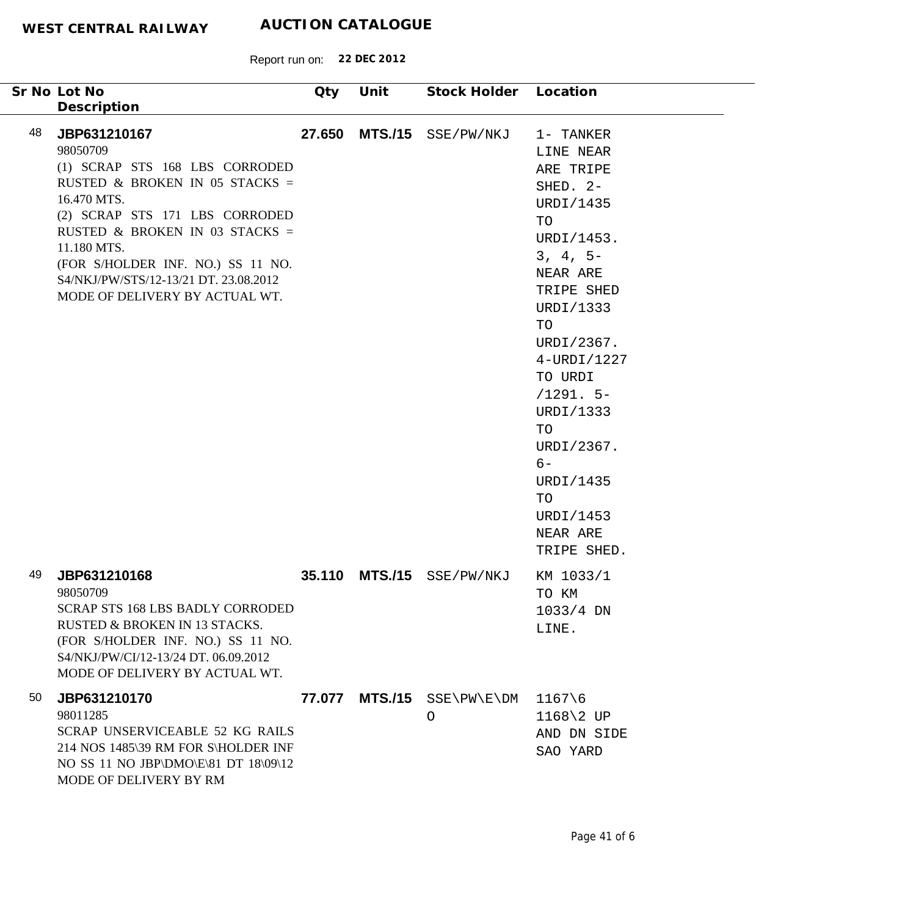**WEST CENTRAL RAILWAY** **AUCTION CATALOGUE**

Report run on: **22 DEC 2012**

| Sr No | Lot No<br>Description | Qty | Unit | Stock Holder | Location |
|---|---|---|---|---|---|
| 48 | **JBP631210167**<br>98050709<br>(1) SCRAP STS 168 LBS CORRODED RUSTED & BROKEN IN 05 STACKS = 16.470 MTS.<br>(2) SCRAP STS 171 LBS CORRODED RUSTED & BROKEN IN 03 STACKS = 11.180 MTS.<br>(FOR S/HOLDER INF. NO.) SS 11 NO. S4/NKJ/PW/STS/12-13/21 DT. 23.08.2012<br>MODE OF DELIVERY BY ACTUAL WT. | **27.650** | **MTS./15** | SSE/PW/NKJ | 1- TANKER LINE NEAR ARE TRIPE SHED. 2- URDI/1435 TO URDI/1453. 3, 4, 5- NEAR ARE TRIPE SHED URDI/1333 TO URDI/2367. 4-URDI/1227 TO URDI /1291. 5- URDI/1333 TO URDI/2367. 6- URDI/1435 TO URDI/1453 NEAR ARE TRIPE SHED. |
| 49 | **JBP631210168**<br>98050709<br>SCRAP STS 168 LBS BADLY CORRODED RUSTED & BROKEN IN 13 STACKS.<br>(FOR S/HOLDER INF. NO.) SS 11 NO. S4/NKJ/PW/CI/12-13/24 DT. 06.09.2012<br>MODE OF DELIVERY BY ACTUAL WT. | **35.110** | **MTS./15** | SSE/PW/NKJ | KM 1033/1 TO KM 1033/4 DN LINE. |
| 50 | **JBP631210170**<br>98011285<br>SCRAP UNSERVICEABLE 52 KG RAILS 214 NOS 1485\39 RM FOR S\HOLDER INF NO SS 11 NO JBP\DMO\E\81 DT 18\09\12<br>MODE OF DELIVERY BY RM | **77.077** | **MTS./15** | SSE\PW\E\DMO | 1167\6 1168\2 UP AND DN SIDE SAO YARD |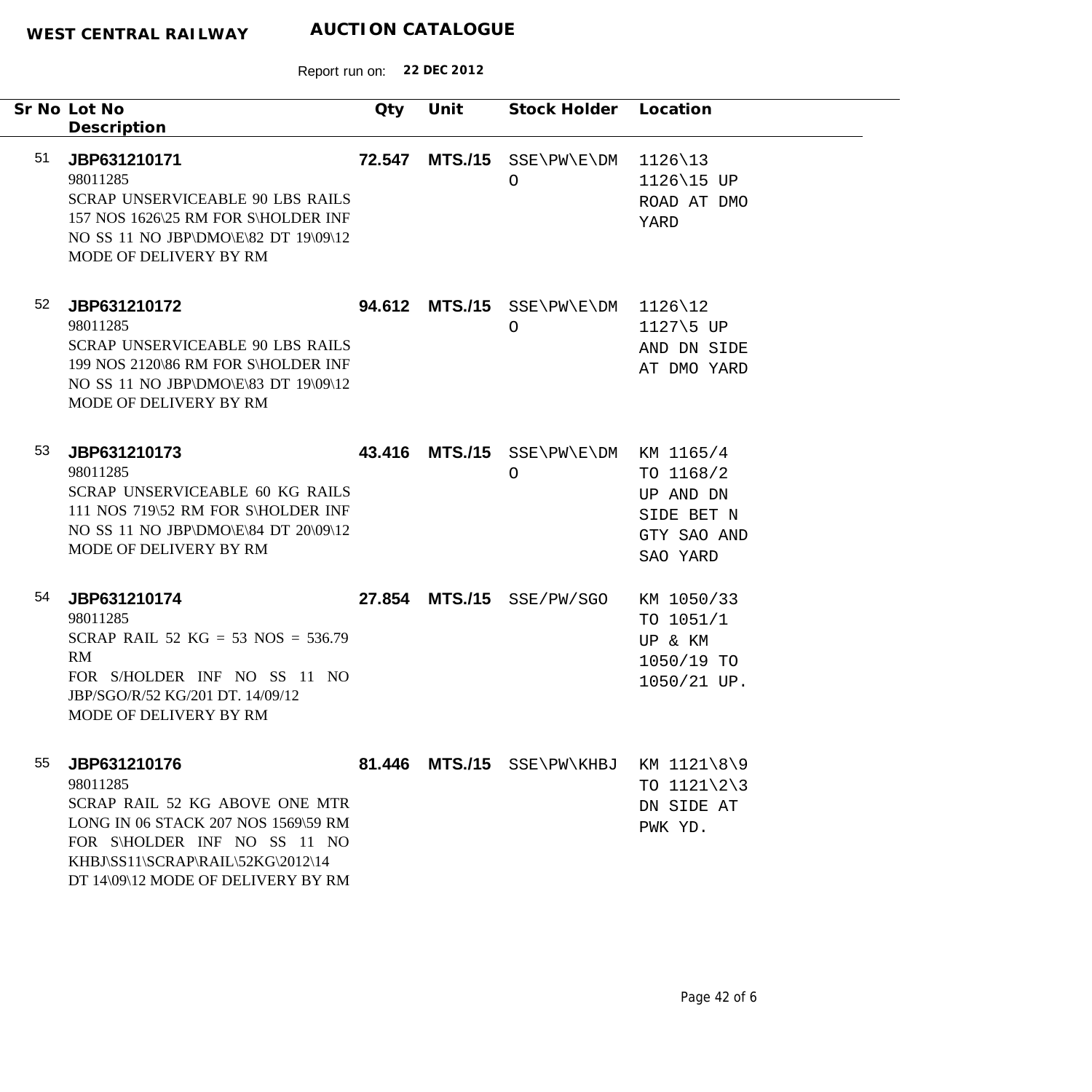**WEST CENTRAL RAILWAY** **AUCTION CATALOGUE**

Report run on: **22 DEC 2012**

| Sr No | Lot No / Description | Qty | Unit | Stock Holder | Location |
|---|---|---|---|---|---|
| 51 | **JBP631210171**<br>98011285<br>SCRAP UNSERVICEABLE 90 LBS RAILS 157 NOS 1626\25 RM FOR S\HOLDER INF NO SS 11 NO JBP\DMO\E\82 DT 19\09\12 MODE OF DELIVERY BY RM | **72.547** | **MTS./15** | SSE\PW\E\DMO | 1126\13 1126\15 UP ROAD AT DMO YARD |
| 52 | **JBP631210172**<br>98011285<br>SCRAP UNSERVICEABLE 90 LBS RAILS 199 NOS 2120\86 RM FOR S\HOLDER INF NO SS 11 NO JBP\DMO\E\83 DT 19\09\12 MODE OF DELIVERY BY RM | **94.612** | **MTS./15** | SSE\PW\E\DMO | 1126\12 1127\5 UP AND DN SIDE AT DMO YARD |
| 53 | **JBP631210173**<br>98011285<br>SCRAP UNSERVICEABLE 60 KG RAILS 111 NOS 719\52 RM FOR S\HOLDER INF NO SS 11 NO JBP\DMO\E\84 DT 20\09\12 MODE OF DELIVERY BY RM | **43.416** | **MTS./15** | SSE\PW\E\DMO | KM 1165/4 TO 1168/2 UP AND DN SIDE BET N GTY SAO AND SAO YARD |
| 54 | **JBP631210174**<br>98011285<br>SCRAP RAIL 52 KG = 53 NOS = 536.79 RM<br>FOR S/HOLDER INF NO SS 11 NO JBP/SGO/R/52 KG/201 DT. 14/09/12<br>MODE OF DELIVERY BY RM | **27.854** | **MTS./15** | SSE/PW/SGO | KM 1050/33 TO 1051/1 UP & KM 1050/19 TO 1050/21 UP. |
| 55 | **JBP631210176**<br>98011285<br>SCRAP RAIL 52 KG ABOVE ONE MTR LONG IN 06 STACK 207 NOS 1569\59 RM FOR S\HOLDER INF NO SS 11 NO KHBJ\SS11\SCRAP\RAIL\52KG\2012\14 DT 14\09\12 MODE OF DELIVERY BY RM | **81.446** | **MTS./15** | SSE\PW\KHBJ | KM 1121\8\9 TO 1121\2\3 DN SIDE AT PWK YD. |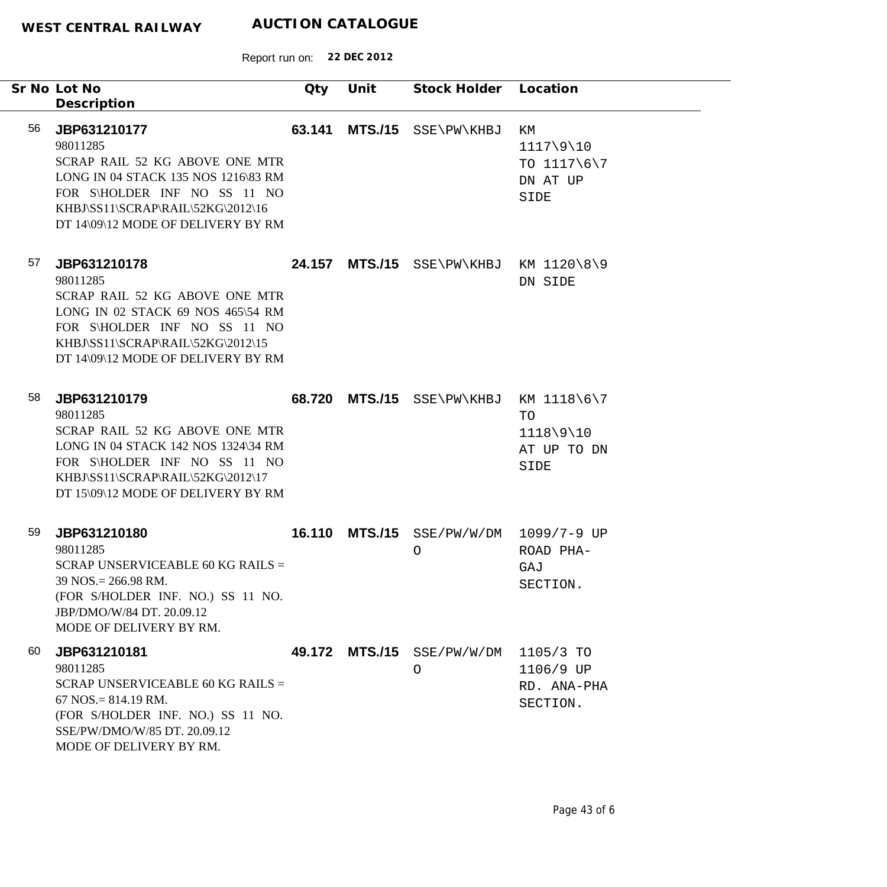**WEST CENTRAL RAILWAY** **AUCTION CATALOGUE**

Report run on: **22 DEC 2012**

| Sr No | Lot No / Description | Qty | Unit | Stock Holder | Location |
|---|---|---|---|---|---|
| 56 | **JBP631210177**<br>98011285<br>SCRAP RAIL 52 KG ABOVE ONE MTR LONG IN 04 STACK 135 NOS 1216\83 RM FOR S\HOLDER INF NO SS 11 NO KHBJ\SS11\SCRAP\RAIL\52KG\2012\16 DT 14\09\12 MODE OF DELIVERY BY RM | **63.141** | **MTS./15** | SSE\PW\KHBJ | KM 1117\9\10 TO 1117\6\7 DN AT UP SIDE |
| 57 | **JBP631210178**<br>98011285<br>SCRAP RAIL 52 KG ABOVE ONE MTR LONG IN 02 STACK 69 NOS 465\54 RM FOR S\HOLDER INF NO SS 11 NO KHBJ\SS11\SCRAP\RAIL\52KG\2012\15 DT 14\09\12 MODE OF DELIVERY BY RM | **24.157** | **MTS./15** | SSE\PW\KHBJ | KM 1120\8\9 DN SIDE |
| 58 | **JBP631210179**<br>98011285<br>SCRAP RAIL 52 KG ABOVE ONE MTR LONG IN 04 STACK 142 NOS 1324\34 RM FOR S\HOLDER INF NO SS 11 NO KHBJ\SS11\SCRAP\RAIL\52KG\2012\17 DT 15\09\12 MODE OF DELIVERY BY RM | **68.720** | **MTS./15** | SSE\PW\KHBJ | KM 1118\6\7 TO 1118\9\10 AT UP TO DN SIDE |
| 59 | **JBP631210180**<br>98011285<br>SCRAP UNSERVICEABLE 60 KG RAILS = 39 NOS.= 266.98 RM.<br>(FOR S/HOLDER INF. NO.) SS 11 NO. JBP/DMO/W/84 DT. 20.09.12<br>MODE OF DELIVERY BY RM. | **16.110** | **MTS./15** | SSE/PW/W/DMO | 1099/7-9 UP ROAD PHA-GAJ SECTION. |
| 60 | **JBP631210181**<br>98011285<br>SCRAP UNSERVICEABLE 60 KG RAILS = 67 NOS.= 814.19 RM.<br>(FOR S/HOLDER INF. NO.) SS 11 NO. SSE/PW/DMO/W/85 DT. 20.09.12<br>MODE OF DELIVERY BY RM. | **49.172** | **MTS./15** | SSE/PW/W/DMO | 1105/3 TO 1106/9 UP RD. ANA-PHA SECTION. |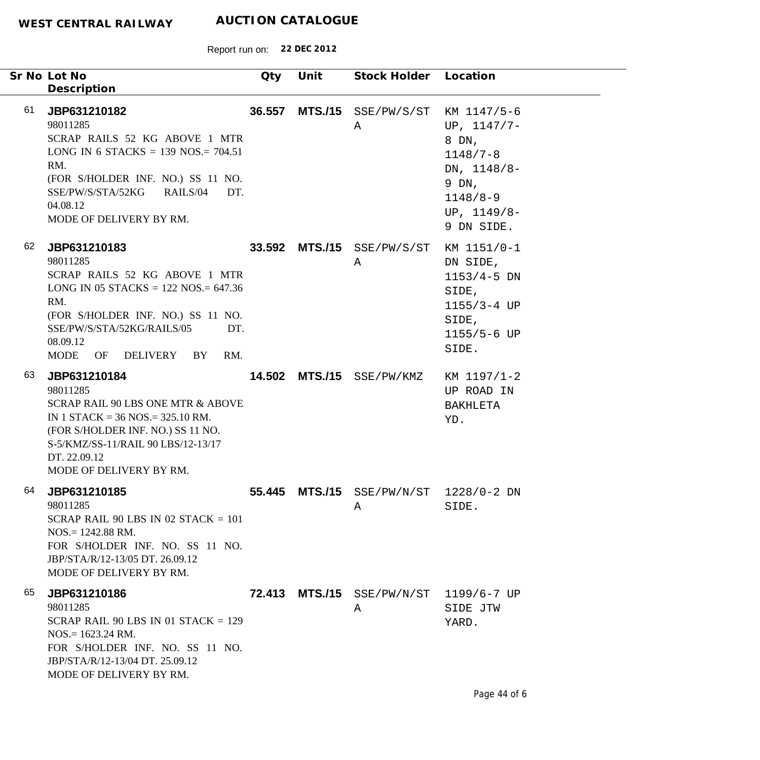**WEST CENTRAL RAILWAY** **AUCTION CATALOGUE**

Report run on: **22 DEC 2012**

| Sr No | Lot No / Description | Qty | Unit | Stock Holder | Location |
|---|---|---|---|---|---|
| 61 | **JBP631210182**<br>98011285<br>SCRAP RAILS 52 KG ABOVE 1 MTR LONG IN 6 STACKS = 139 NOS.= 704.51 RM.<br>(FOR S/HOLDER INF. NO.) SS 11 NO. SSE/PW/S/STA/52KG RAILS/04 DT. 04.08.12<br>MODE OF DELIVERY BY RM. | **36.557** | **MTS./15** | SSE/PW/S/STA | KM 1147/5-6 UP, 1147/7-8 DN, 1148/7-8 DN, 1148/8-9 DN, 1148/8-9 UP, 1149/8-9 DN SIDE. |
| 62 | **JBP631210183**<br>98011285<br>SCRAP RAILS 52 KG ABOVE 1 MTR LONG IN 05 STACKS = 122 NOS.= 647.36 RM.<br>(FOR S/HOLDER INF. NO.) SS 11 NO. SSE/PW/S/STA/52KG/RAILS/05 DT. 08.09.12<br>MODE OF DELIVERY BY RM. | **33.592** | **MTS./15** | SSE/PW/S/STA | KM 1151/0-1 DN SIDE, 1153/4-5 DN SIDE, 1155/3-4 UP SIDE, 1155/5-6 UP SIDE. |
| 63 | **JBP631210184**<br>98011285<br>SCRAP RAIL 90 LBS ONE MTR & ABOVE IN 1 STACK = 36 NOS.= 325.10 RM.<br>(FOR S/HOLDER INF. NO.) SS 11 NO. S-5/KMZ/SS-11/RAIL 90 LBS/12-13/17 DT. 22.09.12<br>MODE OF DELIVERY BY RM. | **14.502** | **MTS./15** | SSE/PW/KMZ | KM 1197/1-2 UP ROAD IN BAKHLETA YD. |
| 64 | **JBP631210185**<br>98011285<br>SCRAP RAIL 90 LBS IN 02 STACK = 101 NOS.= 1242.88 RM.<br>FOR S/HOLDER INF. NO. SS 11 NO. JBP/STA/R/12-13/05 DT. 26.09.12<br>MODE OF DELIVERY BY RM. | **55.445** | **MTS./15** | SSE/PW/N/STA | 1228/0-2 DN SIDE. |
| 65 | **JBP631210186**<br>98011285<br>SCRAP RAIL 90 LBS IN 01 STACK = 129 NOS.= 1623.24 RM.<br>FOR S/HOLDER INF. NO. SS 11 NO. JBP/STA/R/12-13/04 DT. 25.09.12<br>MODE OF DELIVERY BY RM. | **72.413** | **MTS./15** | SSE/PW/N/STA | 1199/6-7 UP SIDE JTW YARD. |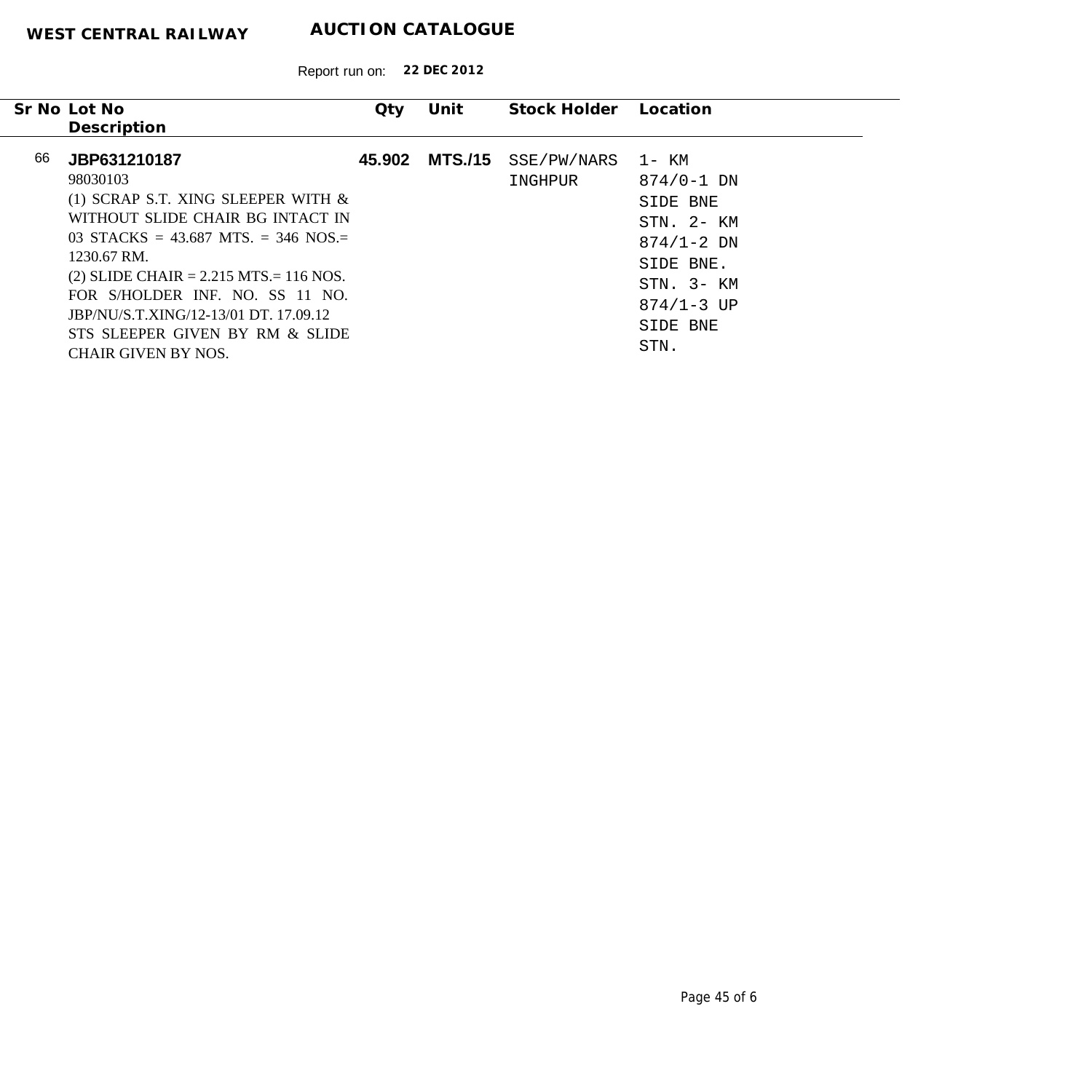**WEST CENTRAL RAILWAY** **AUCTION CATALOGUE**

Report run on: **22 DEC 2012**

| Sr No | Lot No / Description | Qty | Unit | Stock Holder | Location |
|---|---|---|---|---|---|
| 66 | **JBP631210187**<br>98030103<br>(1) SCRAP S.T. XING SLEEPER WITH & WITHOUT SLIDE CHAIR BG INTACT IN 03 STACKS = 43.687 MTS. = 346 NOS.= 1230.67 RM.<br>(2) SLIDE CHAIR = 2.215 MTS.= 116 NOS. FOR S/HOLDER INF. NO. SS 11 NO. JBP/NU/S.T.XING/12-13/01 DT. 17.09.12 STS SLEEPER GIVEN BY RM & SLIDE CHAIR GIVEN BY NOS. | **45.902** | **MTS./15** | SSE/PW/NARSINGHPUR | 1- KM 874/0-1 DN SIDE BNE STN. 2- KM 874/1-2 DN SIDE BNE. STN. 3- KM 874/1-3 UP SIDE BNE STN. |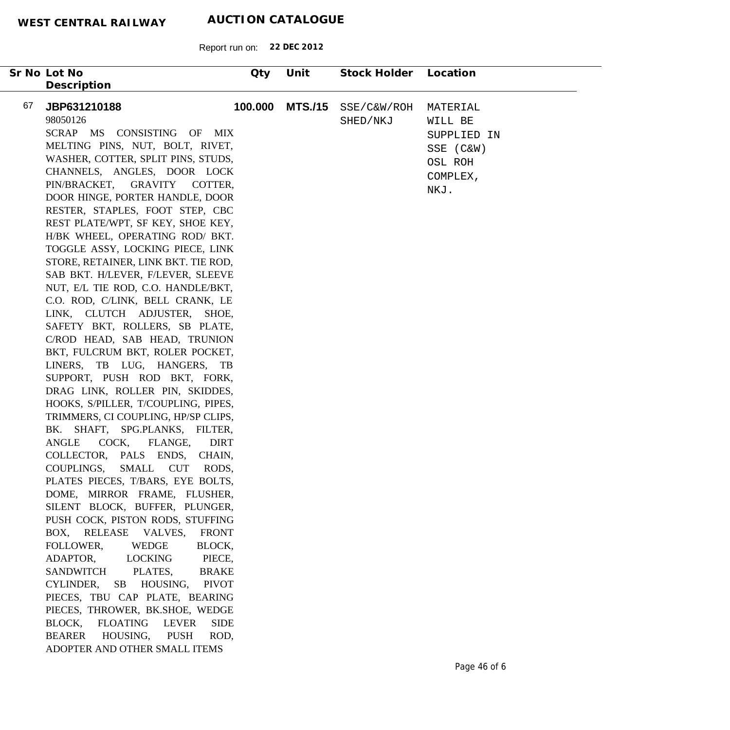**WEST CENTRAL RAILWAY** **AUCTION CATALOGUE**

Report run on: **22 DEC 2012**

| Sr No | Lot No / Description | Qty | Unit | Stock Holder | Location |
|---|---|---|---|---|---|
| 67 | **JBP631210188**<br>98050126<br>SCRAP MS CONSISTING OF MIX MELTING PINS, NUT, BOLT, RIVET, WASHER, COTTER, SPLIT PINS, STUDS, CHANNELS, ANGLES, DOOR LOCK PIN/BRACKET, GRAVITY COTTER, DOOR HINGE, PORTER HANDLE, DOOR RESTER, STAPLES, FOOT STEP, CBC REST PLATE/WPT, SF KEY, SHOE KEY, H/BK WHEEL, OPERATING ROD/ BKT. TOGGLE ASSY, LOCKING PIECE, LINK STORE, RETAINER, LINK BKT. TIE ROD, SAB BKT. H/LEVER, F/LEVER, SLEEVE NUT, E/L TIE ROD, C.O. HANDLE/BKT, C.O. ROD, C/LINK, BELL CRANK, LE LINK, CLUTCH ADJUSTER, SHOE, SAFETY BKT, ROLLERS, SB PLATE, C/ROD HEAD, SAB HEAD, TRUNION BKT, FULCRUM BKT, ROLER POCKET, LINERS, TB LUG, HANGERS, TB SUPPORT, PUSH ROD BKT, FORK, DRAG LINK, ROLLER PIN, SKIDDES, HOOKS, S/PILLER, T/COUPLING, PIPES, TRIMMERS, CI COUPLING, HP/SP CLIPS, BK. SHAFT, SPG.PLANKS, FILTER, ANGLE COCK, FLANGE, DIRT COLLECTOR, PALS ENDS, CHAIN, COUPLINGS, SMALL CUT RODS, PLATES PIECES, T/BARS, EYE BOLTS, DOME, MIRROR FRAME, FLUSHER, SILENT BLOCK, BUFFER, PLUNGER, PUSH COCK, PISTON RODS, STUFFING BOX, RELEASE VALVES, FRONT FOLLOWER, WEDGE BLOCK, ADAPTOR, LOCKING PIECE, SANDWITCH PLATES, BRAKE CYLINDER, SB HOUSING, PIVOT PIECES, TBU CAP PLATE, BEARING PIECES, THROWER, BK.SHOE, WEDGE BLOCK, FLOATING LEVER SIDE BEARER HOUSING, PUSH ROD, ADOPTER AND OTHER SMALL ITEMS | **100.000** | **MTS./15** | SSE/C&W/ROH SHED/NKJ | MATERIAL WILL BE SUPPLIED IN SSE (C&W) OSL ROH COMPLEX, NKJ. |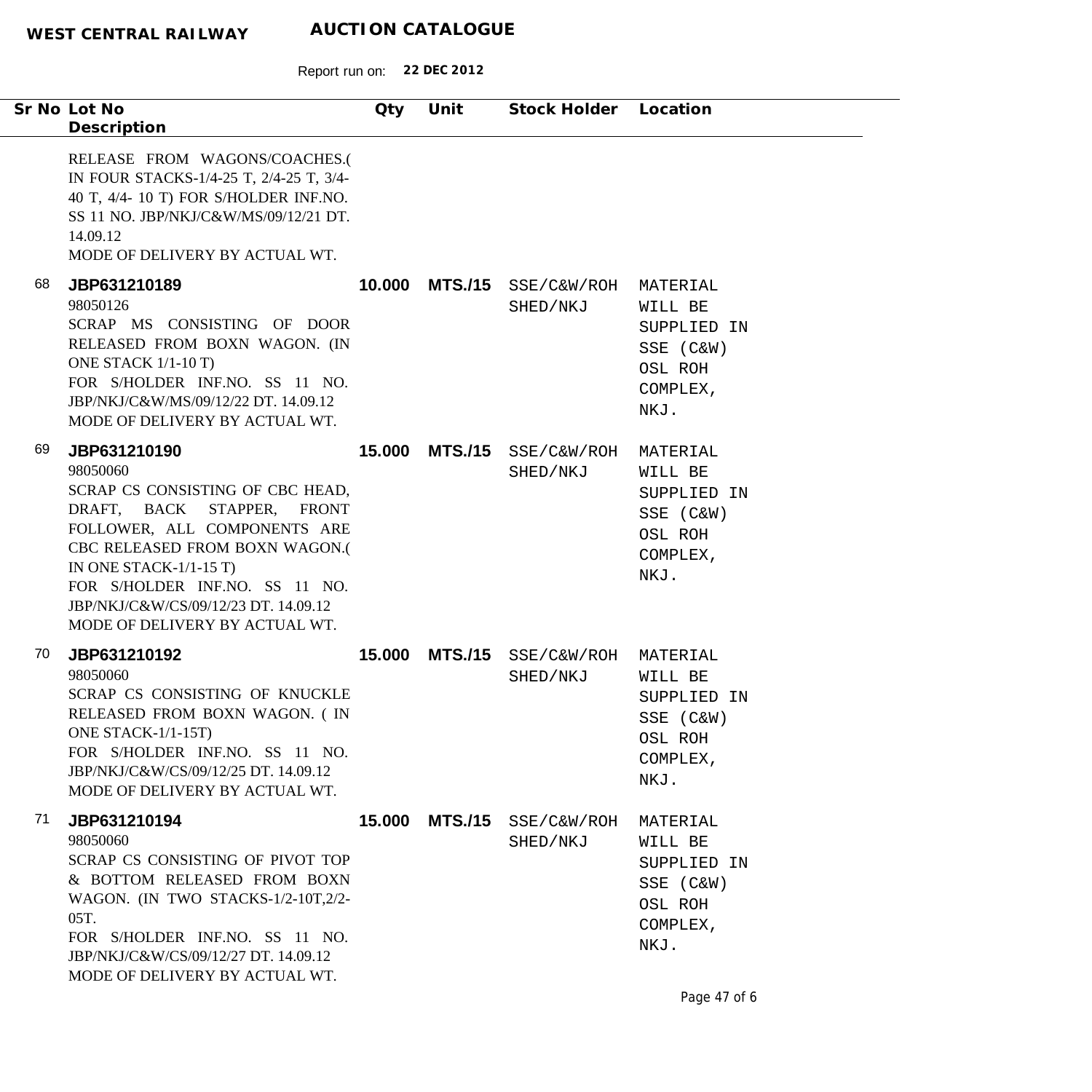| Sr No | Lot No<br>Description | Qty | Unit | Stock Holder | Location |
|---|---|---|---|---|---|
| | RELEASE FROM WAGONS/COACHES.( IN FOUR STACKS-1/4-25 T, 2/4-25 T, 3/4-40 T, 4/4- 10 T) FOR S/HOLDER INF.NO. SS 11 NO. JBP/NKJ/C&W/MS/09/12/21 DT. 14.09.12<br>MODE OF DELIVERY BY ACTUAL WT. | | | | |
| 68 | **JBP631210189**<br>98050126<br>SCRAP MS CONSISTING OF DOOR RELEASED FROM BOXN WAGON. (IN ONE STACK 1/1-10 T)<br>FOR S/HOLDER INF.NO. SS 11 NO. JBP/NKJ/C&W/MS/09/12/22 DT. 14.09.12<br>MODE OF DELIVERY BY ACTUAL WT. | **10.000** | **MTS./15** | SSE/C&W/ROH SHED/NKJ | MATERIAL WILL BE SUPPLIED IN SSE (C&W) OSL ROH COMPLEX, NKJ. |
| 69 | **JBP631210190**<br>98050060<br>SCRAP CS CONSISTING OF CBC HEAD, DRAFT, BACK STAPPER, FRONT FOLLOWER, ALL COMPONENTS ARE CBC RELEASED FROM BOXN WAGON.( IN ONE STACK-1/1-15 T)<br>FOR S/HOLDER INF.NO. SS 11 NO. JBP/NKJ/C&W/CS/09/12/23 DT. 14.09.12<br>MODE OF DELIVERY BY ACTUAL WT. | **15.000** | **MTS./15** | SSE/C&W/ROH SHED/NKJ | MATERIAL WILL BE SUPPLIED IN SSE (C&W) OSL ROH COMPLEX, NKJ. |
| 70 | **JBP631210192**<br>98050060<br>SCRAP CS CONSISTING OF KNUCKLE RELEASED FROM BOXN WAGON. ( IN ONE STACK-1/1-15T)<br>FOR S/HOLDER INF.NO. SS 11 NO. JBP/NKJ/C&W/CS/09/12/25 DT. 14.09.12<br>MODE OF DELIVERY BY ACTUAL WT. | **15.000** | **MTS./15** | SSE/C&W/ROH SHED/NKJ | MATERIAL WILL BE SUPPLIED IN SSE (C&W) OSL ROH COMPLEX, NKJ. |
| 71 | **JBP631210194**<br>98050060<br>SCRAP CS CONSISTING OF PIVOT TOP & BOTTOM RELEASED FROM BOXN WAGON. (IN TWO STACKS-1/2-10T,2/2-05T.<br>FOR S/HOLDER INF.NO. SS 11 NO. JBP/NKJ/C&W/CS/09/12/27 DT. 14.09.12<br>MODE OF DELIVERY BY ACTUAL WT. | **15.000** | **MTS./15** | SSE/C&W/ROH SHED/NKJ | MATERIAL WILL BE SUPPLIED IN SSE (C&W) OSL ROH COMPLEX, NKJ. |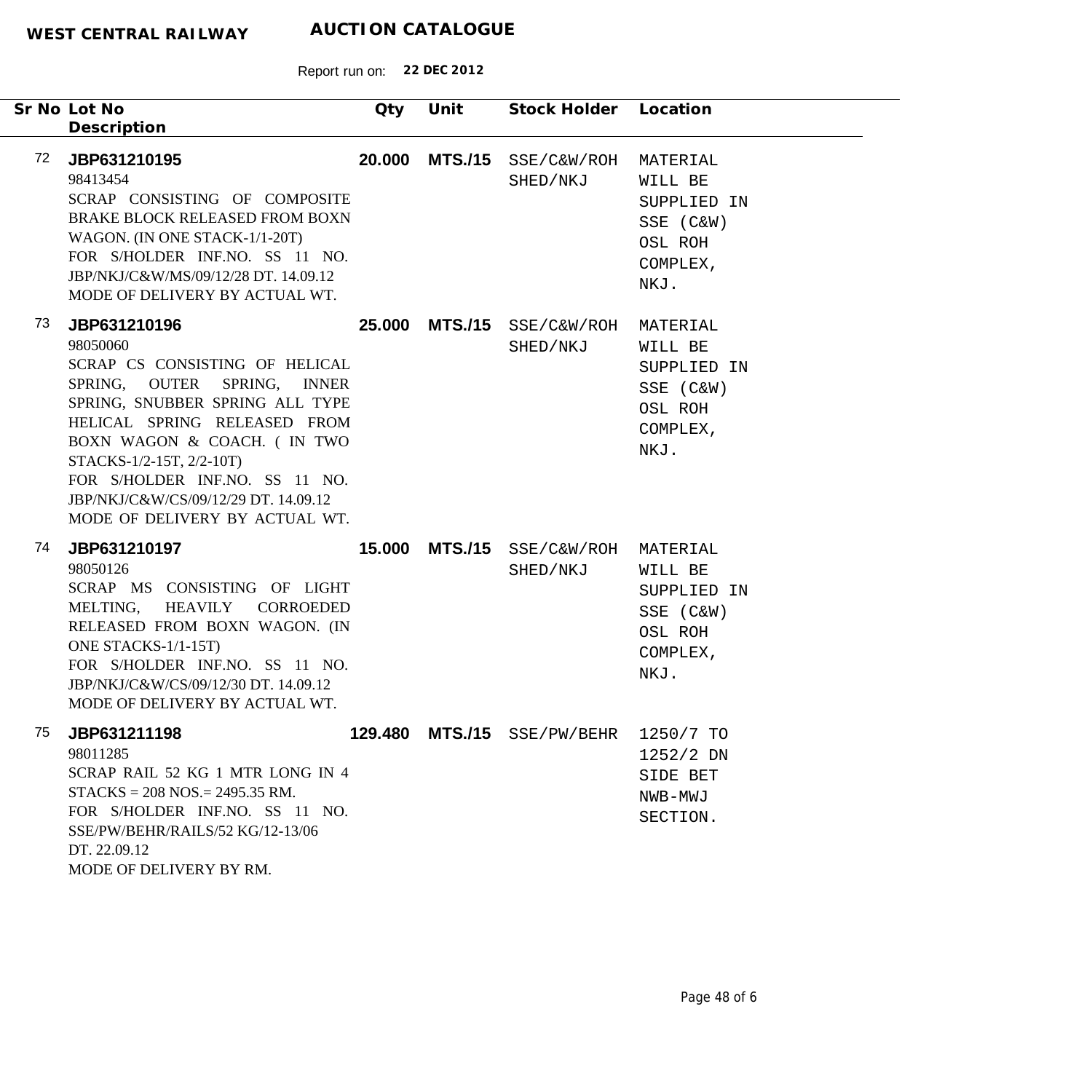**WEST CENTRAL RAILWAY** **AUCTION CATALOGUE**

Report run on: **22 DEC 2012**

| Sr No | Lot No / Description | Qty | Unit | Stock Holder | Location |
|---|---|---|---|---|---|
| 72 | **JBP631210195**<br>98413454<br>SCRAP CONSISTING OF COMPOSITE BRAKE BLOCK RELEASED FROM BOXN WAGON. (IN ONE STACK-1/1-20T)<br>FOR S/HOLDER INF.NO. SS 11 NO. JBP/NKJ/C&W/MS/09/12/28 DT. 14.09.12<br>MODE OF DELIVERY BY ACTUAL WT. | **20.000** | **MTS./15** | SSE/C&W/ROH SHED/NKJ | MATERIAL WILL BE SUPPLIED IN SSE (C&W) OSL ROH COMPLEX, NKJ. |
| 73 | **JBP631210196**<br>98050060<br>SCRAP CS CONSISTING OF HELICAL SPRING, OUTER SPRING, INNER SPRING, SNUBBER SPRING ALL TYPE HELICAL SPRING RELEASED FROM BOXN WAGON & COACH. ( IN TWO STACKS-1/2-15T, 2/2-10T)<br>FOR S/HOLDER INF.NO. SS 11 NO. JBP/NKJ/C&W/CS/09/12/29 DT. 14.09.12<br>MODE OF DELIVERY BY ACTUAL WT. | **25.000** | **MTS./15** | SSE/C&W/ROH SHED/NKJ | MATERIAL WILL BE SUPPLIED IN SSE (C&W) OSL ROH COMPLEX, NKJ. |
| 74 | **JBP631210197**<br>98050126<br>SCRAP MS CONSISTING OF LIGHT MELTING, HEAVILY CORROEDED RELEASED FROM BOXN WAGON. (IN ONE STACKS-1/1-15T)<br>FOR S/HOLDER INF.NO. SS 11 NO. JBP/NKJ/C&W/CS/09/12/30 DT. 14.09.12<br>MODE OF DELIVERY BY ACTUAL WT. | **15.000** | **MTS./15** | SSE/C&W/ROH SHED/NKJ | MATERIAL WILL BE SUPPLIED IN SSE (C&W) OSL ROH COMPLEX, NKJ. |
| 75 | **JBP631211198**<br>98011285<br>SCRAP RAIL 52 KG 1 MTR LONG IN 4 STACKS = 208 NOS.= 2495.35 RM.<br>FOR S/HOLDER INF.NO. SS 11 NO. SSE/PW/BEHR/RAILS/52 KG/12-13/06 DT. 22.09.12<br>MODE OF DELIVERY BY RM. | **129.480** | **MTS./15** | SSE/PW/BEHR | 1250/7 TO 1252/2 DN SIDE BET NWB-MWJ SECTION. |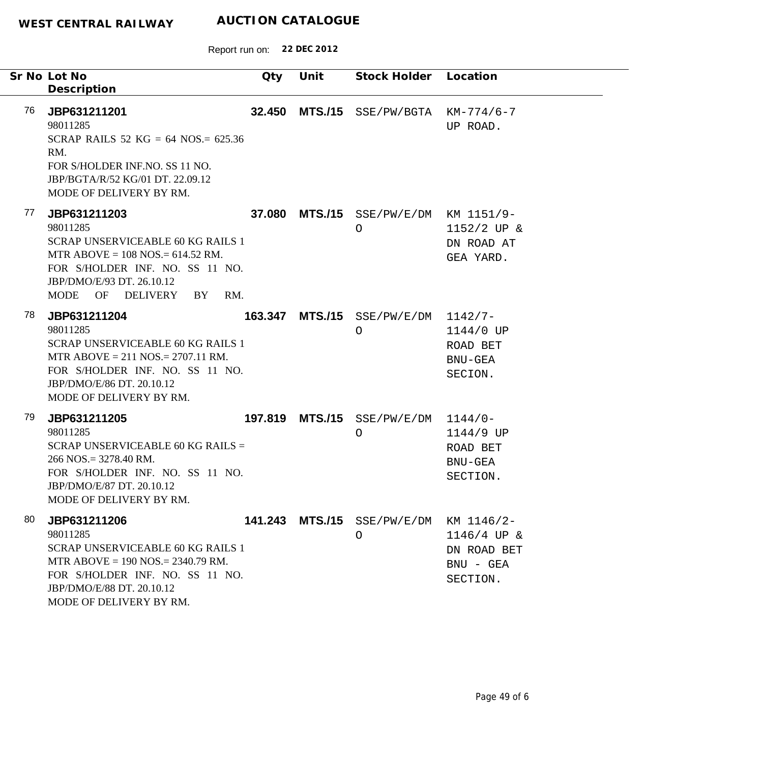**WEST CENTRAL RAILWAY** **AUCTION CATALOGUE**

Report run on: **22 DEC 2012**

| Sr No | Lot No / Description | Qty | Unit | Stock Holder | Location |
|---|---|---|---|---|---|
| 76 | **JBP631211201**<br>98011285<br>SCRAP RAILS 52 KG = 64 NOS.= 625.36 RM.<br>FOR S/HOLDER INF.NO. SS 11 NO. JBP/BGTA/R/52 KG/01 DT. 22.09.12<br>MODE OF DELIVERY BY RM. | **32.450** | **MTS./15** | SSE/PW/BGTA | KM-774/6-7 UP ROAD. |
| 77 | **JBP631211203**<br>98011285<br>SCRAP UNSERVICEABLE 60 KG RAILS 1 MTR ABOVE = 108 NOS.= 614.52 RM.<br>FOR S/HOLDER INF. NO. SS 11 NO. JBP/DMO/E/93 DT. 26.10.12<br>MODE OF DELIVERY BY RM. | **37.080** | **MTS./15** | SSE/PW/E/DMO | KM 1151/9-1152/2 UP & DN ROAD AT GEA YARD. |
| 78 | **JBP631211204**<br>98011285<br>SCRAP UNSERVICEABLE 60 KG RAILS 1 MTR ABOVE = 211 NOS.= 2707.11 RM.<br>FOR S/HOLDER INF. NO. SS 11 NO. JBP/DMO/E/86 DT. 20.10.12<br>MODE OF DELIVERY BY RM. | **163.347** | **MTS./15** | SSE/PW/E/DMO | 1142/7-1144/0 UP ROAD BET BNU-GEA SECION. |
| 79 | **JBP631211205**<br>98011285<br>SCRAP UNSERVICEABLE 60 KG RAILS = 266 NOS.= 3278.40 RM.<br>FOR S/HOLDER INF. NO. SS 11 NO. JBP/DMO/E/87 DT. 20.10.12<br>MODE OF DELIVERY BY RM. | **197.819** | **MTS./15** | SSE/PW/E/DMO | 1144/0-1144/9 UP ROAD BET BNU-GEA SECTION. |
| 80 | **JBP631211206**<br>98011285<br>SCRAP UNSERVICEABLE 60 KG RAILS 1 MTR ABOVE = 190 NOS.= 2340.79 RM.<br>FOR S/HOLDER INF. NO. SS 11 NO. JBP/DMO/E/88 DT. 20.10.12<br>MODE OF DELIVERY BY RM. | **141.243** | **MTS./15** | SSE/PW/E/DMO | KM 1146/2-1146/4 UP & DN ROAD BET BNU - GEA SECTION. |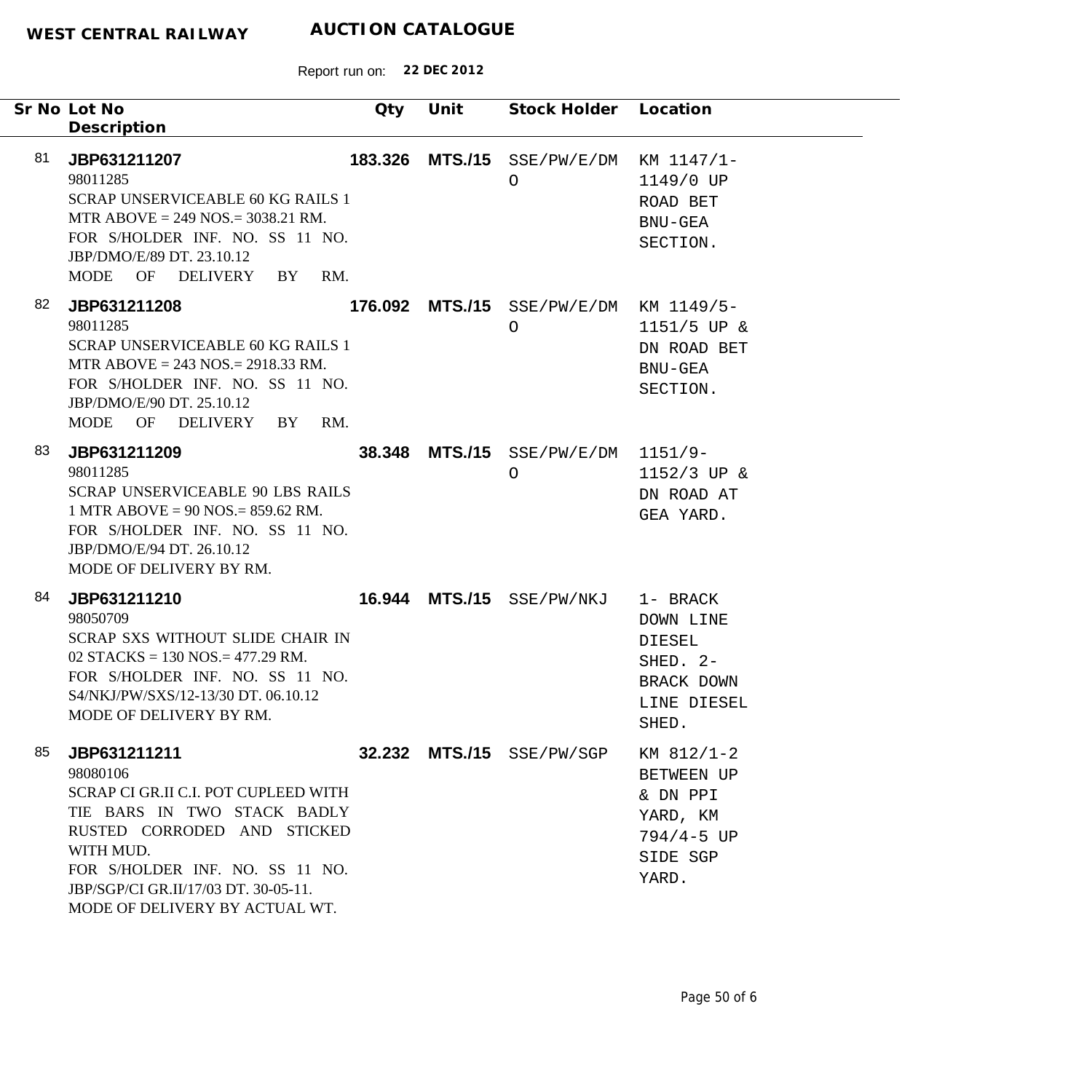**WEST CENTRAL RAILWAY** **AUCTION CATALOGUE**

Report run on: **22 DEC 2012**

| Sr No | Lot No / Description | Qty | Unit | Stock Holder | Location |
|---|---|---|---|---|---|
| 81 | **JBP631211207**<br>98011285<br>SCRAP UNSERVICEABLE 60 KG RAILS 1 MTR ABOVE = 249 NOS.= 3038.21 RM.<br>FOR S/HOLDER INF. NO. SS 11 NO. JBP/DMO/E/89 DT. 23.10.12<br>MODE OF DELIVERY BY RM. | **183.326** | **MTS./15** | SSE/PW/E/DMO | KM 1147/1-1149/0 UP ROAD BET BNU-GEA SECTION. |
| 82 | **JBP631211208**<br>98011285<br>SCRAP UNSERVICEABLE 60 KG RAILS 1 MTR ABOVE = 243 NOS.= 2918.33 RM.<br>FOR S/HOLDER INF. NO. SS 11 NO. JBP/DMO/E/90 DT. 25.10.12<br>MODE OF DELIVERY BY RM. | **176.092** | **MTS./15** | SSE/PW/E/DMO | KM 1149/5-1151/5 UP & DN ROAD BET BNU-GEA SECTION. |
| 83 | **JBP631211209**<br>98011285<br>SCRAP UNSERVICEABLE 90 LBS RAILS 1 MTR ABOVE = 90 NOS.= 859.62 RM.<br>FOR S/HOLDER INF. NO. SS 11 NO. JBP/DMO/E/94 DT. 26.10.12<br>MODE OF DELIVERY BY RM. | **38.348** | **MTS./15** | SSE/PW/E/DMO | 1151/9-1152/3 UP & DN ROAD AT GEA YARD. |
| 84 | **JBP631211210**<br>98050709<br>SCRAP SXS WITHOUT SLIDE CHAIR IN 02 STACKS = 130 NOS.= 477.29 RM.<br>FOR S/HOLDER INF. NO. SS 11 NO. S4/NKJ/PW/SXS/12-13/30 DT. 06.10.12<br>MODE OF DELIVERY BY RM. | **16.944** | **MTS./15** | SSE/PW/NKJ | 1- BRACK DOWN LINE DIESEL SHED. 2- BRACK DOWN LINE DIESEL SHED. |
| 85 | **JBP631211211**<br>98080106<br>SCRAP CI GR.II C.I. POT CUPLEED WITH TIE BARS IN TWO STACK BADLY RUSTED CORRODED AND STICKED WITH MUD.<br>FOR S/HOLDER INF. NO. SS 11 NO. JBP/SGP/CI GR.II/17/03 DT. 30-05-11.<br>MODE OF DELIVERY BY ACTUAL WT. | **32.232** | **MTS./15** | SSE/PW/SGP | KM 812/1-2 BETWEEN UP & DN PPI YARD, KM 794/4-5 UP SIDE SGP YARD. |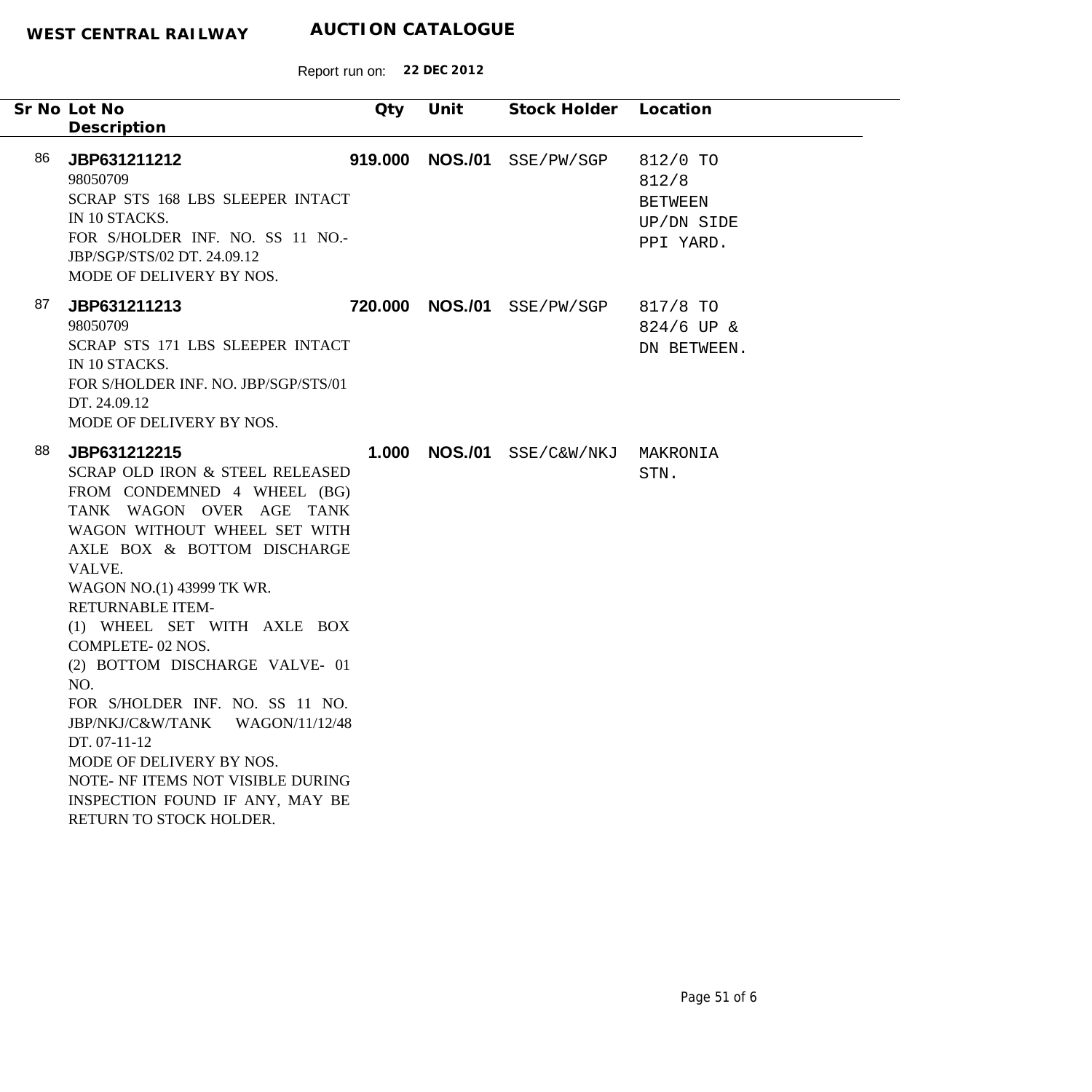**WEST CENTRAL RAILWAY** **AUCTION CATALOGUE**

Report run on: **22 DEC 2012**

| Sr No | Lot No / Description | Qty | Unit | Stock Holder | Location |
|---|---|---|---|---|---|
| 86 | **JBP631211212**<br>98050709<br>SCRAP STS 168 LBS SLEEPER INTACT IN 10 STACKS.<br>FOR S/HOLDER INF. NO. SS 11 NO.-JBP/SGP/STS/02 DT. 24.09.12<br>MODE OF DELIVERY BY NOS. | **919.000** | **NOS./01** | SSE/PW/SGP | 812/0 TO 812/8 BETWEEN UP/DN SIDE PPI YARD. |
| 87 | **JBP631211213**<br>98050709<br>SCRAP STS 171 LBS SLEEPER INTACT IN 10 STACKS.<br>FOR S/HOLDER INF. NO. JBP/SGP/STS/01 DT. 24.09.12<br>MODE OF DELIVERY BY NOS. | **720.000** | **NOS./01** | SSE/PW/SGP | 817/8 TO 824/6 UP & DN BETWEEN. |
| 88 | **JBP631212215**<br>SCRAP OLD IRON & STEEL RELEASED FROM CONDEMNED 4 WHEEL (BG) TANK WAGON OVER AGE TANK WAGON WITHOUT WHEEL SET WITH AXLE BOX & BOTTOM DISCHARGE VALVE.<br>WAGON NO.(1) 43999 TK WR.<br>RETURNABLE ITEM-<br>(1) WHEEL SET WITH AXLE BOX COMPLETE- 02 NOS.<br>(2) BOTTOM DISCHARGE VALVE- 01 NO.<br>FOR S/HOLDER INF. NO. SS 11 NO. JBP/NKJ/C&W/TANK WAGON/11/12/48 DT. 07-11-12<br>MODE OF DELIVERY BY NOS.<br>NOTE- NF ITEMS NOT VISIBLE DURING INSPECTION FOUND IF ANY, MAY BE RETURN TO STOCK HOLDER. | **1.000** | **NOS./01** | SSE/C&W/NKJ | MAKRONIA STN. |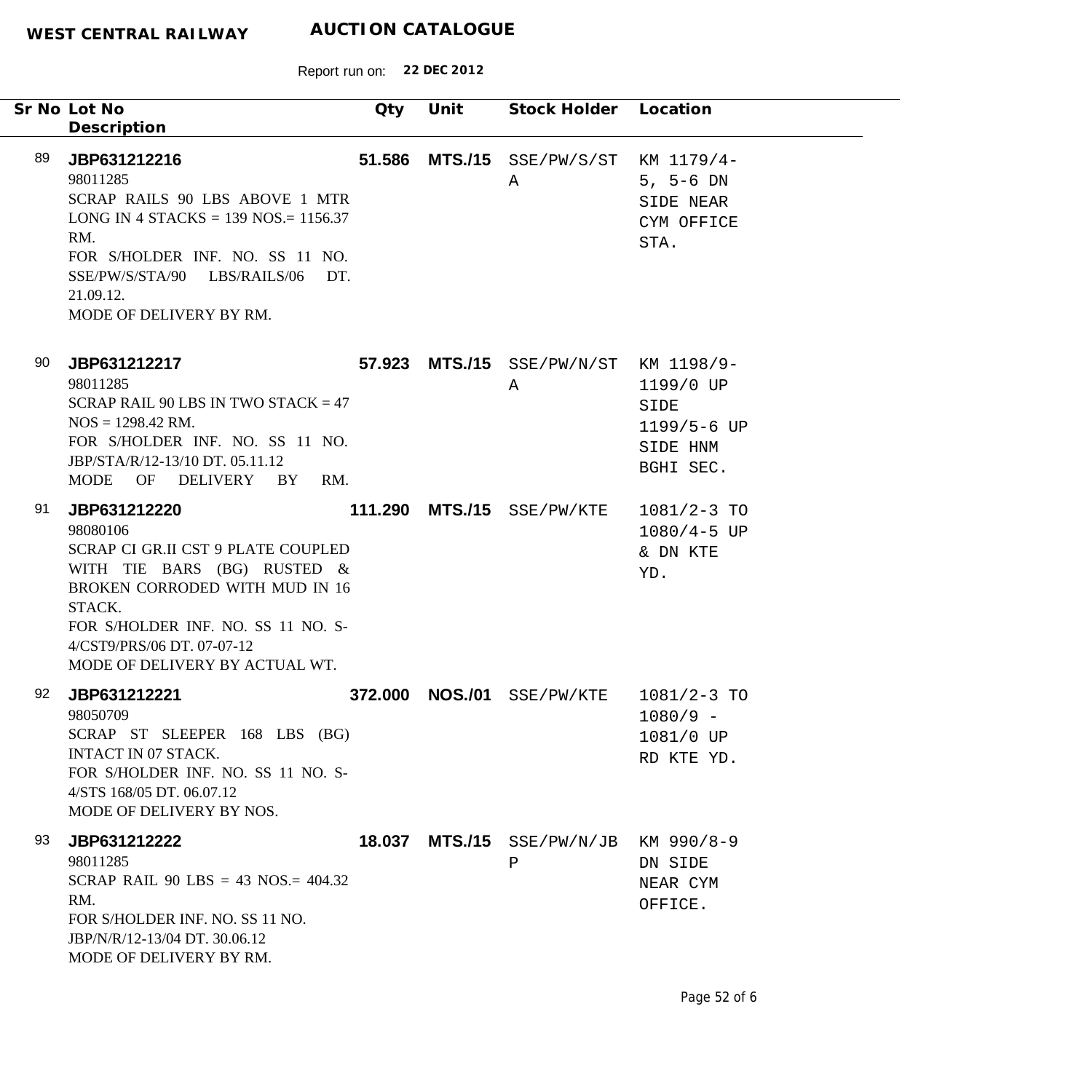**WEST CENTRAL RAILWAY** **AUCTION CATALOGUE**

Report run on: **22 DEC 2012**

| Sr No | Lot No / Description | Qty | Unit | Stock Holder | Location |
|---|---|---|---|---|---|
| 89 | **JBP631212216**<br>98011285<br>SCRAP RAILS 90 LBS ABOVE 1 MTR LONG IN 4 STACKS = 139 NOS.= 1156.37 RM.<br>FOR S/HOLDER INF. NO. SS 11 NO. SSE/PW/S/STA/90 LBS/RAILS/06 DT. 21.09.12.<br>MODE OF DELIVERY BY RM. | **51.586** | **MTS./15** | SSE/PW/S/STA | KM 1179/4-5, 5-6 DN SIDE NEAR CYM OFFICE STA. |
| 90 | **JBP631212217**<br>98011285<br>SCRAP RAIL 90 LBS IN TWO STACK = 47 NOS = 1298.42 RM.<br>FOR S/HOLDER INF. NO. SS 11 NO. JBP/STA/R/12-13/10 DT. 05.11.12<br>MODE OF DELIVERY BY RM. | **57.923** | **MTS./15** | SSE/PW/N/STA | KM 1198/9-1199/0 UP SIDE 1199/5-6 UP SIDE HNM BGHI SEC. |
| 91 | **JBP631212220**<br>98080106<br>SCRAP CI GR.II CST 9 PLATE COUPLED WITH TIE BARS (BG) RUSTED & BROKEN CORRODED WITH MUD IN 16 STACK.<br>FOR S/HOLDER INF. NO. SS 11 NO. S-4/CST9/PRS/06 DT. 07-07-12<br>MODE OF DELIVERY BY ACTUAL WT. | **111.290** | **MTS./15** | SSE/PW/KTE | 1081/2-3 TO 1080/4-5 UP & DN KTE YD. |
| 92 | **JBP631212221**<br>98050709<br>SCRAP ST SLEEPER 168 LBS (BG) INTACT IN 07 STACK.<br>FOR S/HOLDER INF. NO. SS 11 NO. S-4/STS 168/05 DT. 06.07.12<br>MODE OF DELIVERY BY NOS. | **372.000** | **NOS./01** | SSE/PW/KTE | 1081/2-3 TO 1080/9 - 1081/0 UP RD KTE YD. |
| 93 | **JBP631212222**<br>98011285<br>SCRAP RAIL 90 LBS = 43 NOS.= 404.32 RM.<br>FOR S/HOLDER INF. NO. SS 11 NO. JBP/N/R/12-13/04 DT. 30.06.12<br>MODE OF DELIVERY BY RM. | **18.037** | **MTS./15** | SSE/PW/N/JBP | KM 990/8-9 DN SIDE NEAR CYM OFFICE. |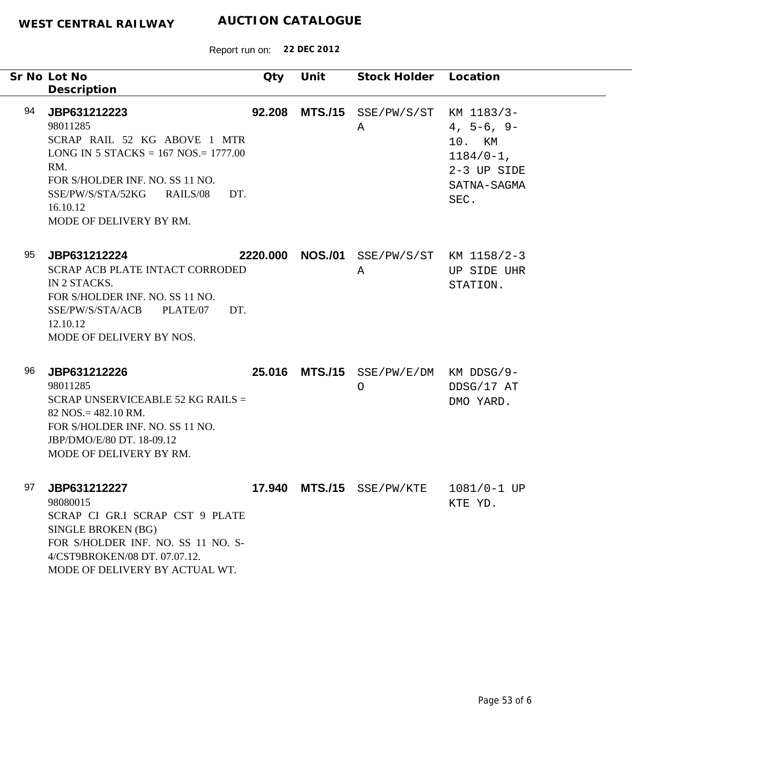**WEST CENTRAL RAILWAY** **AUCTION CATALOGUE**

Report run on: **22 DEC 2012**

| Sr No | Lot No / Description | Qty | Unit | Stock Holder | Location |
|---|---|---|---|---|---|
| 94 | **JBP631212223**<br>98011285<br>SCRAP RAIL 52 KG ABOVE 1 MTR LONG IN 5 STACKS = 167 NOS.= 1777.00 RM.<br>FOR S/HOLDER INF. NO. SS 11 NO. SSE/PW/S/STA/52KG RAILS/08 DT. 16.10.12<br>MODE OF DELIVERY BY RM. | **92.208** | **MTS./15** | SSE/PW/S/STA | KM 1183/3-4, 5-6, 9-10. KM 1184/0-1, 2-3 UP SIDE SATNA-SAGMA SEC. |
| 95 | **JBP631212224**<br>SCRAP ACB PLATE INTACT CORRODED IN 2 STACKS.<br>FOR S/HOLDER INF. NO. SS 11 NO. SSE/PW/S/STA/ACB PLATE/07 DT. 12.10.12<br>MODE OF DELIVERY BY NOS. | **2220.000** | **NOS./01** | SSE/PW/S/STA | KM 1158/2-3 UP SIDE UHR STATION. |
| 96 | **JBP631212226**<br>98011285<br>SCRAP UNSERVICEABLE 52 KG RAILS = 82 NOS.= 482.10 RM.<br>FOR S/HOLDER INF. NO. SS 11 NO. JBP/DMO/E/80 DT. 18-09.12<br>MODE OF DELIVERY BY RM. | **25.016** | **MTS./15** | SSE/PW/E/DMO | KM DDSG/9-DDSG/17 AT DMO YARD. |
| 97 | **JBP631212227**<br>98080015<br>SCRAP CI GR.I SCRAP CST 9 PLATE SINGLE BROKEN (BG)<br>FOR S/HOLDER INF. NO. SS 11 NO. S-4/CST9BROKEN/08 DT. 07.07.12.<br>MODE OF DELIVERY BY ACTUAL WT. | **17.940** | **MTS./15** | SSE/PW/KTE | 1081/0-1 UP KTE YD. |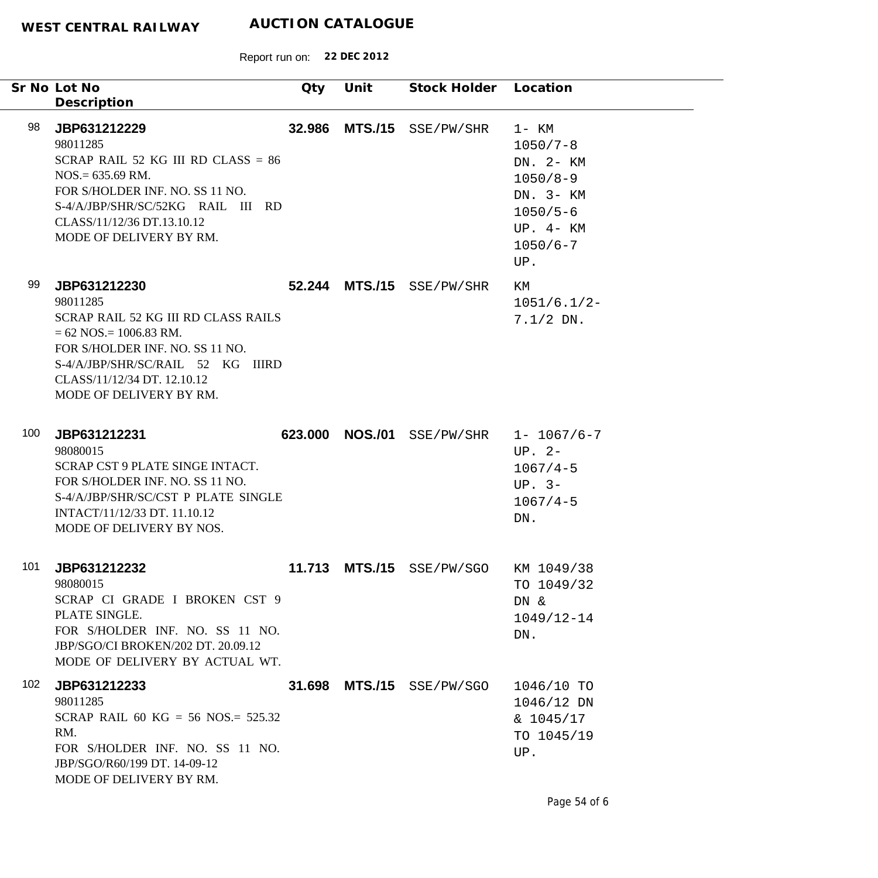**WEST CENTRAL RAILWAY** **AUCTION CATALOGUE**

Report run on: **22 DEC 2012**

| Sr No | Lot No / Description | Qty | Unit | Stock Holder | Location |
|---|---|---|---|---|---|
| 98 | **JBP631212229**<br>98011285<br>SCRAP RAIL 52 KG III RD CLASS = 86 NOS.= 635.69 RM.<br>FOR S/HOLDER INF. NO. SS 11 NO. S-4/A/JBP/SHR/SC/52KG RAIL III RD CLASS/11/12/36 DT.13.10.12<br>MODE OF DELIVERY BY RM. | **32.986** | **MTS./15** | SSE/PW/SHR | 1- KM 1050/7-8 DN. 2- KM 1050/8-9 DN. 3- KM 1050/5-6 UP. 4- KM 1050/6-7 UP. |
| 99 | **JBP631212230**<br>98011285<br>SCRAP RAIL 52 KG III RD CLASS RAILS = 62 NOS.= 1006.83 RM.<br>FOR S/HOLDER INF. NO. SS 11 NO. S-4/A/JBP/SHR/SC/RAIL 52 KG IIIRD CLASS/11/12/34 DT. 12.10.12<br>MODE OF DELIVERY BY RM. | **52.244** | **MTS./15** | SSE/PW/SHR | KM 1051/6.1/2-7.1/2 DN. |
| 100 | **JBP631212231**<br>98080015<br>SCRAP CST 9 PLATE SINGE INTACT.<br>FOR S/HOLDER INF. NO. SS 11 NO. S-4/A/JBP/SHR/SC/CST P PLATE SINGLE INTACT/11/12/33 DT. 11.10.12<br>MODE OF DELIVERY BY NOS. | **623.000** | **NOS./01** | SSE/PW/SHR | 1- 1067/6-7 UP. 2- 1067/4-5 UP. 3- 1067/4-5 DN. |
| 101 | **JBP631212232**<br>98080015<br>SCRAP CI GRADE I BROKEN CST 9 PLATE SINGLE.<br>FOR S/HOLDER INF. NO. SS 11 NO. JBP/SGO/CI BROKEN/202 DT. 20.09.12<br>MODE OF DELIVERY BY ACTUAL WT. | **11.713** | **MTS./15** | SSE/PW/SGO | KM 1049/38 TO 1049/32 DN & 1049/12-14 DN. |
| 102 | **JBP631212233**<br>98011285<br>SCRAP RAIL 60 KG = 56 NOS.= 525.32 RM.<br>FOR S/HOLDER INF. NO. SS 11 NO. JBP/SGO/R60/199 DT. 14-09-12<br>MODE OF DELIVERY BY RM. | **31.698** | **MTS./15** | SSE/PW/SGO | 1046/10 TO 1046/12 DN & 1045/17 TO 1045/19 UP. |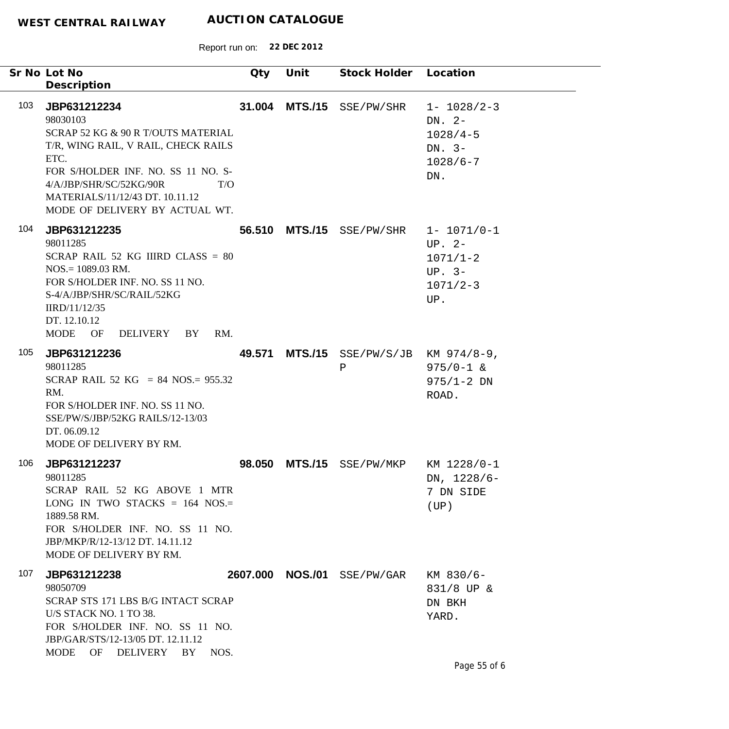**WEST CENTRAL RAILWAY** **AUCTION CATALOGUE**

Report run on: **22 DEC 2012**

| Sr No | Lot No / Description | Qty | Unit | Stock Holder | Location |
|---|---|---|---|---|---|
| 103 | **JBP631212234**<br>98030103<br>SCRAP 52 KG & 90 R T/OUTS MATERIAL T/R, WING RAIL, V RAIL, CHECK RAILS ETC.<br>FOR S/HOLDER INF. NO. SS 11 NO. S-4/A/JBP/SHR/SC/52KG/90R T/O MATERIALS/11/12/43 DT. 10.11.12<br>MODE OF DELIVERY BY ACTUAL WT. | **31.004** | **MTS./15** | SSE/PW/SHR | 1- 1028/2-3 DN. 2- 1028/4-5 DN. 3- 1028/6-7 DN. |
| 104 | **JBP631212235**<br>98011285<br>SCRAP RAIL 52 KG IIIRD CLASS = 80 NOS.= 1089.03 RM.<br>FOR S/HOLDER INF. NO. SS 11 NO. S-4/A/JBP/SHR/SC/RAIL/52KG IIRD/11/12/35<br>DT. 12.10.12<br>MODE OF DELIVERY BY RM. | **56.510** | **MTS./15** | SSE/PW/SHR | 1- 1071/0-1 UP. 2- 1071/1-2 UP. 3- 1071/2-3 UP. |
| 105 | **JBP631212236**<br>98011285<br>SCRAP RAIL 52 KG = 84 NOS.= 955.32 RM.<br>FOR S/HOLDER INF. NO. SS 11 NO. SSE/PW/S/JBP/52KG RAILS/12-13/03<br>DT. 06.09.12<br>MODE OF DELIVERY BY RM. | **49.571** | **MTS./15** | SSE/PW/S/JBP | KM 974/8-9, 975/0-1 & 975/1-2 DN ROAD. |
| 106 | **JBP631212237**<br>98011285<br>SCRAP RAIL 52 KG ABOVE 1 MTR LONG IN TWO STACKS = 164 NOS.= 1889.58 RM.<br>FOR S/HOLDER INF. NO. SS 11 NO. JBP/MKP/R/12-13/12 DT. 14.11.12<br>MODE OF DELIVERY BY RM. | **98.050** | **MTS./15** | SSE/PW/MKP | KM 1228/0-1 DN, 1228/6-7 DN SIDE (UP) |
| 107 | **JBP631212238**<br>98050709<br>SCRAP STS 171 LBS B/G INTACT SCRAP U/S STACK NO. 1 TO 38.<br>FOR S/HOLDER INF. NO. SS 11 NO. JBP/GAR/STS/12-13/05 DT. 12.11.12<br>MODE OF DELIVERY BY NOS. | **2607.000** | **NOS./01** | SSE/PW/GAR | KM 830/6-831/8 UP & DN BKH YARD. |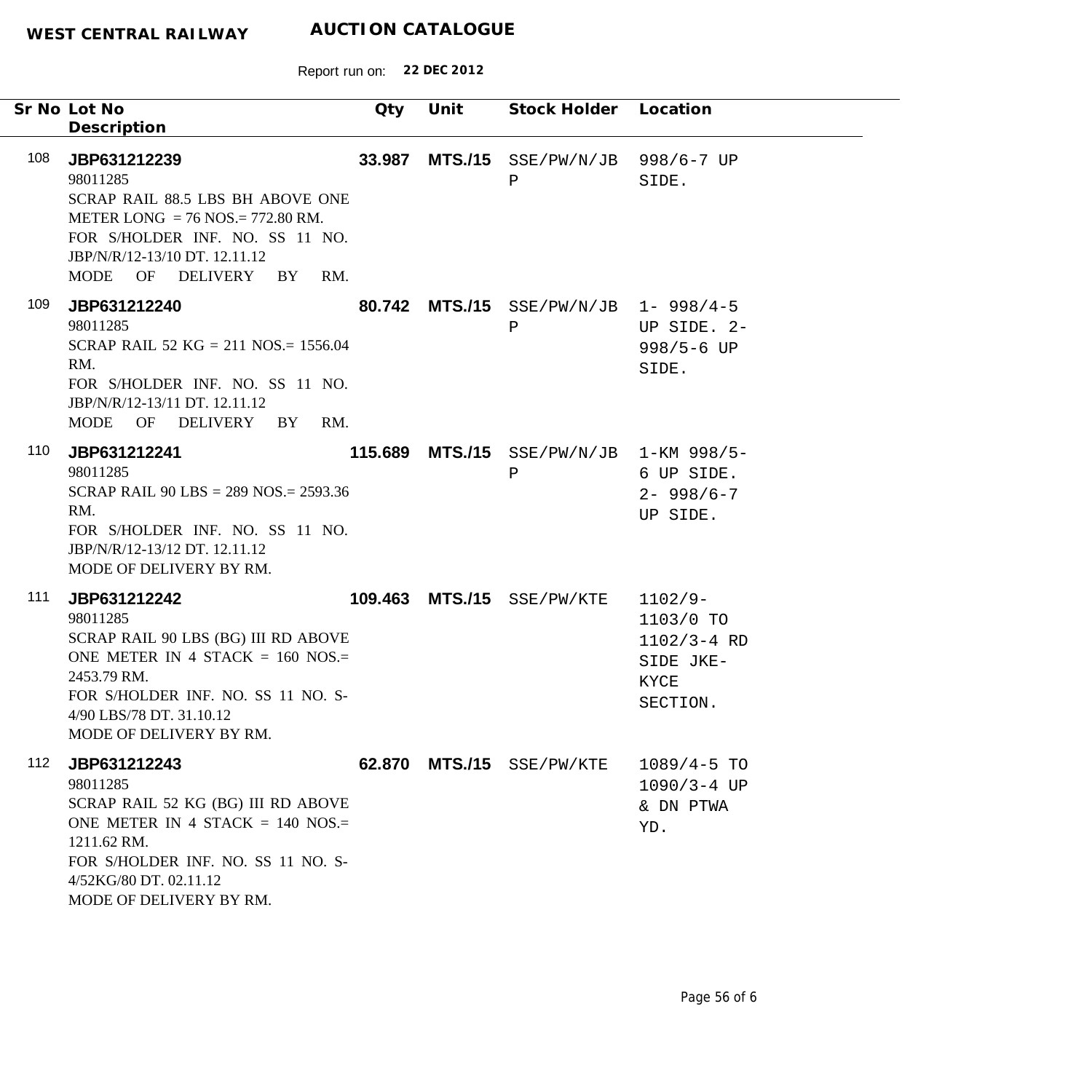**WEST CENTRAL RAILWAY** **AUCTION CATALOGUE**

Report run on: **22 DEC 2012**

| Sr No | Lot No / Description | Qty | Unit | Stock Holder | Location |
|---|---|---|---|---|---|
| 108 | **JBP631212239**<br>98011285<br>SCRAP RAIL 88.5 LBS BH ABOVE ONE METER LONG = 76 NOS.= 772.80 RM.<br>FOR S/HOLDER INF. NO. SS 11 NO. JBP/N/R/12-13/10 DT. 12.11.12<br>MODE OF DELIVERY BY RM. | **33.987** | **MTS./15** | SSE/PW/N/JBP | 998/6-7 UP SIDE. |
| 109 | **JBP631212240**<br>98011285<br>SCRAP RAIL 52 KG = 211 NOS.= 1556.04 RM.<br>FOR S/HOLDER INF. NO. SS 11 NO. JBP/N/R/12-13/11 DT. 12.11.12<br>MODE OF DELIVERY BY RM. | **80.742** | **MTS./15** | SSE/PW/N/JBP | 1- 998/4-5 UP SIDE. 2- 998/5-6 UP SIDE. |
| 110 | **JBP631212241**<br>98011285<br>SCRAP RAIL 90 LBS = 289 NOS.= 2593.36 RM.<br>FOR S/HOLDER INF. NO. SS 11 NO. JBP/N/R/12-13/12 DT. 12.11.12<br>MODE OF DELIVERY BY RM. | **115.689** | **MTS./15** | SSE/PW/N/JBP | 1-KM 998/5-6 UP SIDE. 2- 998/6-7 UP SIDE. |
| 111 | **JBP631212242**<br>98011285<br>SCRAP RAIL 90 LBS (BG) III RD ABOVE ONE METER IN 4 STACK = 160 NOS.= 2453.79 RM.<br>FOR S/HOLDER INF. NO. SS 11 NO. S-4/90 LBS/78 DT. 31.10.12<br>MODE OF DELIVERY BY RM. | **109.463** | **MTS./15** | SSE/PW/KTE | 1102/9-1103/0 TO 1102/3-4 RD SIDE JKE-KYCE SECTION. |
| 112 | **JBP631212243**<br>98011285<br>SCRAP RAIL 52 KG (BG) III RD ABOVE ONE METER IN 4 STACK = 140 NOS.= 1211.62 RM.<br>FOR S/HOLDER INF. NO. SS 11 NO. S-4/52KG/80 DT. 02.11.12<br>MODE OF DELIVERY BY RM. | **62.870** | **MTS./15** | SSE/PW/KTE | 1089/4-5 TO 1090/3-4 UP & DN PTWA YD. |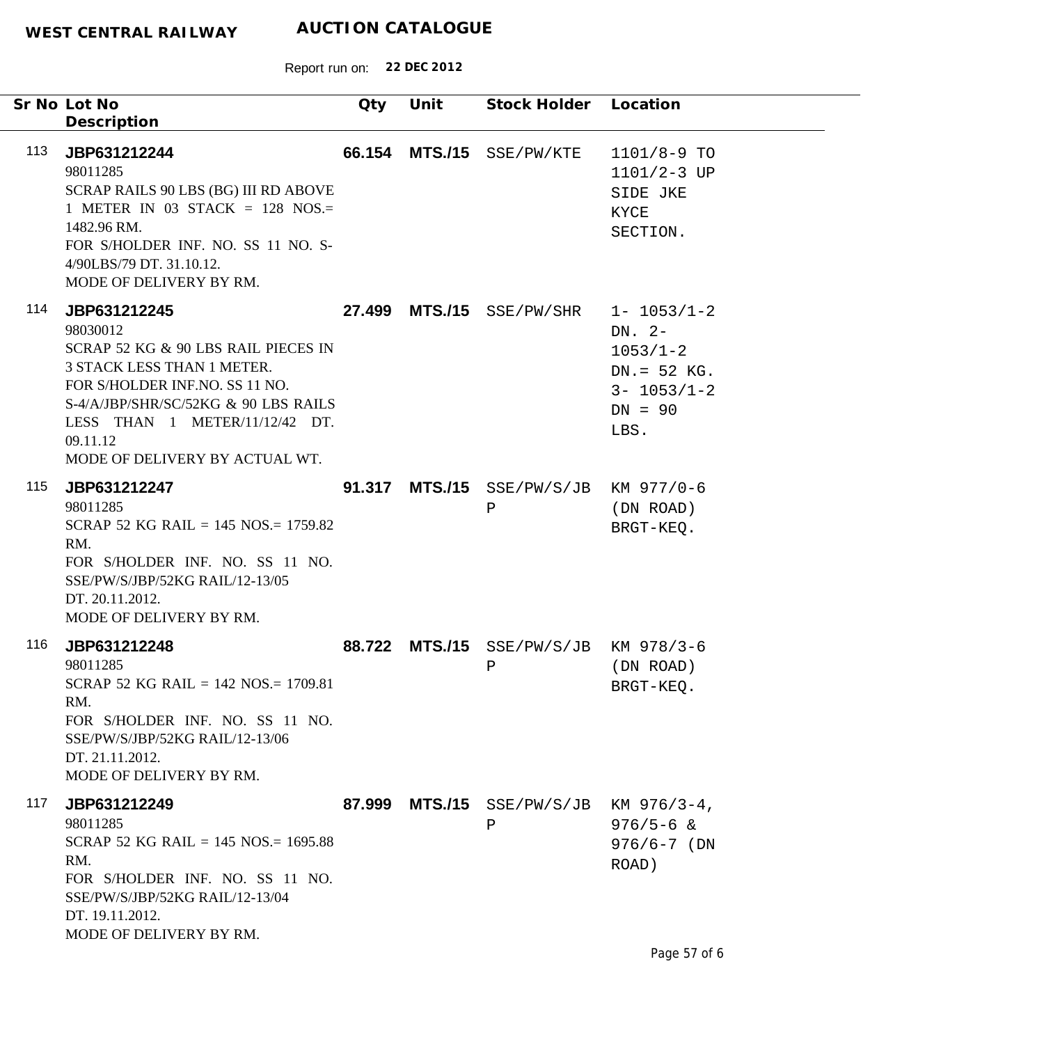**WEST CENTRAL RAILWAY** **AUCTION CATALOGUE**

Report run on: **22 DEC 2012**

| Sr No | Lot No / Description | Qty | Unit | Stock Holder | Location |
|---|---|---|---|---|---|
| 113 | **JBP631212244**<br>98011285<br>SCRAP RAILS 90 LBS (BG) III RD ABOVE 1 METER IN 03 STACK = 128 NOS.= 1482.96 RM.<br>FOR S/HOLDER INF. NO. SS 11 NO. S-4/90LBS/79 DT. 31.10.12.<br>MODE OF DELIVERY BY RM. | **66.154** | **MTS./15** | SSE/PW/KTE | 1101/8-9 TO 1101/2-3 UP SIDE JKE KYCE SECTION. |
| 114 | **JBP631212245**<br>98030012<br>SCRAP 52 KG & 90 LBS RAIL PIECES IN 3 STACK LESS THAN 1 METER.<br>FOR S/HOLDER INF.NO. SS 11 NO. S-4/A/JBP/SHR/SC/52KG & 90 LBS RAILS LESS THAN 1 METER/11/12/42 DT. 09.11.12<br>MODE OF DELIVERY BY ACTUAL WT. | **27.499** | **MTS./15** | SSE/PW/SHR | 1- 1053/1-2 DN. 2- 1053/1-2 DN.= 52 KG. 3- 1053/1-2 DN = 90 LBS. |
| 115 | **JBP631212247**<br>98011285<br>SCRAP 52 KG RAIL = 145 NOS.= 1759.82 RM.<br>FOR S/HOLDER INF. NO. SS 11 NO. SSE/PW/S/JBP/52KG RAIL/12-13/05 DT. 20.11.2012.<br>MODE OF DELIVERY BY RM. | **91.317** | **MTS./15** | SSE/PW/S/JBP | KM 977/0-6 (DN ROAD) BRGT-KEQ. |
| 116 | **JBP631212248**<br>98011285<br>SCRAP 52 KG RAIL = 142 NOS.= 1709.81 RM.<br>FOR S/HOLDER INF. NO. SS 11 NO. SSE/PW/S/JBP/52KG RAIL/12-13/06 DT. 21.11.2012.<br>MODE OF DELIVERY BY RM. | **88.722** | **MTS./15** | SSE/PW/S/JBP | KM 978/3-6 (DN ROAD) BRGT-KEQ. |
| 117 | **JBP631212249**<br>98011285<br>SCRAP 52 KG RAIL = 145 NOS.= 1695.88 RM.<br>FOR S/HOLDER INF. NO. SS 11 NO. SSE/PW/S/JBP/52KG RAIL/12-13/04 DT. 19.11.2012.<br>MODE OF DELIVERY BY RM. | **87.999** | **MTS./15** | SSE/PW/S/JBP | KM 976/3-4, 976/5-6 & 976/6-7 (DN ROAD) |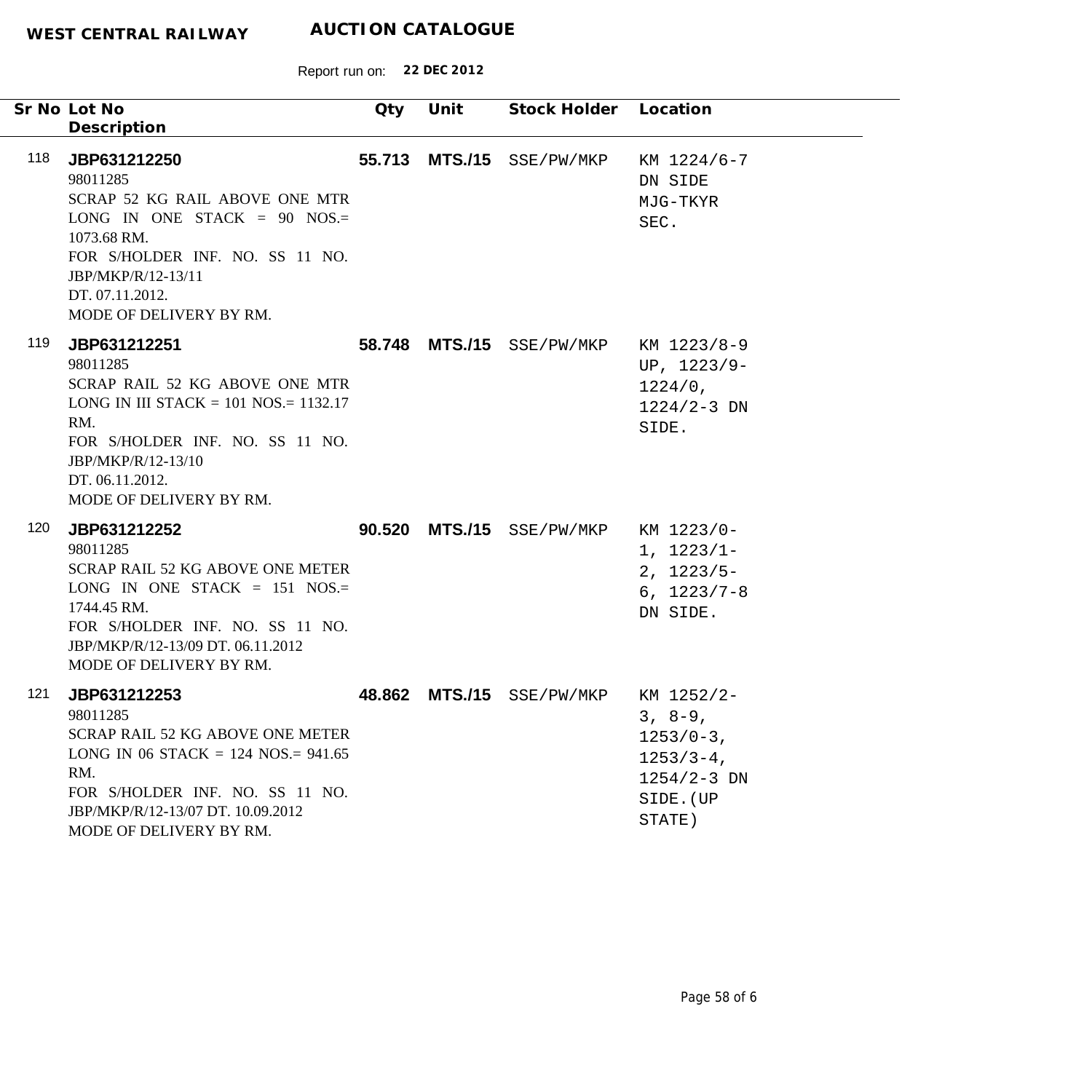**WEST CENTRAL RAILWAY** **AUCTION CATALOGUE**

Report run on: **22 DEC 2012**

| Sr No | Lot No / Description | Qty | Unit | Stock Holder | Location |
|---|---|---|---|---|---|
| 118 | **JBP631212250**<br>98011285<br>SCRAP 52 KG RAIL ABOVE ONE MTR LONG IN ONE STACK = 90 NOS.= 1073.68 RM.<br>FOR S/HOLDER INF. NO. SS 11 NO. JBP/MKP/R/12-13/11<br>DT. 07.11.2012.<br>MODE OF DELIVERY BY RM. | **55.713** | **MTS./15** | SSE/PW/MKP | KM 1224/6-7 DN SIDE MJG-TKYR SEC. |
| 119 | **JBP631212251**<br>98011285<br>SCRAP RAIL 52 KG ABOVE ONE MTR LONG IN III STACK = 101 NOS.= 1132.17 RM.<br>FOR S/HOLDER INF. NO. SS 11 NO. JBP/MKP/R/12-13/10<br>DT. 06.11.2012.<br>MODE OF DELIVERY BY RM. | **58.748** | **MTS./15** | SSE/PW/MKP | KM 1223/8-9 UP, 1223/9-1224/0, 1224/2-3 DN SIDE. |
| 120 | **JBP631212252**<br>98011285<br>SCRAP RAIL 52 KG ABOVE ONE METER LONG IN ONE STACK = 151 NOS.= 1744.45 RM.<br>FOR S/HOLDER INF. NO. SS 11 NO. JBP/MKP/R/12-13/09 DT. 06.11.2012<br>MODE OF DELIVERY BY RM. | **90.520** | **MTS./15** | SSE/PW/MKP | KM 1223/0-1, 1223/1-2, 1223/5-6, 1223/7-8 DN SIDE. |
| 121 | **JBP631212253**<br>98011285<br>SCRAP RAIL 52 KG ABOVE ONE METER LONG IN 06 STACK = 124 NOS.= 941.65 RM.<br>FOR S/HOLDER INF. NO. SS 11 NO. JBP/MKP/R/12-13/07 DT. 10.09.2012<br>MODE OF DELIVERY BY RM. | **48.862** | **MTS./15** | SSE/PW/MKP | KM 1252/2-3, 8-9, 1253/0-3, 1253/3-4, 1254/2-3 DN SIDE.(UP STATE) |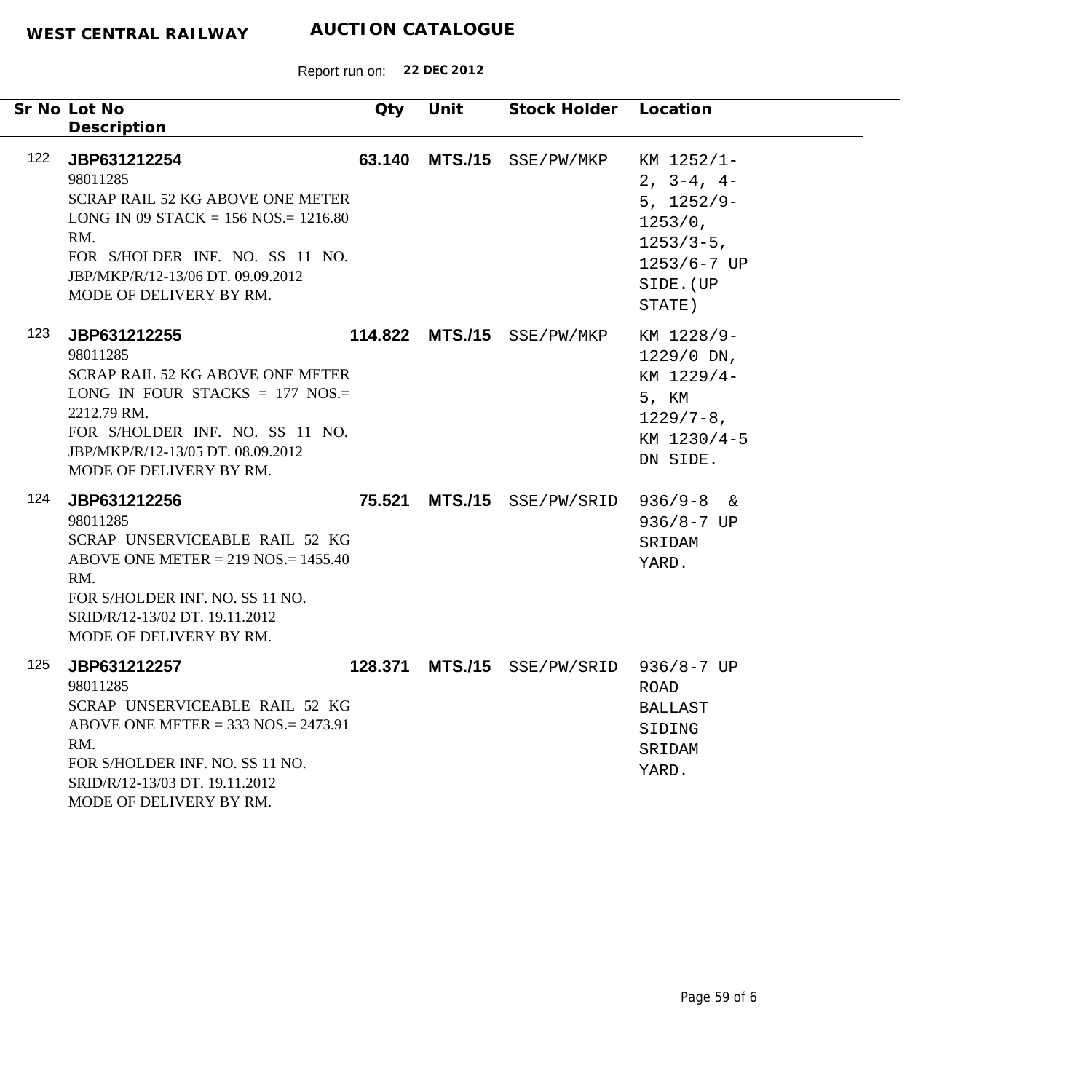**WEST CENTRAL RAILWAY** **AUCTION CATALOGUE**

Report run on: **22 DEC 2012**

| Sr No | Lot No / Description | Qty | Unit | Stock Holder | Location |
|---|---|---|---|---|---|
| 122 | **JBP631212254**<br>98011285<br>SCRAP RAIL 52 KG ABOVE ONE METER LONG IN 09 STACK = 156 NOS.= 1216.80 RM.<br>FOR S/HOLDER INF. NO. SS 11 NO. JBP/MKP/R/12-13/06 DT. 09.09.2012<br>MODE OF DELIVERY BY RM. | **63.140** | **MTS./15** | SSE/PW/MKP | KM 1252/1-2, 3-4, 4-5, 1252/9-1253/0, 1253/3-5, 1253/6-7 UP SIDE.(UP STATE) |
| 123 | **JBP631212255**<br>98011285<br>SCRAP RAIL 52 KG ABOVE ONE METER LONG IN FOUR STACKS = 177 NOS.= 2212.79 RM.<br>FOR S/HOLDER INF. NO. SS 11 NO. JBP/MKP/R/12-13/05 DT. 08.09.2012<br>MODE OF DELIVERY BY RM. | **114.822** | **MTS./15** | SSE/PW/MKP | KM 1228/9-1229/0 DN, KM 1229/4-5, KM 1229/7-8, KM 1230/4-5 DN SIDE. |
| 124 | **JBP631212256**<br>98011285<br>SCRAP UNSERVICEABLE RAIL 52 KG ABOVE ONE METER = 219 NOS.= 1455.40 RM.<br>FOR S/HOLDER INF. NO. SS 11 NO. SRID/R/12-13/02 DT. 19.11.2012<br>MODE OF DELIVERY BY RM. | **75.521** | **MTS./15** | SSE/PW/SRID | 936/9-8 & 936/8-7 UP SRIDAM YARD. |
| 125 | **JBP631212257**<br>98011285<br>SCRAP UNSERVICEABLE RAIL 52 KG ABOVE ONE METER = 333 NOS.= 2473.91 RM.<br>FOR S/HOLDER INF. NO. SS 11 NO. SRID/R/12-13/03 DT. 19.11.2012<br>MODE OF DELIVERY BY RM. | **128.371** | **MTS./15** | SSE/PW/SRID | 936/8-7 UP ROAD BALLAST SIDING SRIDAM YARD. |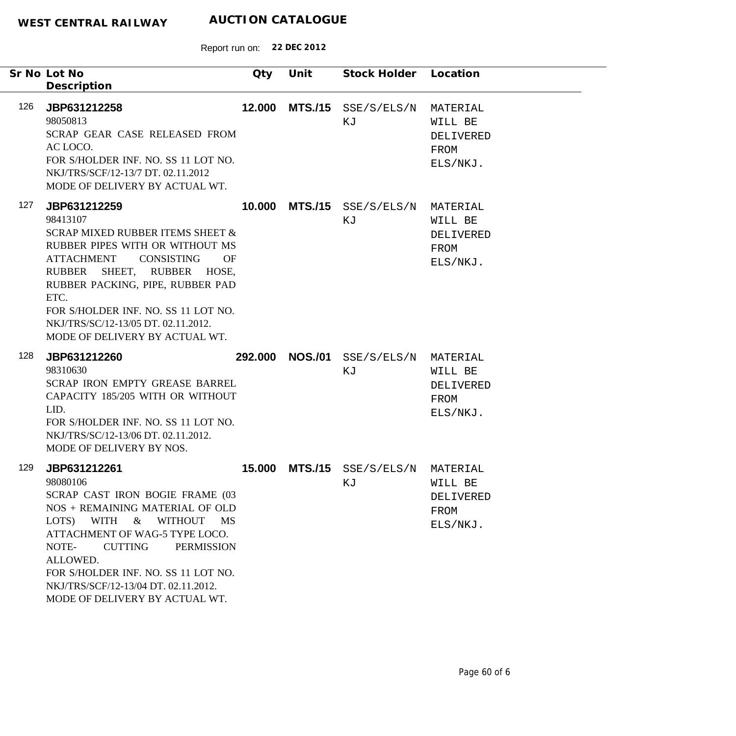**WEST CENTRAL RAILWAY** **AUCTION CATALOGUE**

Report run on: **22 DEC 2012**

| Sr No | Lot No / Description | Qty | Unit | Stock Holder | Location |
|---|---|---|---|---|---|
| 126 | **JBP631212258**<br>98050813<br>SCRAP GEAR CASE RELEASED FROM AC LOCO.<br>FOR S/HOLDER INF. NO. SS 11 LOT NO. NKJ/TRS/SCF/12-13/7 DT. 02.11.2012<br>MODE OF DELIVERY BY ACTUAL WT. | **12.000** | **MTS./15** | SSE/S/ELS/NKJ | MATERIAL WILL BE DELIVERED FROM ELS/NKJ. |
| 127 | **JBP631212259**<br>98413107<br>SCRAP MIXED RUBBER ITEMS SHEET & RUBBER PIPES WITH OR WITHOUT MS ATTACHMENT CONSISTING OF RUBBER SHEET, RUBBER HOSE, RUBBER PACKING, PIPE, RUBBER PAD ETC.<br>FOR S/HOLDER INF. NO. SS 11 LOT NO. NKJ/TRS/SC/12-13/05 DT. 02.11.2012.<br>MODE OF DELIVERY BY ACTUAL WT. | **10.000** | **MTS./15** | SSE/S/ELS/NKJ | MATERIAL WILL BE DELIVERED FROM ELS/NKJ. |
| 128 | **JBP631212260**<br>98310630<br>SCRAP IRON EMPTY GREASE BARREL CAPACITY 185/205 WITH OR WITHOUT LID.<br>FOR S/HOLDER INF. NO. SS 11 LOT NO. NKJ/TRS/SC/12-13/06 DT. 02.11.2012.<br>MODE OF DELIVERY BY NOS. | **292.000** | **NOS./01** | SSE/S/ELS/NKJ | MATERIAL WILL BE DELIVERED FROM ELS/NKJ. |
| 129 | **JBP631212261**<br>98080106<br>SCRAP CAST IRON BOGIE FRAME (03 NOS + REMAINING MATERIAL OF OLD LOTS) WITH & WITHOUT MS ATTACHMENT OF WAG-5 TYPE LOCO.<br>NOTE- CUTTING PERMISSION ALLOWED.<br>FOR S/HOLDER INF. NO. SS 11 LOT NO. NKJ/TRS/SCF/12-13/04 DT. 02.11.2012.<br>MODE OF DELIVERY BY ACTUAL WT. | **15.000** | **MTS./15** | SSE/S/ELS/NKJ | MATERIAL WILL BE DELIVERED FROM ELS/NKJ. |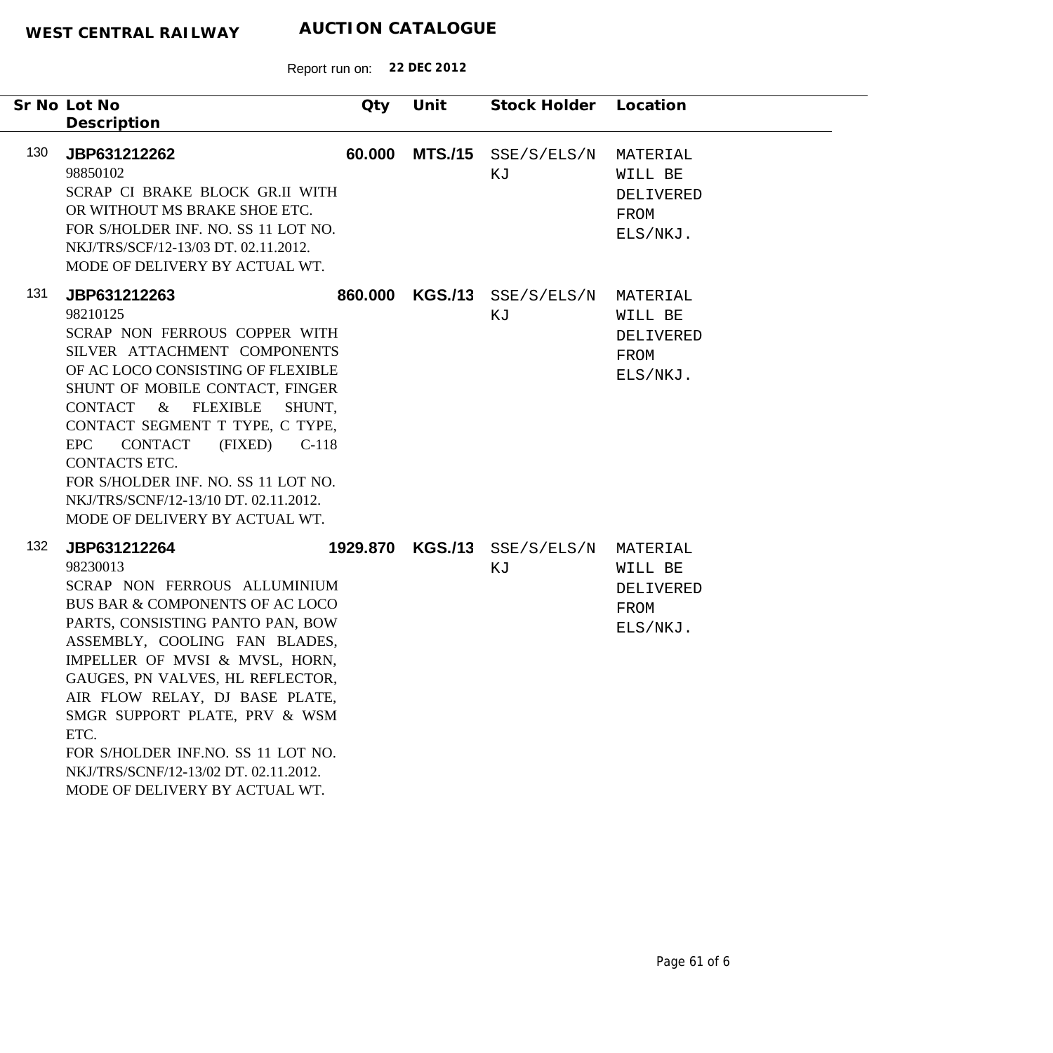**WEST CENTRAL RAILWAY** **AUCTION CATALOGUE**

Report run on: **22 DEC 2012**

| Sr No | Lot No / Description | Qty | Unit | Stock Holder | Location |
|---|---|---|---|---|---|
| 130 | **JBP631212262**<br>98850102<br>SCRAP CI BRAKE BLOCK GR.II WITH OR WITHOUT MS BRAKE SHOE ETC.<br>FOR S/HOLDER INF. NO. SS 11 LOT NO. NKJ/TRS/SCF/12-13/03 DT. 02.11.2012.<br>MODE OF DELIVERY BY ACTUAL WT. | **60.000** | **MTS./15** | SSE/S/ELS/NKJ | MATERIAL WILL BE DELIVERED FROM ELS/NKJ. |
| 131 | **JBP631212263**<br>98210125<br>SCRAP NON FERROUS COPPER WITH SILVER ATTACHMENT COMPONENTS OF AC LOCO CONSISTING OF FLEXIBLE SHUNT OF MOBILE CONTACT, FINGER CONTACT & FLEXIBLE SHUNT, CONTACT SEGMENT T TYPE, C TYPE, EPC CONTACT (FIXED) C-118 CONTACTS ETC.<br>FOR S/HOLDER INF. NO. SS 11 LOT NO. NKJ/TRS/SCNF/12-13/10 DT. 02.11.2012.<br>MODE OF DELIVERY BY ACTUAL WT. | **860.000** | **KGS./13** | SSE/S/ELS/NKJ | MATERIAL WILL BE DELIVERED FROM ELS/NKJ. |
| 132 | **JBP631212264**<br>98230013<br>SCRAP NON FERROUS ALLUMINIUM BUS BAR & COMPONENTS OF AC LOCO PARTS, CONSISTING PANTO PAN, BOW ASSEMBLY, COOLING FAN BLADES, IMPELLER OF MVSI & MVSL, HORN, GAUGES, PN VALVES, HL REFLECTOR, AIR FLOW RELAY, DJ BASE PLATE, SMGR SUPPORT PLATE, PRV & WSM ETC.<br>FOR S/HOLDER INF.NO. SS 11 LOT NO. NKJ/TRS/SCNF/12-13/02 DT. 02.11.2012.<br>MODE OF DELIVERY BY ACTUAL WT. | **1929.870** | **KGS./13** | SSE/S/ELS/NKJ | MATERIAL WILL BE DELIVERED FROM ELS/NKJ. |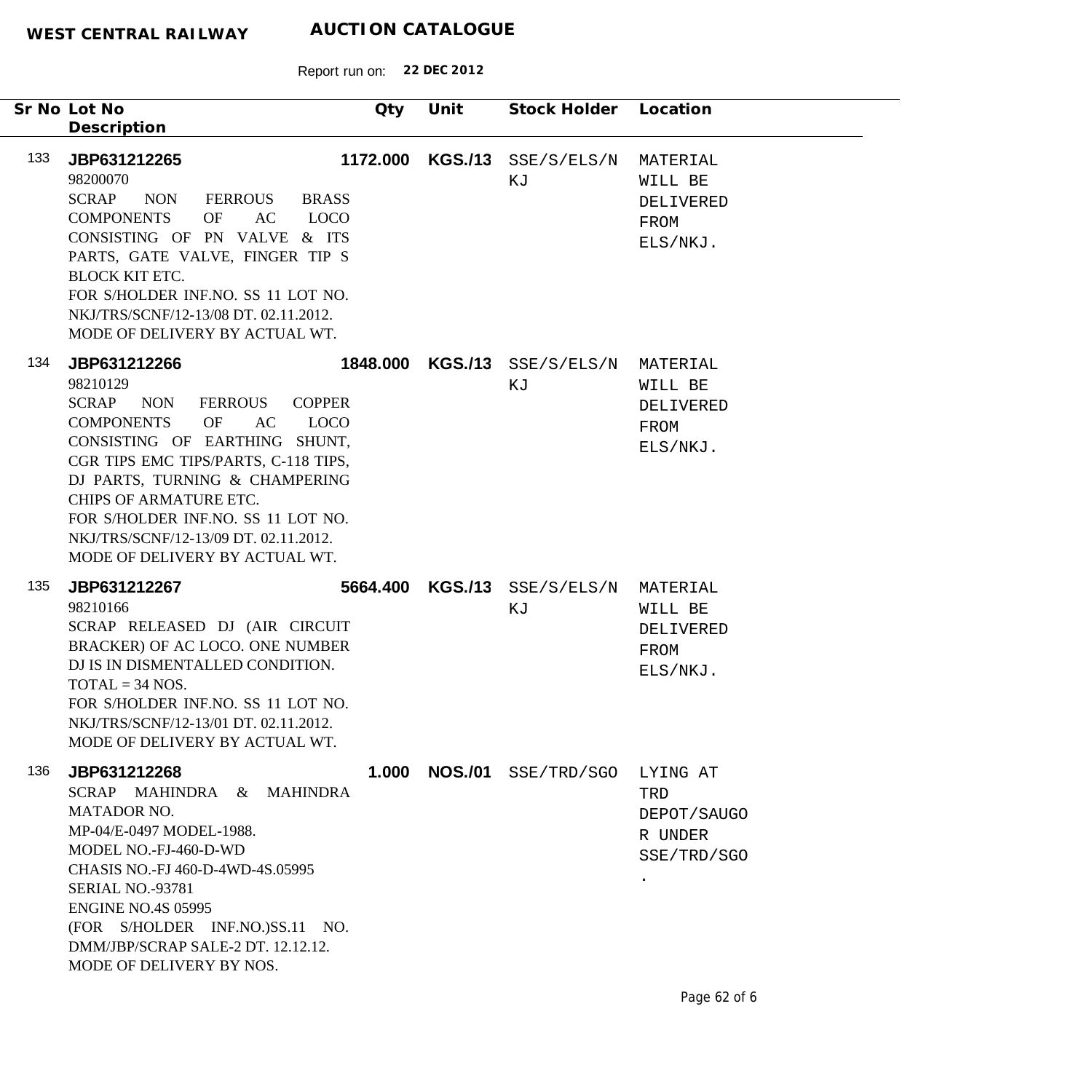**WEST CENTRAL RAILWAY** **AUCTION CATALOGUE**

Report run on: **22 DEC 2012**

| Sr No | Lot No / Description | Qty | Unit | Stock Holder | Location |
|---|---|---|---|---|---|
| 133 | **JBP631212265**<br>98200070<br>SCRAP NON FERROUS BRASS COMPONENTS OF AC LOCO CONSISTING OF PN VALVE & ITS PARTS, GATE VALVE, FINGER TIP S BLOCK KIT ETC.<br>FOR S/HOLDER INF.NO. SS 11 LOT NO. NKJ/TRS/SCNF/12-13/08 DT. 02.11.2012.<br>MODE OF DELIVERY BY ACTUAL WT. | **1172.000** | **KGS./13** | SSE/S/ELS/NKJ | MATERIAL WILL BE DELIVERED FROM ELS/NKJ. |
| 134 | **JBP631212266**<br>98210129<br>SCRAP NON FERROUS COPPER COMPONENTS OF AC LOCO CONSISTING OF EARTHING SHUNT, CGR TIPS EMC TIPS/PARTS, C-118 TIPS, DJ PARTS, TURNING & CHAMPERING CHIPS OF ARMATURE ETC.<br>FOR S/HOLDER INF.NO. SS 11 LOT NO. NKJ/TRS/SCNF/12-13/09 DT. 02.11.2012.<br>MODE OF DELIVERY BY ACTUAL WT. | **1848.000** | **KGS./13** | SSE/S/ELS/NKJ | MATERIAL WILL BE DELIVERED FROM ELS/NKJ. |
| 135 | **JBP631212267**<br>98210166<br>SCRAP RELEASED DJ (AIR CIRCUIT BRACKER) OF AC LOCO. ONE NUMBER DJ IS IN DISMENTALLED CONDITION.<br>TOTAL = 34 NOS.<br>FOR S/HOLDER INF.NO. SS 11 LOT NO. NKJ/TRS/SCNF/12-13/01 DT. 02.11.2012.<br>MODE OF DELIVERY BY ACTUAL WT. | **5664.400** | **KGS./13** | SSE/S/ELS/NKJ | MATERIAL WILL BE DELIVERED FROM ELS/NKJ. |
| 136 | **JBP631212268**<br>SCRAP MAHINDRA & MAHINDRA MATADOR NO.<br>MP-04/E-0497 MODEL-1988.<br>MODEL NO.-FJ-460-D-WD<br>CHASIS NO.-FJ 460-D-4WD-4S.05995<br>SERIAL NO.-93781<br>ENGINE NO.4S 05995<br>(FOR S/HOLDER INF.NO.)SS.11 NO. DMM/JBP/SCRAP SALE-2 DT. 12.12.12.<br>MODE OF DELIVERY BY NOS. | **1.000** | **NOS./01** | SSE/TRD/SGO | LYING AT TRD DEPOT/SAUGOR UNDER SSE/TRD/SGO. |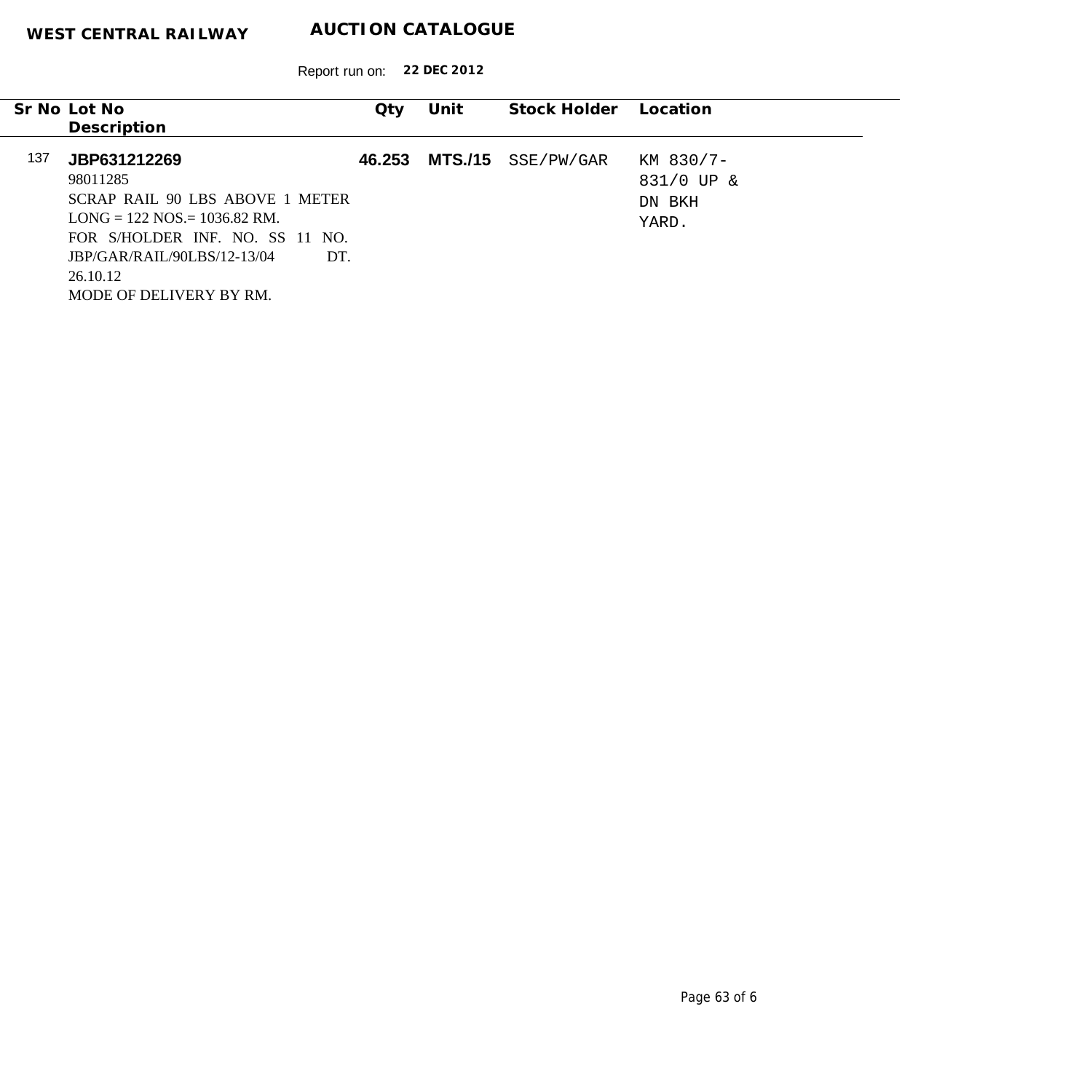**WEST CENTRAL RAILWAY** **AUCTION CATALOGUE**

Report run on: **22 DEC 2012**

| Sr No | Lot No<br>Description | Qty | Unit | Stock Holder | Location |
|---|---|---|---|---|---|
| 137 | **JBP631212269**<br>98011285<br>SCRAP RAIL 90 LBS ABOVE 1 METER LONG = 122 NOS.= 1036.82 RM.<br>FOR S/HOLDER INF. NO. SS 11 NO. JBP/GAR/RAIL/90LBS/12-13/04 DT. 26.10.12<br>MODE OF DELIVERY BY RM. | **46.253** | **MTS./15** | SSE/PW/GAR | KM 830/7-831/0 UP & DN BKH YARD. |